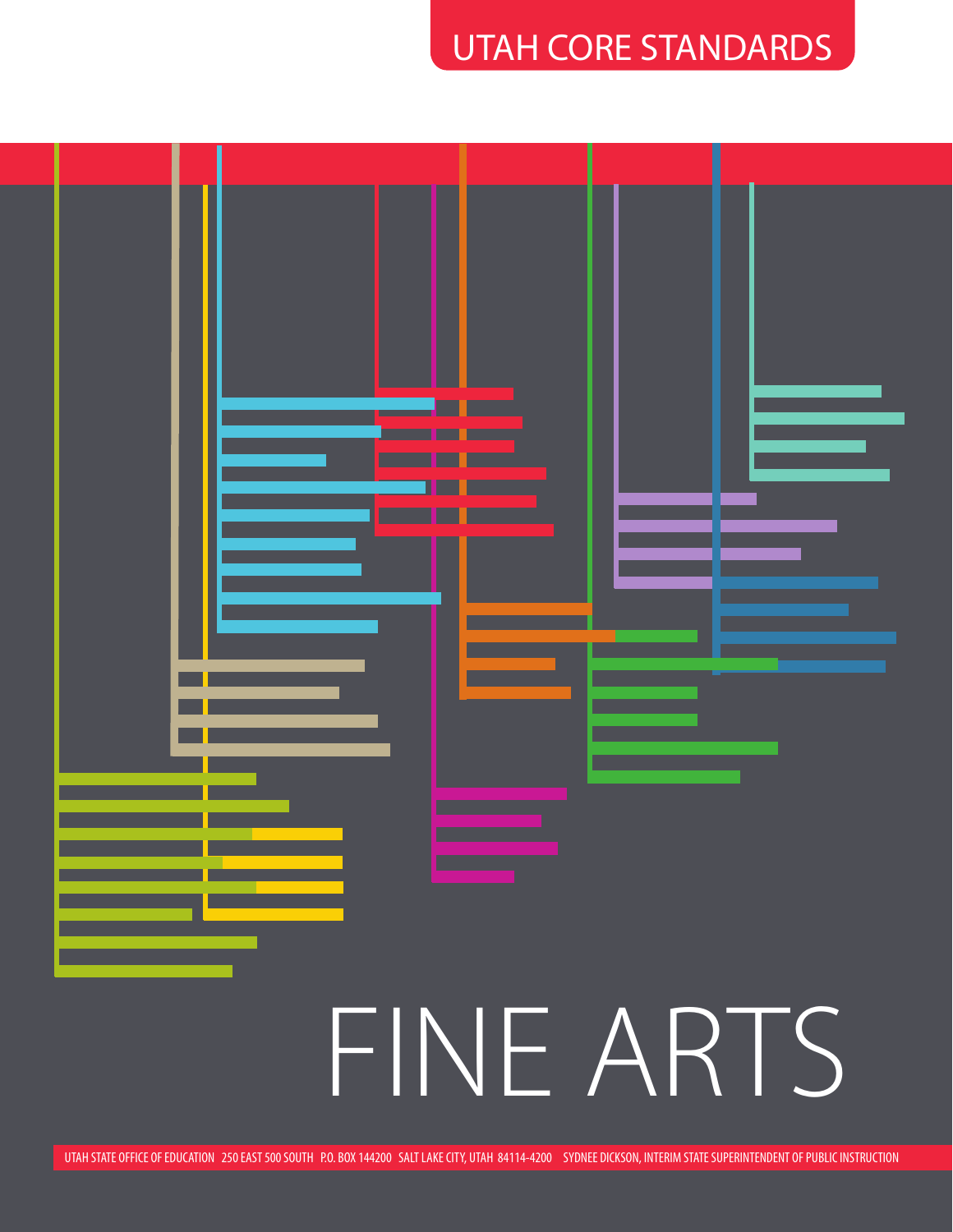UTAH CORE STANDARDS

# FINE ARTS

UTAH STATE OFFICE OF EDUCATION 250 EAST 500 SOUTH P.O. BOX 144200 SALT LAKE CITY, UTAH 84114-4200 SYDNEE DICKSON, INTERIM STATE SUPERINTENDENT OF PUBLIC INSTRUCTION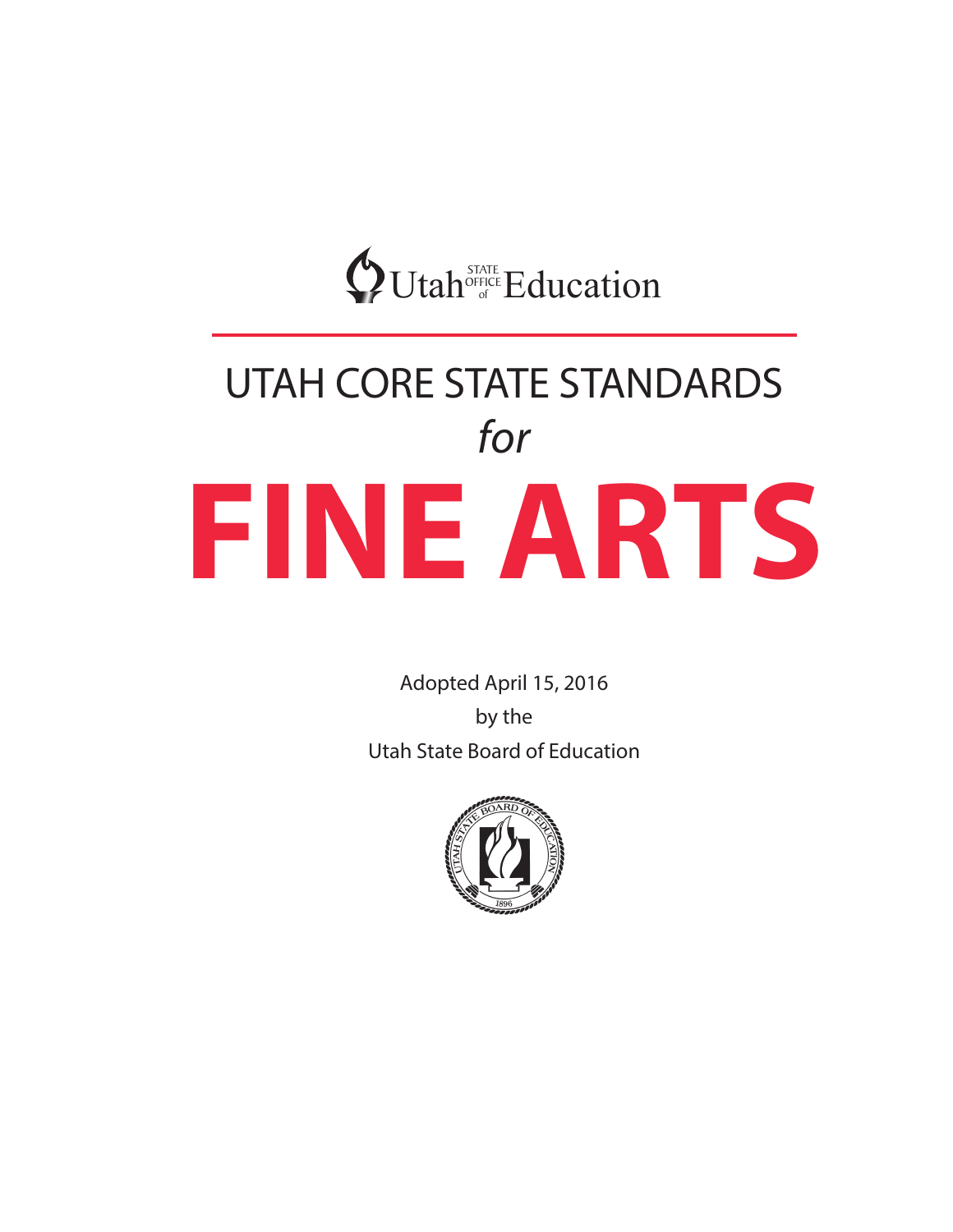Utah STATE OFFICE of Education

# UTAH CORE STATE STANDARDS

*for*

# FINE ARTS

Adopted April 15, 2016

by the

Utah State Board of Education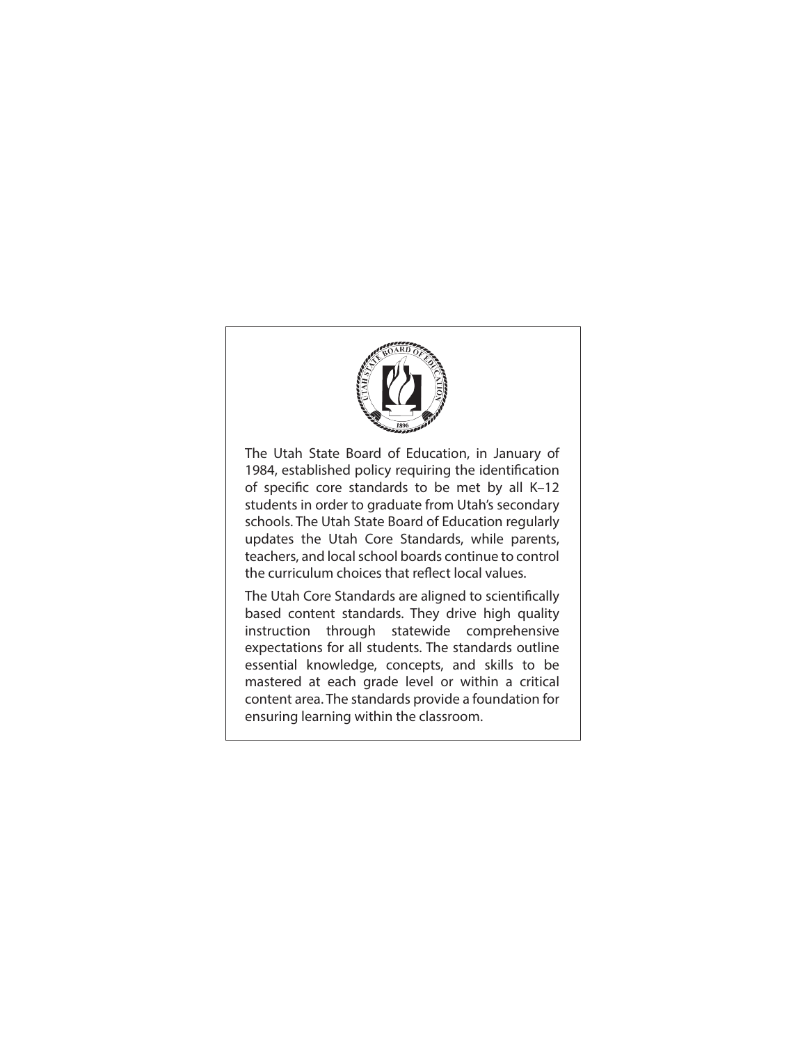The Utah State Board of Education, in January of 1984, established policy requiring the identification of specific core standards to be met by all K–12 students in order to graduate from Utah's secondary schools. The Utah State Board of Education regularly updates the Utah Core Standards, while parents, teachers, and local school boards continue to control the curriculum choices that reflect local values.

The Utah Core Standards are aligned to scientifically based content standards. They drive high quality instruction through statewide comprehensive expectations for all students. The standards outline essential knowledge, concepts, and skills to be mastered at each grade level or within a critical content area. The standards provide a foundation for ensuring learning within the classroom.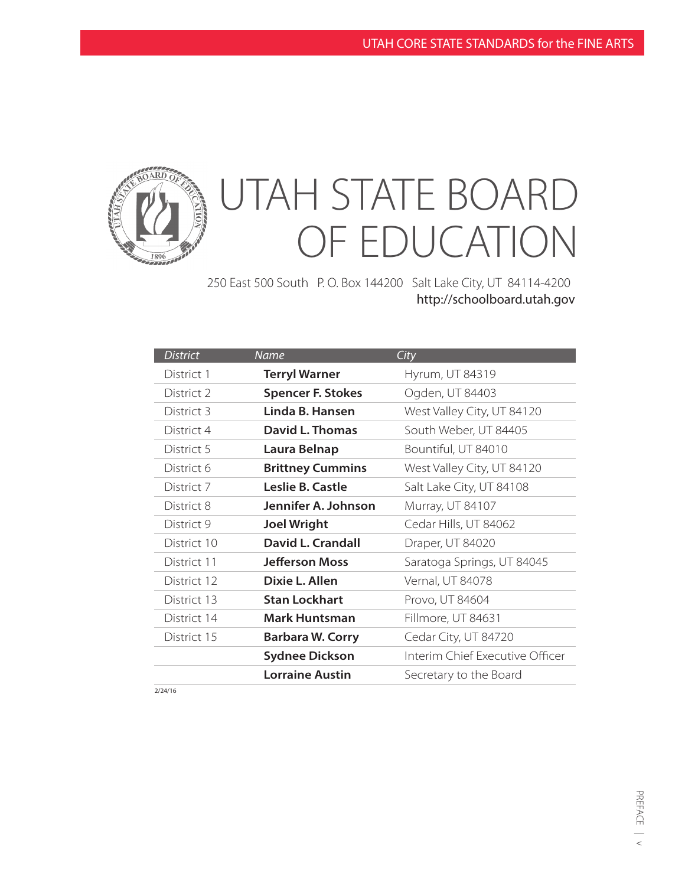# UTAH STATE BOARD OF EDUCATION

250 East 500 South P. O. Box 144200 Salt Lake City, UT 84114-4200
http://schoolboard.utah.gov

| *District* | *Name* | *City* |
|---|---|---|
| District 1 | **Terryl Warner** | Hyrum, UT 84319 |
| District 2 | **Spencer F. Stokes** | Ogden, UT 84403 |
| District 3 | **Linda B. Hansen** | West Valley City, UT 84120 |
| District 4 | **David L. Thomas** | South Weber, UT 84405 |
| District 5 | **Laura Belnap** | Bountiful, UT 84010 |
| District 6 | **Brittney Cummins** | West Valley City, UT 84120 |
| District 7 | **Leslie B. Castle** | Salt Lake City, UT 84108 |
| District 8 | **Jennifer A. Johnson** | Murray, UT 84107 |
| District 9 | **Joel Wright** | Cedar Hills, UT 84062 |
| District 10 | **David L. Crandall** | Draper, UT 84020 |
| District 11 | **Jefferson Moss** | Saratoga Springs, UT 84045 |
| District 12 | **Dixie L. Allen** | Vernal, UT 84078 |
| District 13 | **Stan Lockhart** | Provo, UT 84604 |
| District 14 | **Mark Huntsman** | Fillmore, UT 84631 |
| District 15 | **Barbara W. Corry** | Cedar City, UT 84720 |
| | **Sydnee Dickson** | Interim Chief Executive Officer |
| | **Lorraine Austin** | Secretary to the Board |

2/24/16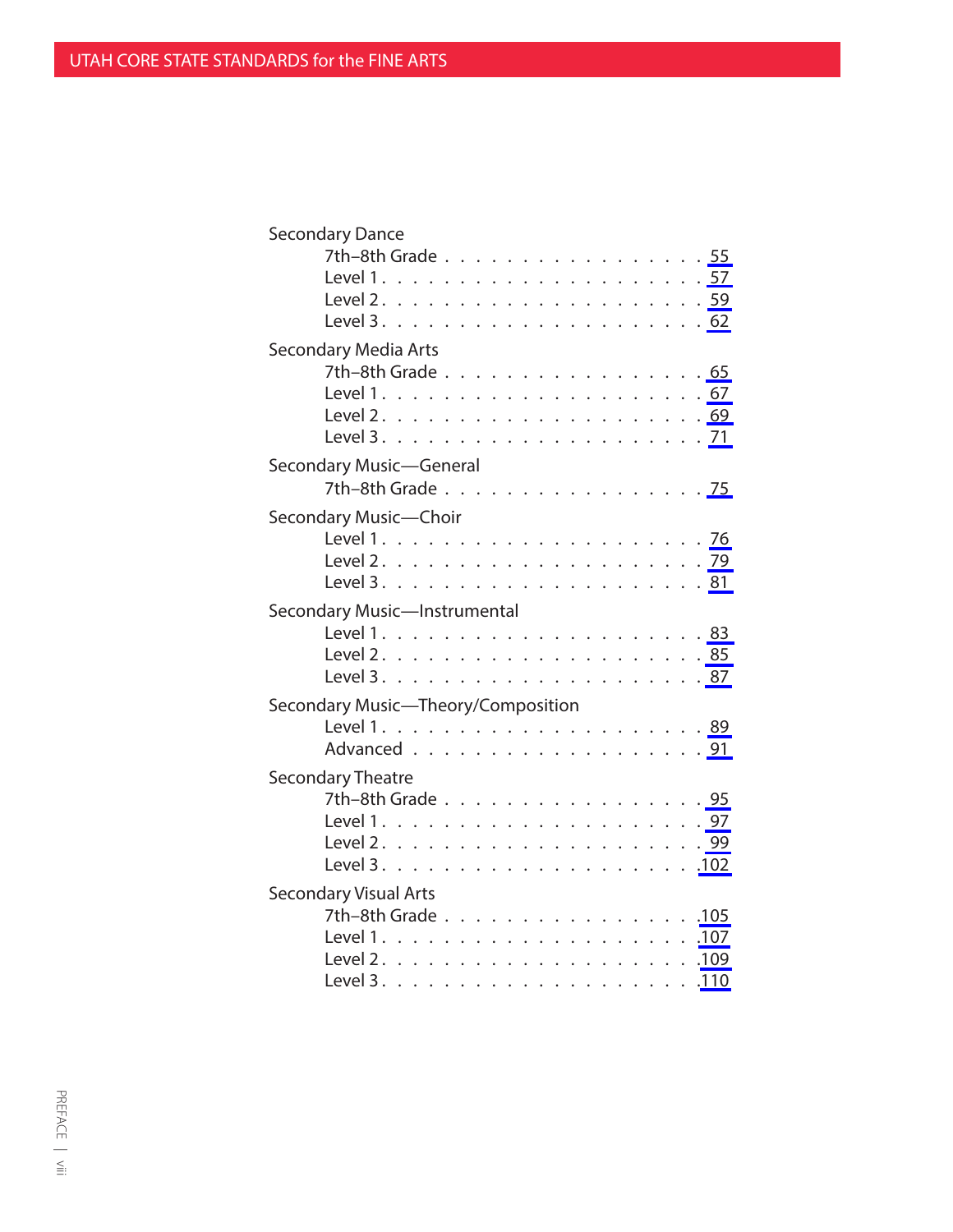Secondary Dance
- 7th–8th Grade . . . . . . . . . . . . . . . . . 55
- Level 1 . . . . . . . . . . . . . . . . . . . . 57
- Level 2 . . . . . . . . . . . . . . . . . . . . 59
- Level 3 . . . . . . . . . . . . . . . . . . . . 62

Secondary Media Arts
- 7th–8th Grade . . . . . . . . . . . . . . . . . 65
- Level 1 . . . . . . . . . . . . . . . . . . . . 67
- Level 2 . . . . . . . . . . . . . . . . . . . . 69
- Level 3 . . . . . . . . . . . . . . . . . . . . 71

Secondary Music—General
- 7th–8th Grade . . . . . . . . . . . . . . . . . 75

Secondary Music—Choir
- Level 1 . . . . . . . . . . . . . . . . . . . . 76
- Level 2 . . . . . . . . . . . . . . . . . . . . 79
- Level 3 . . . . . . . . . . . . . . . . . . . . 81

Secondary Music—Instrumental
- Level 1 . . . . . . . . . . . . . . . . . . . . 83
- Level 2 . . . . . . . . . . . . . . . . . . . . 85
- Level 3 . . . . . . . . . . . . . . . . . . . . 87

Secondary Music—Theory/Composition
- Level 1 . . . . . . . . . . . . . . . . . . . . 89
- Advanced . . . . . . . . . . . . . . . . . . . 91

Secondary Theatre
- 7th–8th Grade . . . . . . . . . . . . . . . . . 95
- Level 1 . . . . . . . . . . . . . . . . . . . . 97
- Level 2 . . . . . . . . . . . . . . . . . . . . 99
- Level 3 . . . . . . . . . . . . . . . . . . . . 102

Secondary Visual Arts
- 7th–8th Grade . . . . . . . . . . . . . . . . . 105
- Level 1 . . . . . . . . . . . . . . . . . . . . 107
- Level 2 . . . . . . . . . . . . . . . . . . . . 109
- Level 3 . . . . . . . . . . . . . . . . . . . . 110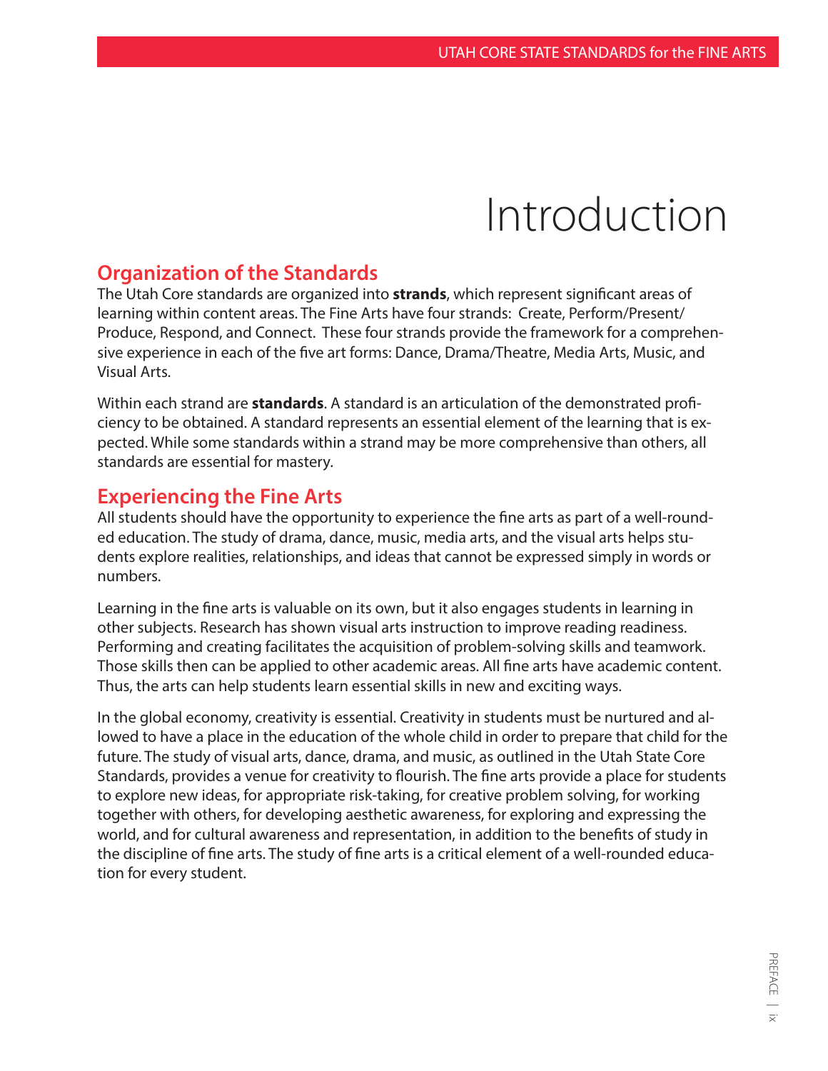# Introduction

## Organization of the Standards

The Utah Core standards are organized into **strands**, which represent significant areas of learning within content areas. The Fine Arts have four strands: Create, Perform/Present/Produce, Respond, and Connect. These four strands provide the framework for a comprehensive experience in each of the five art forms: Dance, Drama/Theatre, Media Arts, Music, and Visual Arts.

Within each strand are **standards**. A standard is an articulation of the demonstrated proficiency to be obtained. A standard represents an essential element of the learning that is expected. While some standards within a strand may be more comprehensive than others, all standards are essential for mastery.

## Experiencing the Fine Arts

All students should have the opportunity to experience the fine arts as part of a well-rounded education. The study of drama, dance, music, media arts, and the visual arts helps students explore realities, relationships, and ideas that cannot be expressed simply in words or numbers.

Learning in the fine arts is valuable on its own, but it also engages students in learning in other subjects. Research has shown visual arts instruction to improve reading readiness. Performing and creating facilitates the acquisition of problem-solving skills and teamwork. Those skills then can be applied to other academic areas. All fine arts have academic content. Thus, the arts can help students learn essential skills in new and exciting ways.

In the global economy, creativity is essential. Creativity in students must be nurtured and allowed to have a place in the education of the whole child in order to prepare that child for the future. The study of visual arts, dance, drama, and music, as outlined in the Utah State Core Standards, provides a venue for creativity to flourish. The fine arts provide a place for students to explore new ideas, for appropriate risk-taking, for creative problem solving, for working together with others, for developing aesthetic awareness, for exploring and expressing the world, and for cultural awareness and representation, in addition to the benefits of study in the discipline of fine arts. The study of fine arts is a critical element of a well-rounded education for every student.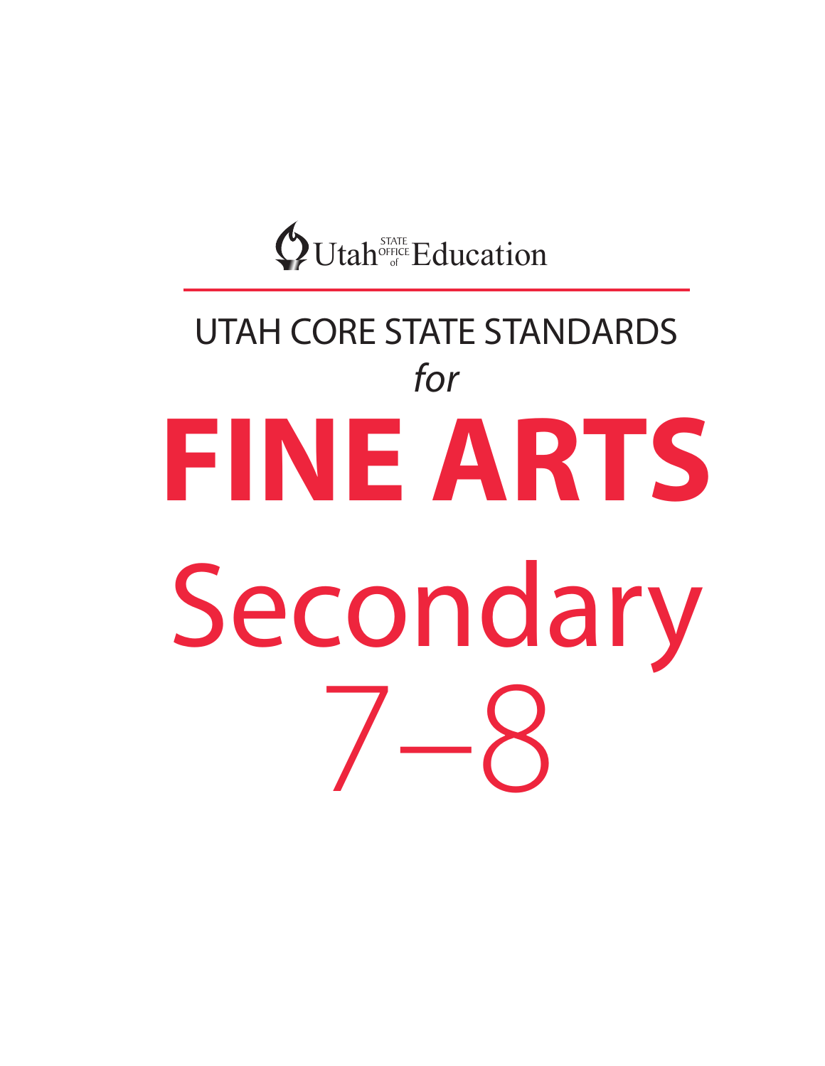Utah STATE OFFICE of Education

UTAH CORE STATE STANDARDS

*for*

# FINE ARTS

# Secondary

# 7–8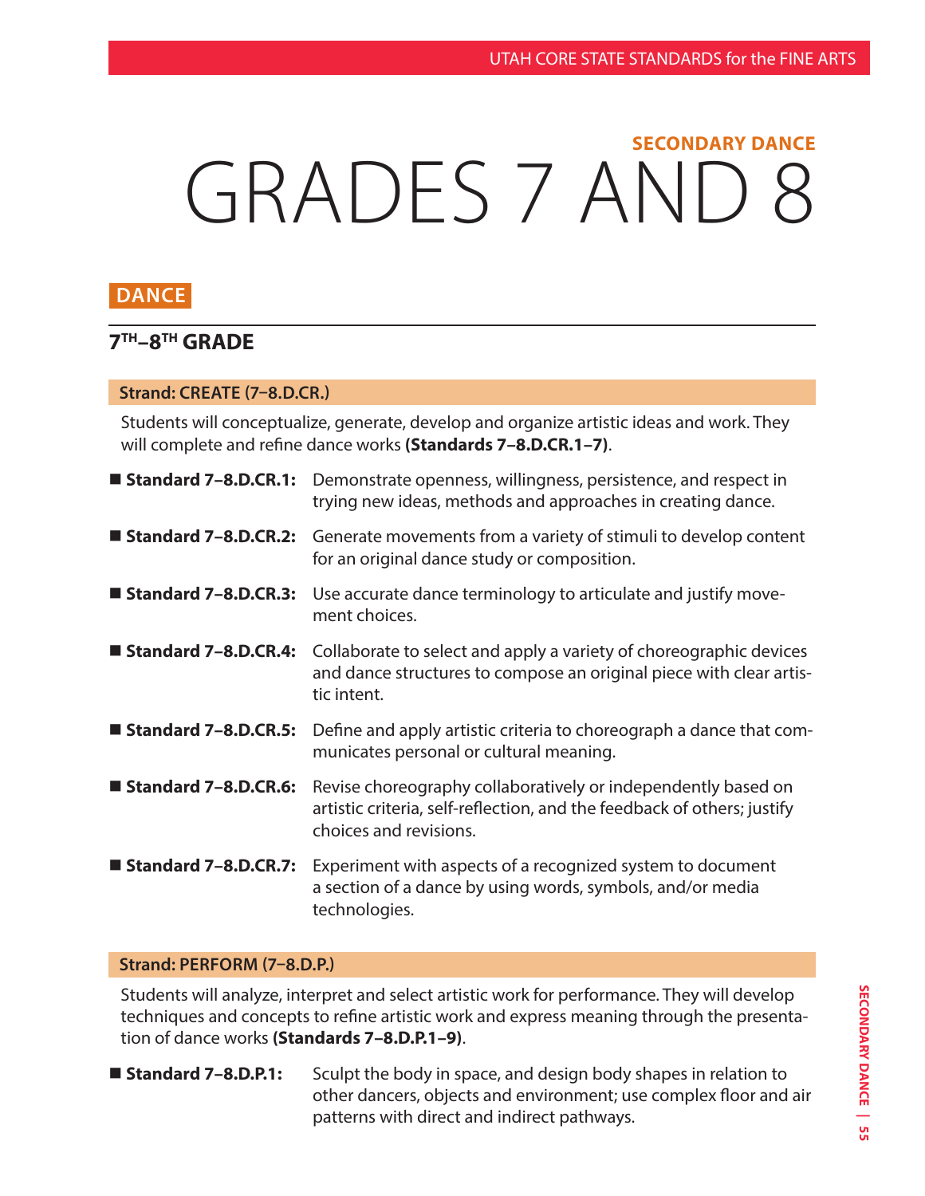SECONDARY DANCE

# GRADES 7 AND 8

## DANCE

### 7TH–8TH GRADE

**Strand: CREATE (7–8.D.CR.)**

Students will conceptualize, generate, develop and organize artistic ideas and work. They will complete and refine dance works **(Standards 7–8.D.CR.1–7)**.

- **Standard 7–8.D.CR.1:** Demonstrate openness, willingness, persistence, and respect in trying new ideas, methods and approaches in creating dance.
- **Standard 7–8.D.CR.2:** Generate movements from a variety of stimuli to develop content for an original dance study or composition.
- **Standard 7–8.D.CR.3:** Use accurate dance terminology to articulate and justify movement choices.
- **Standard 7–8.D.CR.4:** Collaborate to select and apply a variety of choreographic devices and dance structures to compose an original piece with clear artistic intent.
- **Standard 7–8.D.CR.5:** Define and apply artistic criteria to choreograph a dance that communicates personal or cultural meaning.
- **Standard 7–8.D.CR.6:** Revise choreography collaboratively or independently based on artistic criteria, self-reflection, and the feedback of others; justify choices and revisions.
- **Standard 7–8.D.CR.7:** Experiment with aspects of a recognized system to document a section of a dance by using words, symbols, and/or media technologies.

**Strand: PERFORM (7–8.D.P.)**

Students will analyze, interpret and select artistic work for performance. They will develop techniques and concepts to refine artistic work and express meaning through the presentation of dance works **(Standards 7–8.D.P.1–9)**.

- **Standard 7–8.D.P.1:** Sculpt the body in space, and design body shapes in relation to other dancers, objects and environment; use complex floor and air patterns with direct and indirect pathways.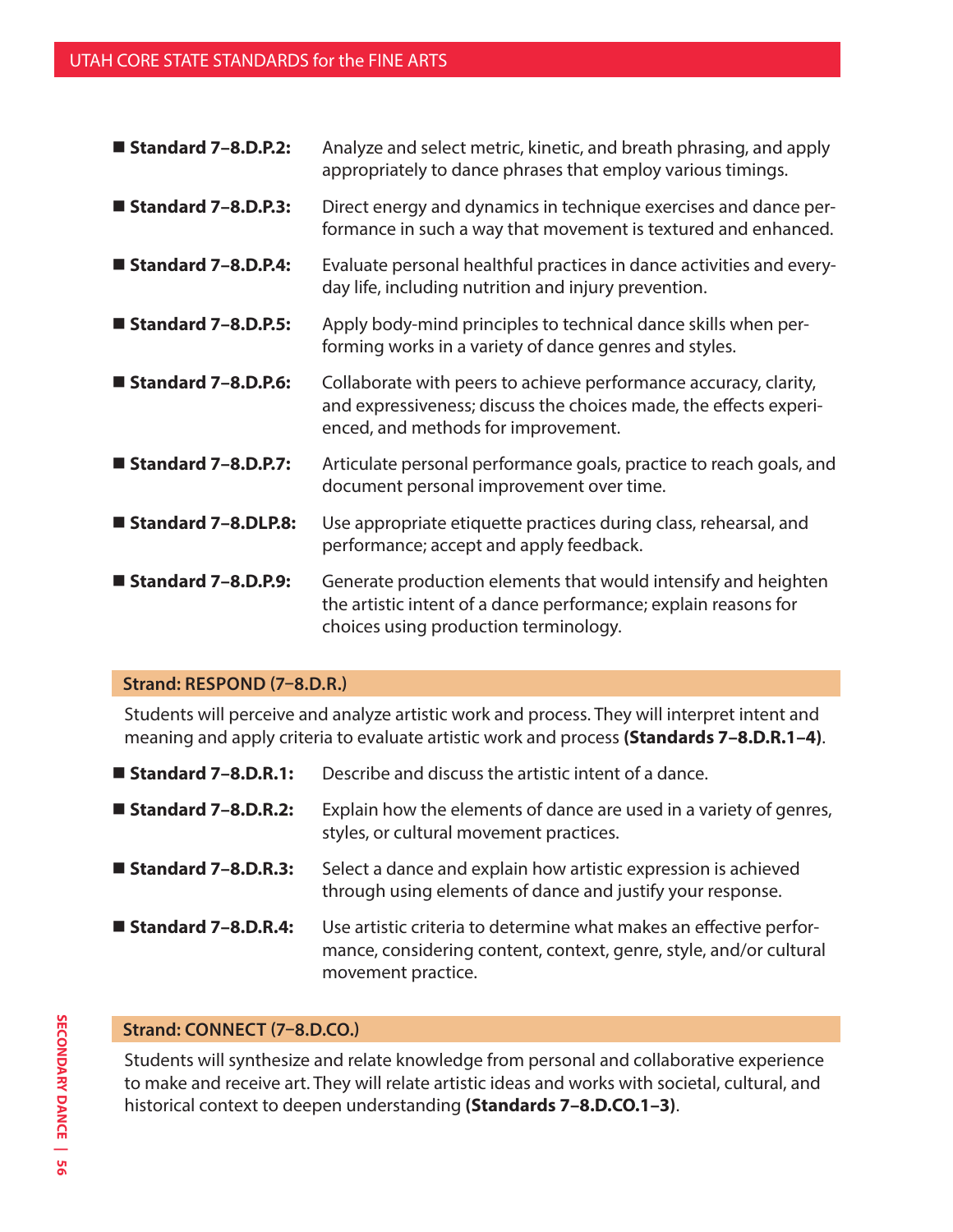- **Standard 7–8.D.P.2:** Analyze and select metric, kinetic, and breath phrasing, and apply appropriately to dance phrases that employ various timings.
- **Standard 7–8.D.P.3:** Direct energy and dynamics in technique exercises and dance performance in such a way that movement is textured and enhanced.
- **Standard 7–8.D.P.4:** Evaluate personal healthful practices in dance activities and everyday life, including nutrition and injury prevention.
- **Standard 7–8.D.P.5:** Apply body-mind principles to technical dance skills when performing works in a variety of dance genres and styles.
- **Standard 7–8.D.P.6:** Collaborate with peers to achieve performance accuracy, clarity, and expressiveness; discuss the choices made, the effects experienced, and methods for improvement.
- **Standard 7–8.D.P.7:** Articulate personal performance goals, practice to reach goals, and document personal improvement over time.
- **Standard 7–8.DLP.8:** Use appropriate etiquette practices during class, rehearsal, and performance; accept and apply feedback.
- **Standard 7–8.D.P.9:** Generate production elements that would intensify and heighten the artistic intent of a dance performance; explain reasons for choices using production terminology.

## Strand: RESPOND (7–8.D.R.)

Students will perceive and analyze artistic work and process. They will interpret intent and meaning and apply criteria to evaluate artistic work and process **(Standards 7–8.D.R.1–4)**.

- **Standard 7–8.D.R.1:** Describe and discuss the artistic intent of a dance.
- **Standard 7–8.D.R.2:** Explain how the elements of dance are used in a variety of genres, styles, or cultural movement practices.
- **Standard 7–8.D.R.3:** Select a dance and explain how artistic expression is achieved through using elements of dance and justify your response.
- **Standard 7–8.D.R.4:** Use artistic criteria to determine what makes an effective performance, considering content, context, genre, style, and/or cultural movement practice.

## Strand: CONNECT (7–8.D.CO.)

Students will synthesize and relate knowledge from personal and collaborative experience to make and receive art. They will relate artistic ideas and works with societal, cultural, and historical context to deepen understanding **(Standards 7–8.D.CO.1–3)**.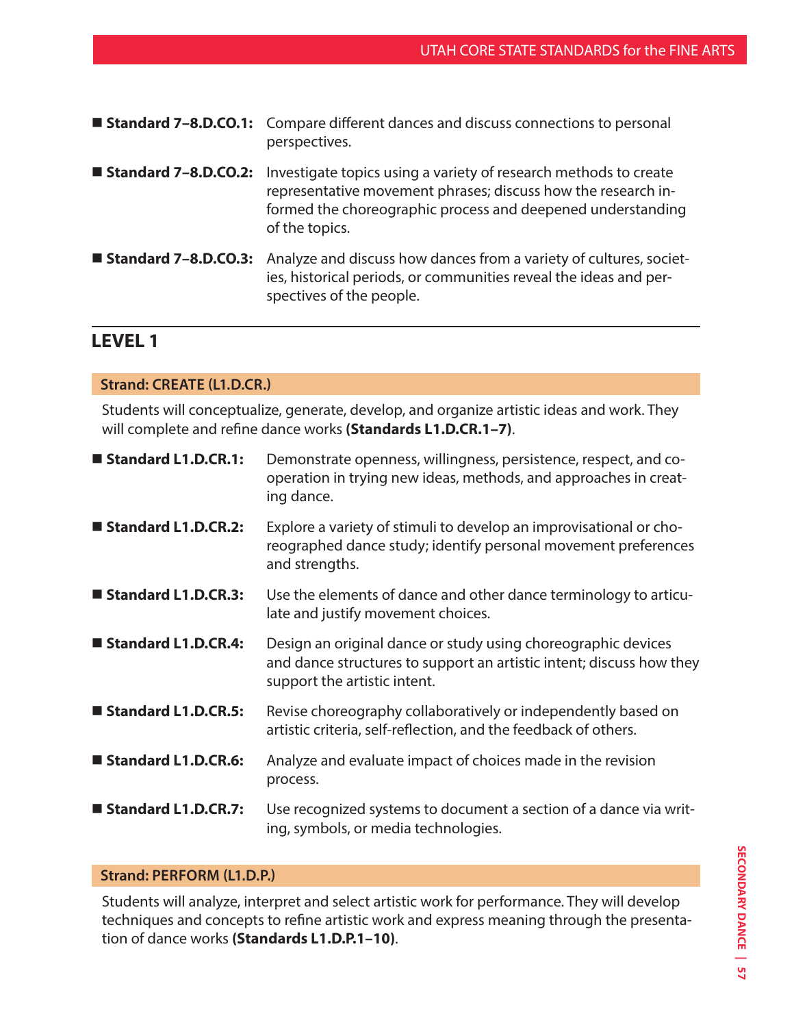- **Standard 7–8.D.CO.1:** Compare different dances and discuss connections to personal perspectives.
- **Standard 7–8.D.CO.2:** Investigate topics using a variety of research methods to create representative movement phrases; discuss how the research informed the choreographic process and deepened understanding of the topics.
- **Standard 7–8.D.CO.3:** Analyze and discuss how dances from a variety of cultures, societies, historical periods, or communities reveal the ideas and perspectives of the people.

## LEVEL 1

### Strand: CREATE (L1.D.CR.)

Students will conceptualize, generate, develop, and organize artistic ideas and work. They will complete and refine dance works **(Standards L1.D.CR.1–7)**.

- **Standard L1.D.CR.1:** Demonstrate openness, willingness, persistence, respect, and cooperation in trying new ideas, methods, and approaches in creating dance.
- **Standard L1.D.CR.2:** Explore a variety of stimuli to develop an improvisational or choreographed dance study; identify personal movement preferences and strengths.
- **Standard L1.D.CR.3:** Use the elements of dance and other dance terminology to articulate and justify movement choices.
- **Standard L1.D.CR.4:** Design an original dance or study using choreographic devices and dance structures to support an artistic intent; discuss how they support the artistic intent.
- **Standard L1.D.CR.5:** Revise choreography collaboratively or independently based on artistic criteria, self-reflection, and the feedback of others.
- **Standard L1.D.CR.6:** Analyze and evaluate impact of choices made in the revision process.
- **Standard L1.D.CR.7:** Use recognized systems to document a section of a dance via writing, symbols, or media technologies.

### Strand: PERFORM (L1.D.P.)

Students will analyze, interpret and select artistic work for performance. They will develop techniques and concepts to refine artistic work and express meaning through the presentation of dance works **(Standards L1.D.P.1–10)**.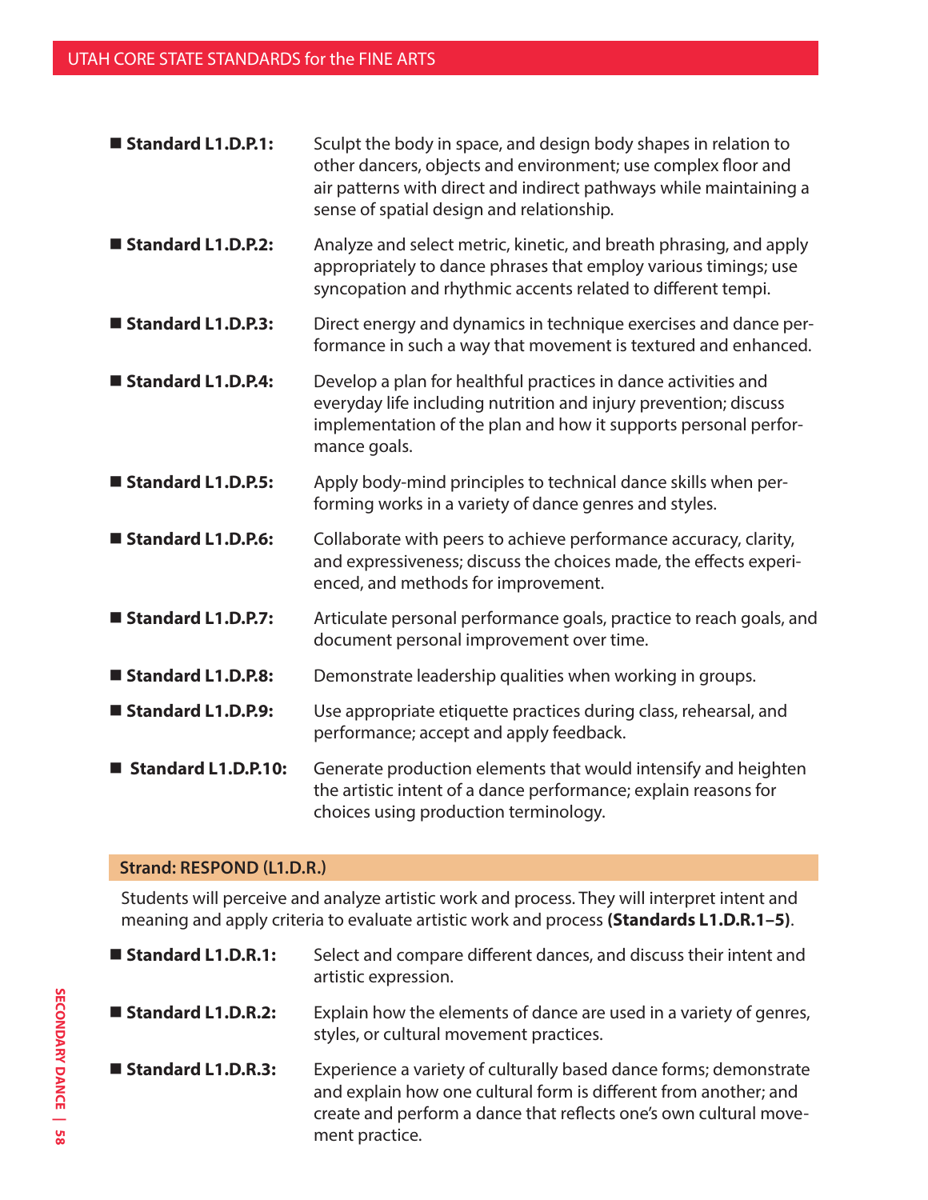- **Standard L1.D.P.1:** Sculpt the body in space, and design body shapes in relation to other dancers, objects and environment; use complex floor and air patterns with direct and indirect pathways while maintaining a sense of spatial design and relationship.
- **Standard L1.D.P.2:** Analyze and select metric, kinetic, and breath phrasing, and apply appropriately to dance phrases that employ various timings; use syncopation and rhythmic accents related to different tempi.
- **Standard L1.D.P.3:** Direct energy and dynamics in technique exercises and dance performance in such a way that movement is textured and enhanced.
- **Standard L1.D.P.4:** Develop a plan for healthful practices in dance activities and everyday life including nutrition and injury prevention; discuss implementation of the plan and how it supports personal performance goals.
- **Standard L1.D.P.5:** Apply body-mind principles to technical dance skills when performing works in a variety of dance genres and styles.
- **Standard L1.D.P.6:** Collaborate with peers to achieve performance accuracy, clarity, and expressiveness; discuss the choices made, the effects experienced, and methods for improvement.
- **Standard L1.D.P.7:** Articulate personal performance goals, practice to reach goals, and document personal improvement over time.
- **Standard L1.D.P.8:** Demonstrate leadership qualities when working in groups.
- **Standard L1.D.P.9:** Use appropriate etiquette practices during class, rehearsal, and performance; accept and apply feedback.
- **Standard L1.D.P.10:** Generate production elements that would intensify and heighten the artistic intent of a dance performance; explain reasons for choices using production terminology.

## Strand: RESPOND (L1.D.R.)

Students will perceive and analyze artistic work and process. They will interpret intent and meaning and apply criteria to evaluate artistic work and process **(Standards L1.D.R.1–5)**.

- **Standard L1.D.R.1:** Select and compare different dances, and discuss their intent and artistic expression.
- **Standard L1.D.R.2:** Explain how the elements of dance are used in a variety of genres, styles, or cultural movement practices.
- **Standard L1.D.R.3:** Experience a variety of culturally based dance forms; demonstrate and explain how one cultural form is different from another; and create and perform a dance that reflects one's own cultural movement practice.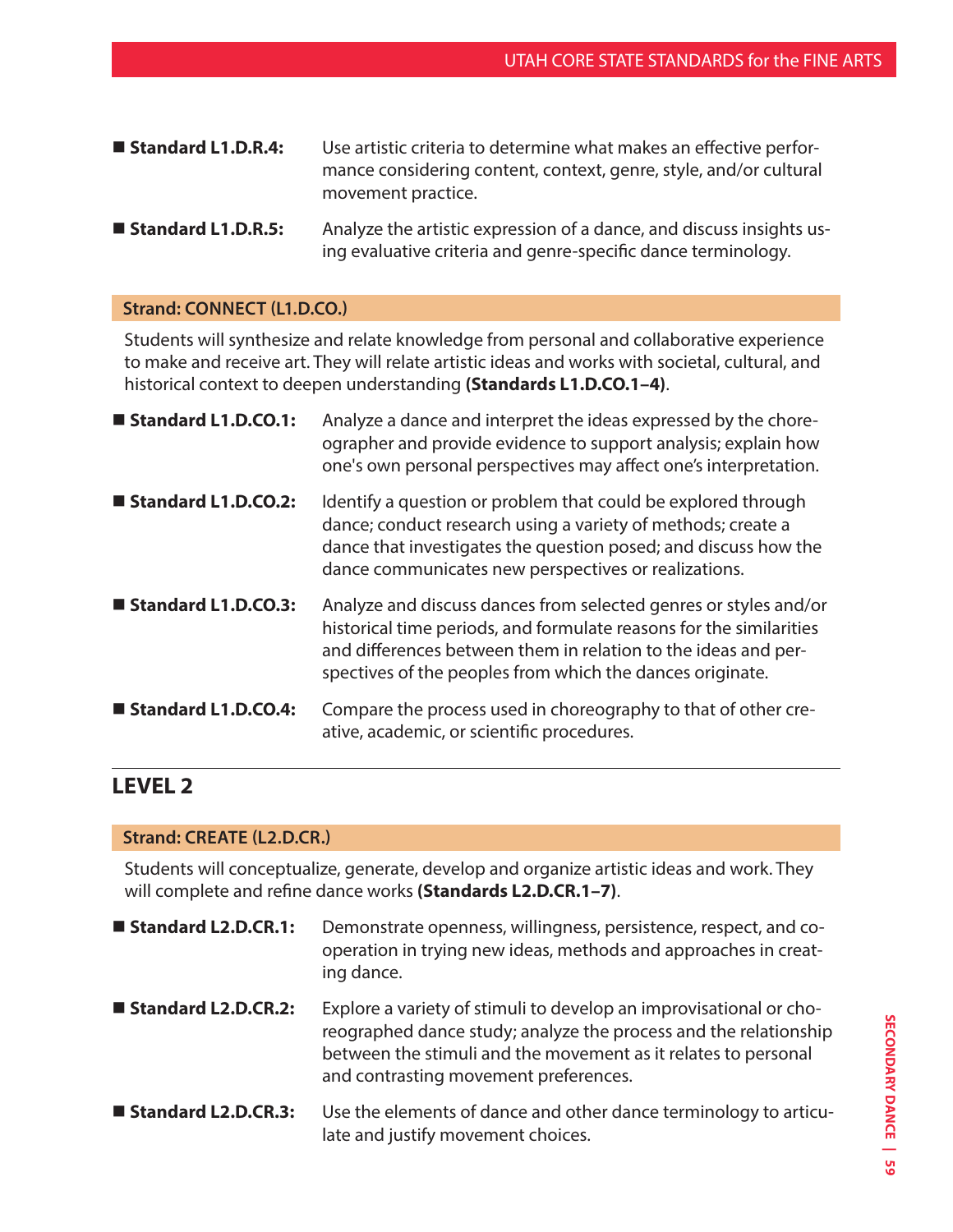- ■ **Standard L1.D.R.4:** Use artistic criteria to determine what makes an effective performance considering content, context, genre, style, and/or cultural movement practice.
- ■ **Standard L1.D.R.5:** Analyze the artistic expression of a dance, and discuss insights using evaluative criteria and genre-specific dance terminology.

**Strand: CONNECT (L1.D.CO.)**

Students will synthesize and relate knowledge from personal and collaborative experience to make and receive art. They will relate artistic ideas and works with societal, cultural, and historical context to deepen understanding **(Standards L1.D.CO.1–4)**.

- ■ **Standard L1.D.CO.1:** Analyze a dance and interpret the ideas expressed by the choreographer and provide evidence to support analysis; explain how one's own personal perspectives may affect one's interpretation.
- ■ **Standard L1.D.CO.2:** Identify a question or problem that could be explored through dance; conduct research using a variety of methods; create a dance that investigates the question posed; and discuss how the dance communicates new perspectives or realizations.
- ■ **Standard L1.D.CO.3:** Analyze and discuss dances from selected genres or styles and/or historical time periods, and formulate reasons for the similarities and differences between them in relation to the ideas and perspectives of the peoples from which the dances originate.
- ■ **Standard L1.D.CO.4:** Compare the process used in choreography to that of other creative, academic, or scientific procedures.

## LEVEL 2

**Strand: CREATE (L2.D.CR.)**

Students will conceptualize, generate, develop and organize artistic ideas and work. They will complete and refine dance works **(Standards L2.D.CR.1–7)**.

- ■ **Standard L2.D.CR.1:** Demonstrate openness, willingness, persistence, respect, and cooperation in trying new ideas, methods and approaches in creating dance.
- ■ **Standard L2.D.CR.2:** Explore a variety of stimuli to develop an improvisational or choreographed dance study; analyze the process and the relationship between the stimuli and the movement as it relates to personal and contrasting movement preferences.
- ■ **Standard L2.D.CR.3:** Use the elements of dance and other dance terminology to articulate and justify movement choices.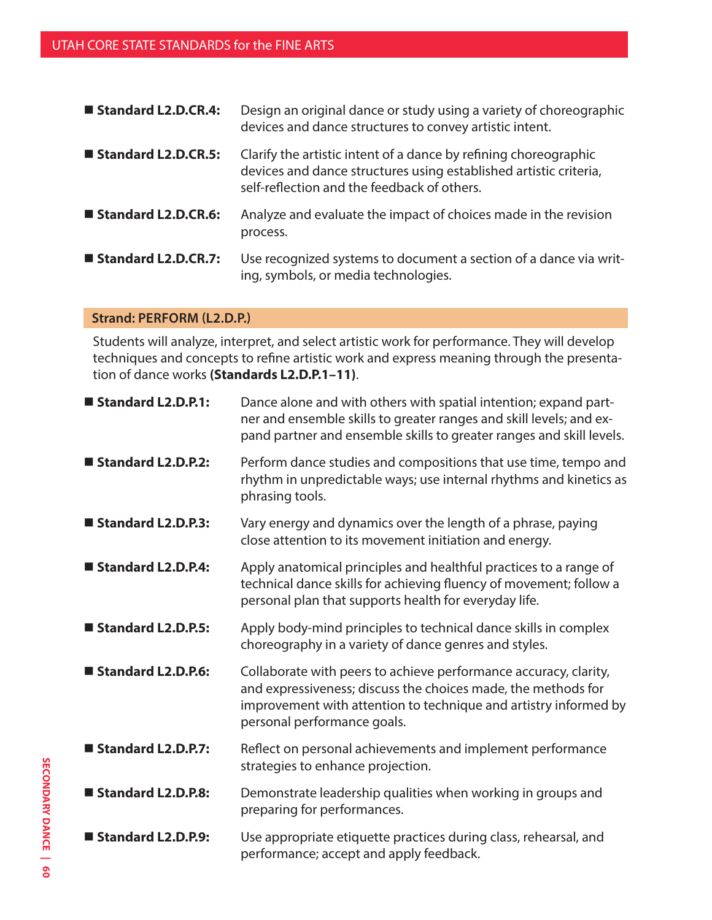- **Standard L2.D.CR.4:** Design an original dance or study using a variety of choreographic devices and dance structures to convey artistic intent.
- **Standard L2.D.CR.5:** Clarify the artistic intent of a dance by refining choreographic devices and dance structures using established artistic criteria, self-reflection and the feedback of others.
- **Standard L2.D.CR.6:** Analyze and evaluate the impact of choices made in the revision process.
- **Standard L2.D.CR.7:** Use recognized systems to document a section of a dance via writing, symbols, or media technologies.

## Strand: PERFORM (L2.D.P.)

Students will analyze, interpret, and select artistic work for performance. They will develop techniques and concepts to refine artistic work and express meaning through the presentation of dance works **(Standards L2.D.P.1–11)**.

- **Standard L2.D.P.1:** Dance alone and with others with spatial intention; expand partner and ensemble skills to greater ranges and skill levels; and expand partner and ensemble skills to greater ranges and skill levels.
- **Standard L2.D.P.2:** Perform dance studies and compositions that use time, tempo and rhythm in unpredictable ways; use internal rhythms and kinetics as phrasing tools.
- **Standard L2.D.P.3:** Vary energy and dynamics over the length of a phrase, paying close attention to its movement initiation and energy.
- **Standard L2.D.P.4:** Apply anatomical principles and healthful practices to a range of technical dance skills for achieving fluency of movement; follow a personal plan that supports health for everyday life.
- **Standard L2.D.P.5:** Apply body-mind principles to technical dance skills in complex choreography in a variety of dance genres and styles.
- **Standard L2.D.P.6:** Collaborate with peers to achieve performance accuracy, clarity, and expressiveness; discuss the choices made, the methods for improvement with attention to technique and artistry informed by personal performance goals.
- **Standard L2.D.P.7:** Reflect on personal achievements and implement performance strategies to enhance projection.
- **Standard L2.D.P.8:** Demonstrate leadership qualities when working in groups and preparing for performances.
- **Standard L2.D.P.9:** Use appropriate etiquette practices during class, rehearsal, and performance; accept and apply feedback.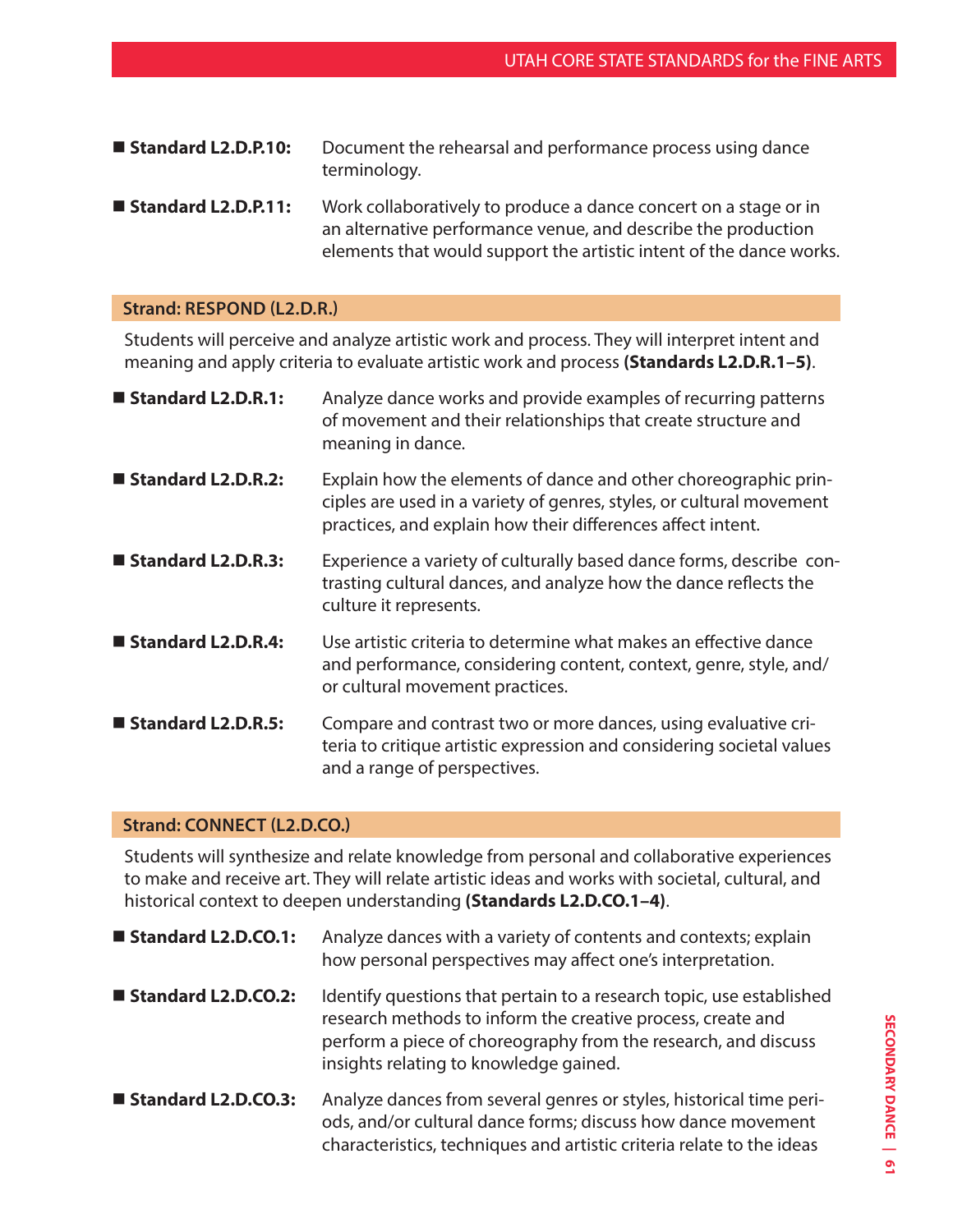- **Standard L2.D.P.10:** Document the rehearsal and performance process using dance terminology.
- **Standard L2.D.P.11:** Work collaboratively to produce a dance concert on a stage or in an alternative performance venue, and describe the production elements that would support the artistic intent of the dance works.

## Strand: RESPOND (L2.D.R.)

Students will perceive and analyze artistic work and process. They will interpret intent and meaning and apply criteria to evaluate artistic work and process **(Standards L2.D.R.1–5)**.

- **Standard L2.D.R.1:** Analyze dance works and provide examples of recurring patterns of movement and their relationships that create structure and meaning in dance.
- **Standard L2.D.R.2:** Explain how the elements of dance and other choreographic principles are used in a variety of genres, styles, or cultural movement practices, and explain how their differences affect intent.
- **Standard L2.D.R.3:** Experience a variety of culturally based dance forms, describe contrasting cultural dances, and analyze how the dance reflects the culture it represents.
- **Standard L2.D.R.4:** Use artistic criteria to determine what makes an effective dance and performance, considering content, context, genre, style, and/or cultural movement practices.
- **Standard L2.D.R.5:** Compare and contrast two or more dances, using evaluative criteria to critique artistic expression and considering societal values and a range of perspectives.

## Strand: CONNECT (L2.D.CO.)

Students will synthesize and relate knowledge from personal and collaborative experiences to make and receive art. They will relate artistic ideas and works with societal, cultural, and historical context to deepen understanding **(Standards L2.D.CO.1–4)**.

- **Standard L2.D.CO.1:** Analyze dances with a variety of contents and contexts; explain how personal perspectives may affect one's interpretation.
- **Standard L2.D.CO.2:** Identify questions that pertain to a research topic, use established research methods to inform the creative process, create and perform a piece of choreography from the research, and discuss insights relating to knowledge gained.
- **Standard L2.D.CO.3:** Analyze dances from several genres or styles, historical time periods, and/or cultural dance forms; discuss how dance movement characteristics, techniques and artistic criteria relate to the ideas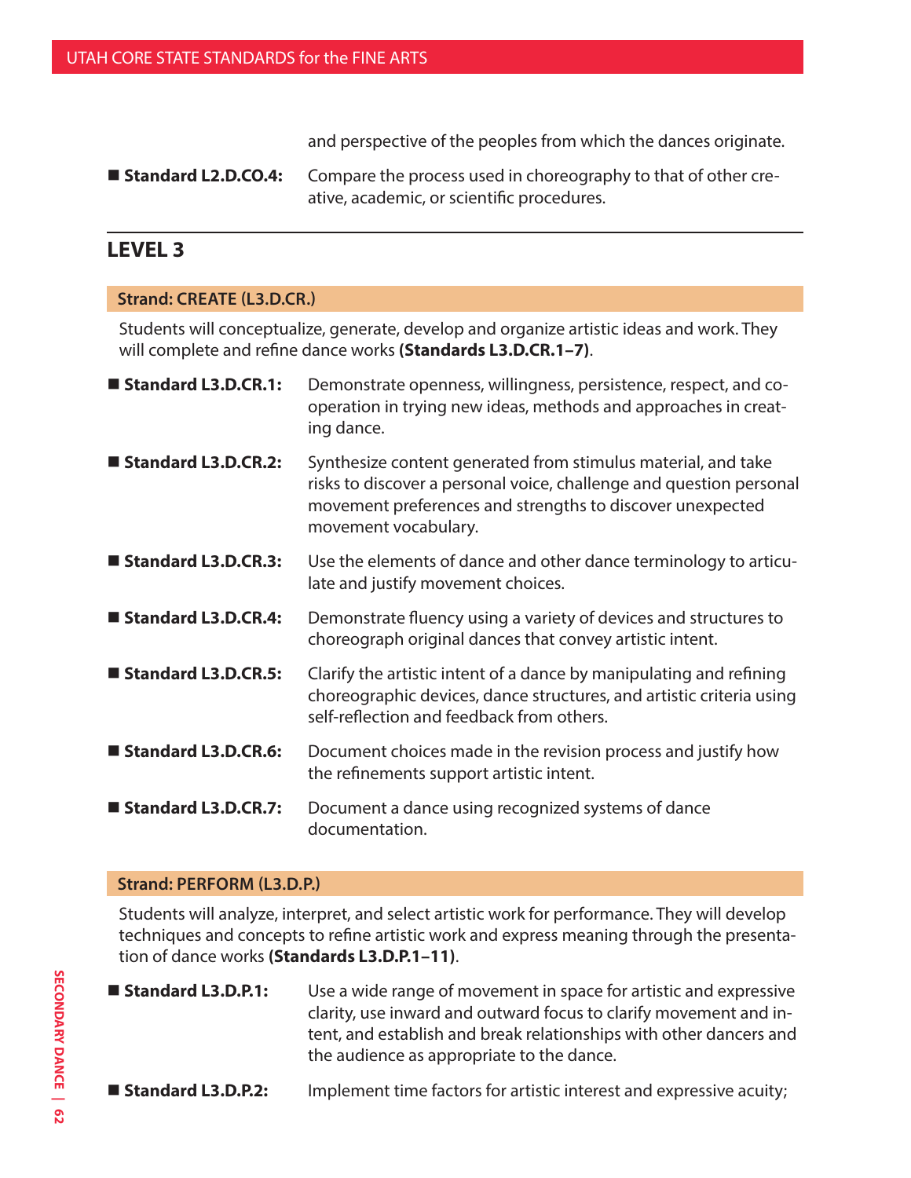and perspective of the peoples from which the dances originate.

- **Standard L2.D.CO.4:** Compare the process used in choreography to that of other creative, academic, or scientific procedures.

## LEVEL 3

### Strand: CREATE (L3.D.CR.)

Students will conceptualize, generate, develop and organize artistic ideas and work. They will complete and refine dance works **(Standards L3.D.CR.1–7)**.

- **Standard L3.D.CR.1:** Demonstrate openness, willingness, persistence, respect, and cooperation in trying new ideas, methods and approaches in creating dance.
- **Standard L3.D.CR.2:** Synthesize content generated from stimulus material, and take risks to discover a personal voice, challenge and question personal movement preferences and strengths to discover unexpected movement vocabulary.
- **Standard L3.D.CR.3:** Use the elements of dance and other dance terminology to articulate and justify movement choices.
- **Standard L3.D.CR.4:** Demonstrate fluency using a variety of devices and structures to choreograph original dances that convey artistic intent.
- **Standard L3.D.CR.5:** Clarify the artistic intent of a dance by manipulating and refining choreographic devices, dance structures, and artistic criteria using self-reflection and feedback from others.
- **Standard L3.D.CR.6:** Document choices made in the revision process and justify how the refinements support artistic intent.
- **Standard L3.D.CR.7:** Document a dance using recognized systems of dance documentation.

### Strand: PERFORM (L3.D.P.)

Students will analyze, interpret, and select artistic work for performance. They will develop techniques and concepts to refine artistic work and express meaning through the presentation of dance works **(Standards L3.D.P.1–11)**.

- **Standard L3.D.P.1:** Use a wide range of movement in space for artistic and expressive clarity, use inward and outward focus to clarify movement and intent, and establish and break relationships with other dancers and the audience as appropriate to the dance.
- **Standard L3.D.P.2:** Implement time factors for artistic interest and expressive acuity;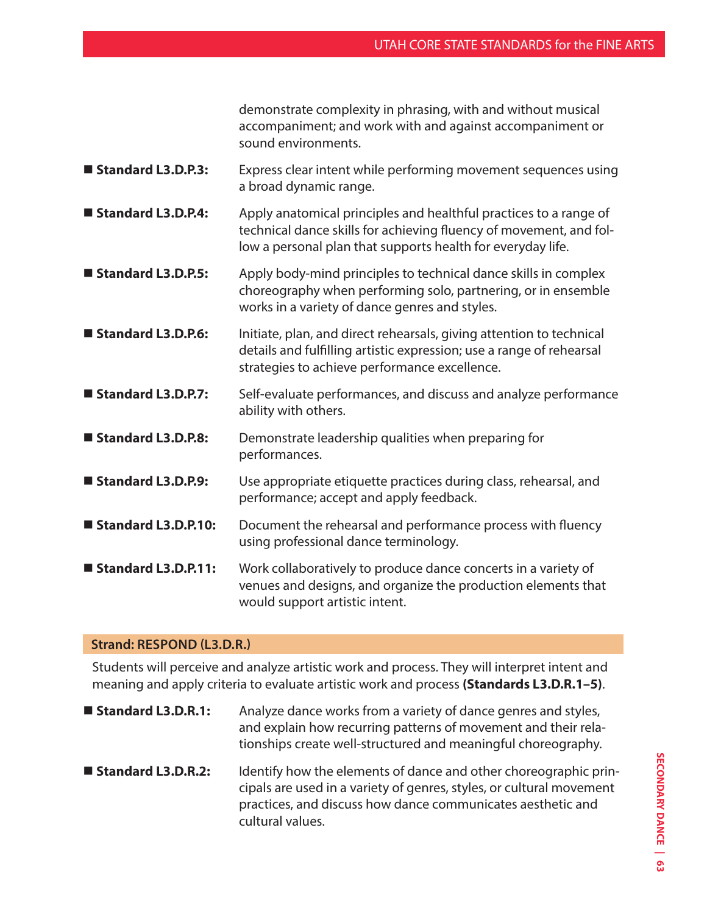demonstrate complexity in phrasing, with and without musical accompaniment; and work with and against accompaniment or sound environments.

- **Standard L3.D.P.3:** Express clear intent while performing movement sequences using a broad dynamic range.
- **Standard L3.D.P.4:** Apply anatomical principles and healthful practices to a range of technical dance skills for achieving fluency of movement, and follow a personal plan that supports health for everyday life.
- **Standard L3.D.P.5:** Apply body-mind principles to technical dance skills in complex choreography when performing solo, partnering, or in ensemble works in a variety of dance genres and styles.
- **Standard L3.D.P.6:** Initiate, plan, and direct rehearsals, giving attention to technical details and fulfilling artistic expression; use a range of rehearsal strategies to achieve performance excellence.
- **Standard L3.D.P.7:** Self-evaluate performances, and discuss and analyze performance ability with others.
- **Standard L3.D.P.8:** Demonstrate leadership qualities when preparing for performances.
- **Standard L3.D.P.9:** Use appropriate etiquette practices during class, rehearsal, and performance; accept and apply feedback.
- **Standard L3.D.P.10:** Document the rehearsal and performance process with fluency using professional dance terminology.
- **Standard L3.D.P.11:** Work collaboratively to produce dance concerts in a variety of venues and designs, and organize the production elements that would support artistic intent.

## Strand: RESPOND (L3.D.R.)

Students will perceive and analyze artistic work and process. They will interpret intent and meaning and apply criteria to evaluate artistic work and process **(Standards L3.D.R.1–5)**.

- **Standard L3.D.R.1:** Analyze dance works from a variety of dance genres and styles, and explain how recurring patterns of movement and their relationships create well-structured and meaningful choreography.
- **Standard L3.D.R.2:** Identify how the elements of dance and other choreographic principals are used in a variety of genres, styles, or cultural movement practices, and discuss how dance communicates aesthetic and cultural values.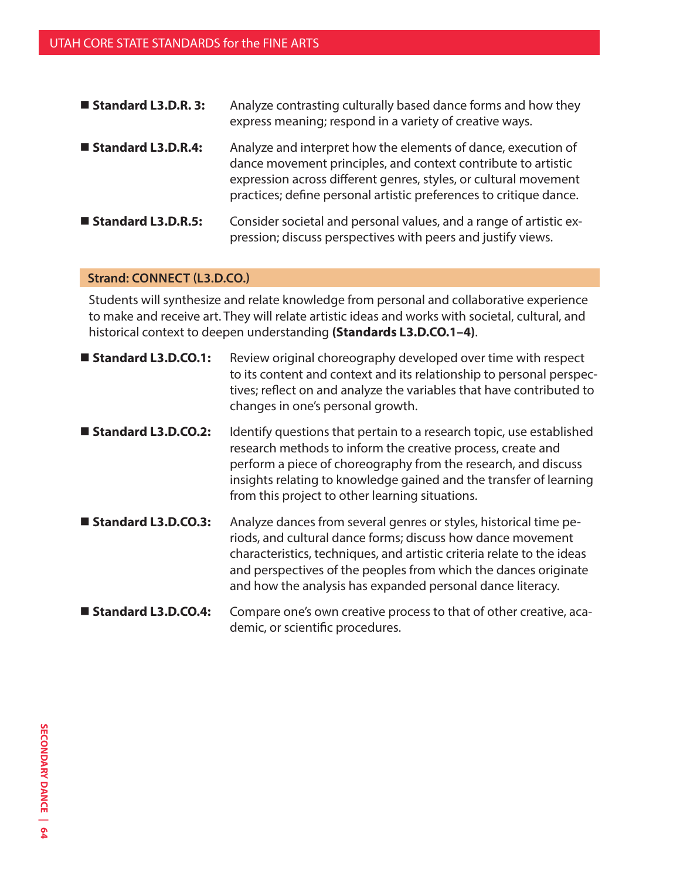- **Standard L3.D.R. 3:** Analyze contrasting culturally based dance forms and how they express meaning; respond in a variety of creative ways.
- **Standard L3.D.R.4:** Analyze and interpret how the elements of dance, execution of dance movement principles, and context contribute to artistic expression across different genres, styles, or cultural movement practices; define personal artistic preferences to critique dance.
- **Standard L3.D.R.5:** Consider societal and personal values, and a range of artistic expression; discuss perspectives with peers and justify views.

## Strand: CONNECT (L3.D.CO.)

Students will synthesize and relate knowledge from personal and collaborative experience to make and receive art. They will relate artistic ideas and works with societal, cultural, and historical context to deepen understanding **(Standards L3.D.CO.1–4)**.

- **Standard L3.D.CO.1:** Review original choreography developed over time with respect to its content and context and its relationship to personal perspectives; reflect on and analyze the variables that have contributed to changes in one's personal growth.
- **Standard L3.D.CO.2:** Identify questions that pertain to a research topic, use established research methods to inform the creative process, create and perform a piece of choreography from the research, and discuss insights relating to knowledge gained and the transfer of learning from this project to other learning situations.
- **Standard L3.D.CO.3:** Analyze dances from several genres or styles, historical time periods, and cultural dance forms; discuss how dance movement characteristics, techniques, and artistic criteria relate to the ideas and perspectives of the peoples from which the dances originate and how the analysis has expanded personal dance literacy.
- **Standard L3.D.CO.4:** Compare one's own creative process to that of other creative, academic, or scientific procedures.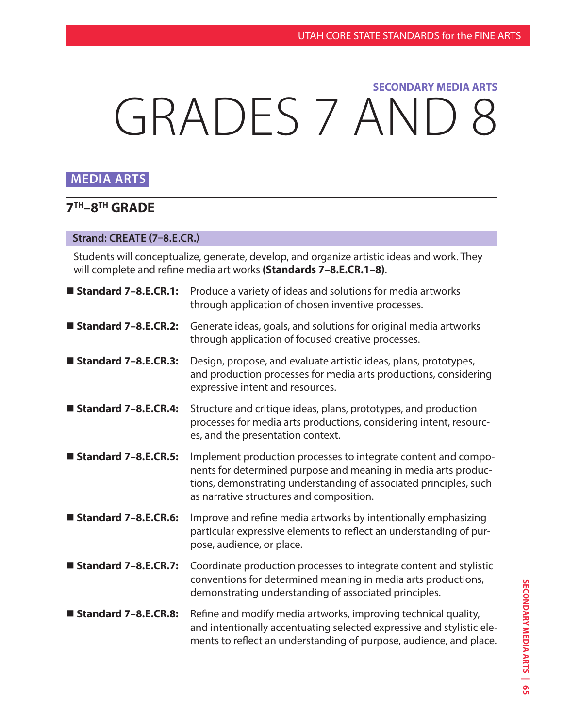SECONDARY MEDIA ARTS

# GRADES 7 AND 8

## MEDIA ARTS

### 7TH–8TH GRADE

**Strand: CREATE (7–8.E.CR.)**

Students will conceptualize, generate, develop, and organize artistic ideas and work. They will complete and refine media art works **(Standards 7–8.E.CR.1–8)**.

- **Standard 7–8.E.CR.1:** Produce a variety of ideas and solutions for media artworks through application of chosen inventive processes.
- **Standard 7–8.E.CR.2:** Generate ideas, goals, and solutions for original media artworks through application of focused creative processes.
- **Standard 7–8.E.CR.3:** Design, propose, and evaluate artistic ideas, plans, prototypes, and production processes for media arts productions, considering expressive intent and resources.
- **Standard 7–8.E.CR.4:** Structure and critique ideas, plans, prototypes, and production processes for media arts productions, considering intent, resources, and the presentation context.
- **Standard 7–8.E.CR.5:** Implement production processes to integrate content and components for determined purpose and meaning in media arts productions, demonstrating understanding of associated principles, such as narrative structures and composition.
- **Standard 7–8.E.CR.6:** Improve and refine media artworks by intentionally emphasizing particular expressive elements to reflect an understanding of purpose, audience, or place.
- **Standard 7–8.E.CR.7:** Coordinate production processes to integrate content and stylistic conventions for determined meaning in media arts productions, demonstrating understanding of associated principles.
- **Standard 7–8.E.CR.8:** Refine and modify media artworks, improving technical quality, and intentionally accentuating selected expressive and stylistic elements to reflect an understanding of purpose, audience, and place.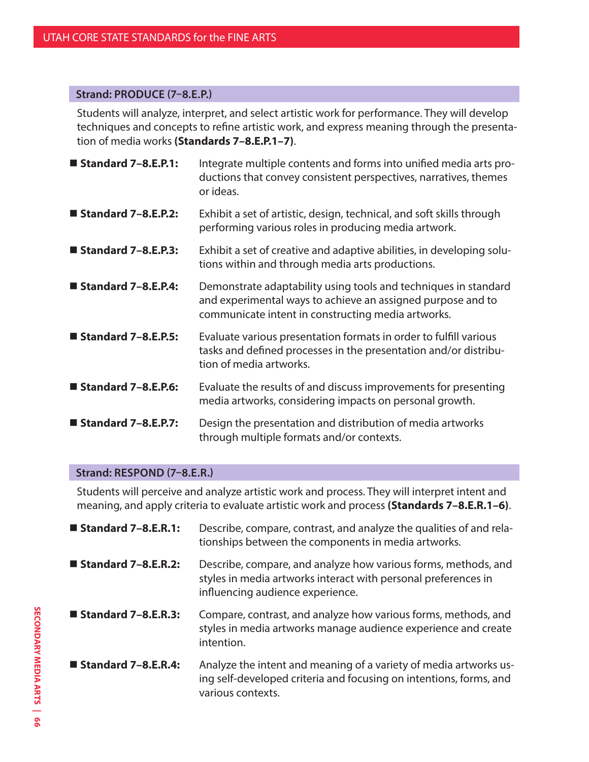## Strand: PRODUCE (7–8.E.P.)

Students will analyze, interpret, and select artistic work for performance. They will develop techniques and concepts to refine artistic work, and express meaning through the presentation of media works **(Standards 7–8.E.P.1–7)**.

- **Standard 7–8.E.P.1:** Integrate multiple contents and forms into unified media arts productions that convey consistent perspectives, narratives, themes or ideas.
- **Standard 7–8.E.P.2:** Exhibit a set of artistic, design, technical, and soft skills through performing various roles in producing media artwork.
- **Standard 7–8.E.P.3:** Exhibit a set of creative and adaptive abilities, in developing solutions within and through media arts productions.
- **Standard 7–8.E.P.4:** Demonstrate adaptability using tools and techniques in standard and experimental ways to achieve an assigned purpose and to communicate intent in constructing media artworks.
- **Standard 7–8.E.P.5:** Evaluate various presentation formats in order to fulfill various tasks and defined processes in the presentation and/or distribution of media artworks.
- **Standard 7–8.E.P.6:** Evaluate the results of and discuss improvements for presenting media artworks, considering impacts on personal growth.
- **Standard 7–8.E.P.7:** Design the presentation and distribution of media artworks through multiple formats and/or contexts.

## Strand: RESPOND (7–8.E.R.)

Students will perceive and analyze artistic work and process. They will interpret intent and meaning, and apply criteria to evaluate artistic work and process **(Standards 7–8.E.R.1–6)**.

- **Standard 7–8.E.R.1:** Describe, compare, contrast, and analyze the qualities of and relationships between the components in media artworks.
- **Standard 7–8.E.R.2:** Describe, compare, and analyze how various forms, methods, and styles in media artworks interact with personal preferences in influencing audience experience.
- **Standard 7–8.E.R.3:** Compare, contrast, and analyze how various forms, methods, and styles in media artworks manage audience experience and create intention.
- **Standard 7–8.E.R.4:** Analyze the intent and meaning of a variety of media artworks using self-developed criteria and focusing on intentions, forms, and various contexts.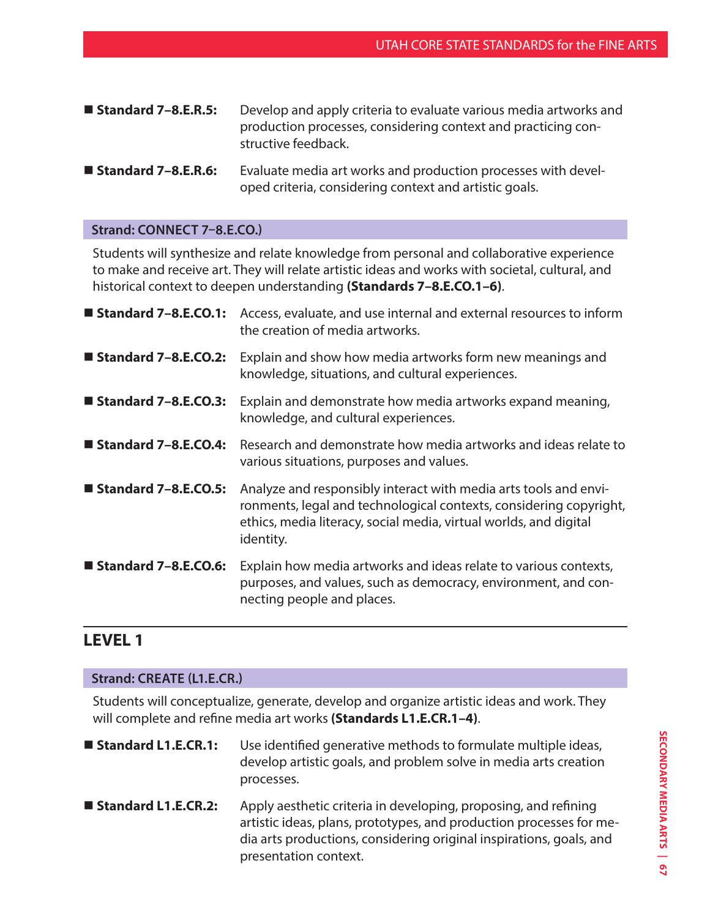- **Standard 7–8.E.R.5:** Develop and apply criteria to evaluate various media artworks and production processes, considering context and practicing constructive feedback.
- **Standard 7–8.E.R.6:** Evaluate media art works and production processes with developed criteria, considering context and artistic goals.

### Strand: CONNECT 7–8.E.CO.)

Students will synthesize and relate knowledge from personal and collaborative experience to make and receive art. They will relate artistic ideas and works with societal, cultural, and historical context to deepen understanding **(Standards 7–8.E.CO.1–6)**.

- **Standard 7–8.E.CO.1:** Access, evaluate, and use internal and external resources to inform the creation of media artworks.
- **Standard 7–8.E.CO.2:** Explain and show how media artworks form new meanings and knowledge, situations, and cultural experiences.
- **Standard 7–8.E.CO.3:** Explain and demonstrate how media artworks expand meaning, knowledge, and cultural experiences.
- **Standard 7–8.E.CO.4:** Research and demonstrate how media artworks and ideas relate to various situations, purposes and values.
- **Standard 7–8.E.CO.5:** Analyze and responsibly interact with media arts tools and environments, legal and technological contexts, considering copyright, ethics, media literacy, social media, virtual worlds, and digital identity.
- **Standard 7–8.E.CO.6:** Explain how media artworks and ideas relate to various contexts, purposes, and values, such as democracy, environment, and connecting people and places.

## LEVEL 1

### Strand: CREATE (L1.E.CR.)

Students will conceptualize, generate, develop and organize artistic ideas and work. They will complete and refine media art works **(Standards L1.E.CR.1–4)**.

- **Standard L1.E.CR.1:** Use identified generative methods to formulate multiple ideas, develop artistic goals, and problem solve in media arts creation processes.
- **Standard L1.E.CR.2:** Apply aesthetic criteria in developing, proposing, and refining artistic ideas, plans, prototypes, and production processes for media arts productions, considering original inspirations, goals, and presentation context.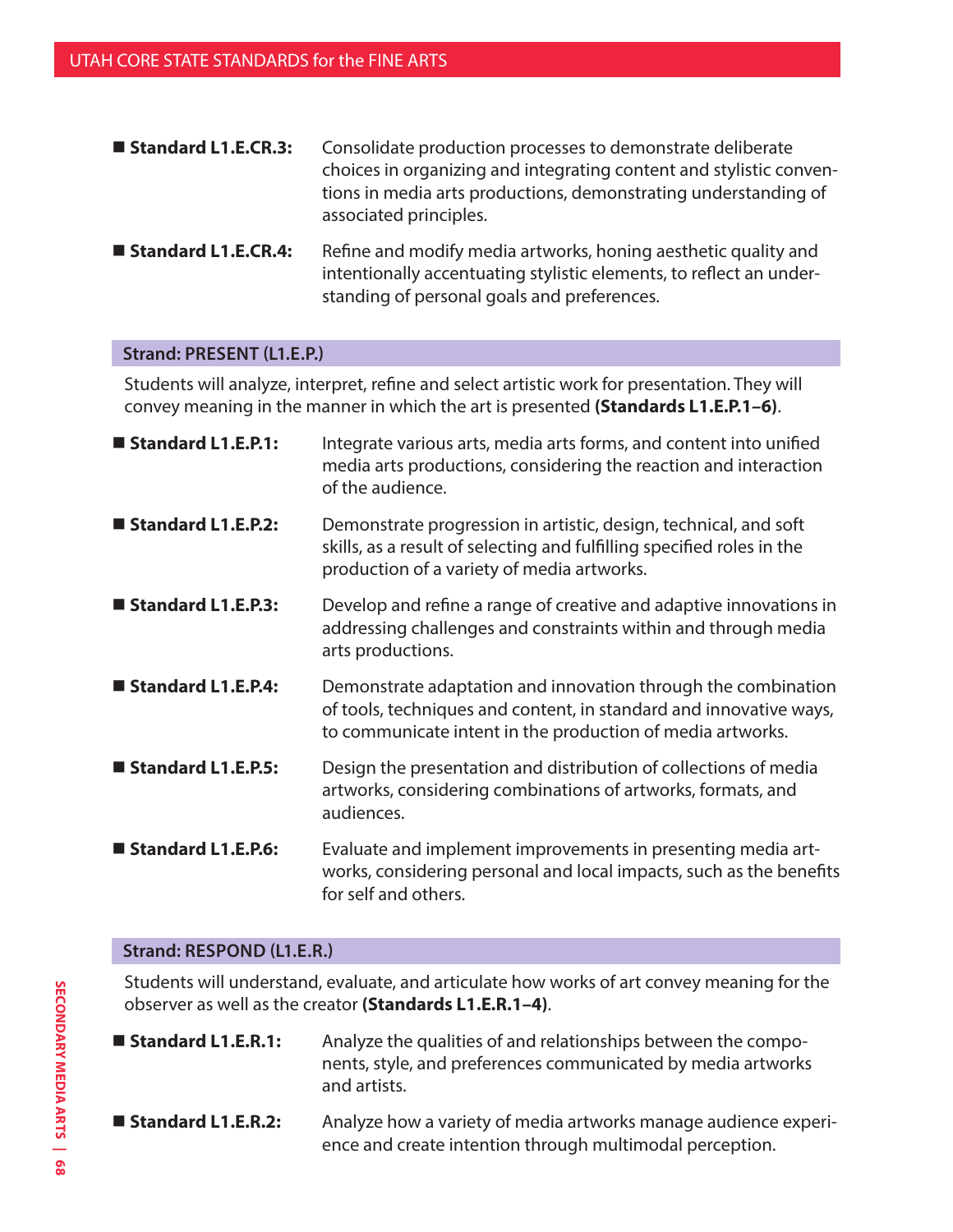- **Standard L1.E.CR.3:** Consolidate production processes to demonstrate deliberate choices in organizing and integrating content and stylistic conventions in media arts productions, demonstrating understanding of associated principles.
- **Standard L1.E.CR.4:** Refine and modify media artworks, honing aesthetic quality and intentionally accentuating stylistic elements, to reflect an understanding of personal goals and preferences.

### Strand: PRESENT (L1.E.P.)

Students will analyze, interpret, refine and select artistic work for presentation. They will convey meaning in the manner in which the art is presented **(Standards L1.E.P.1–6)**.

- **Standard L1.E.P.1:** Integrate various arts, media arts forms, and content into unified media arts productions, considering the reaction and interaction of the audience.
- **Standard L1.E.P.2:** Demonstrate progression in artistic, design, technical, and soft skills, as a result of selecting and fulfilling specified roles in the production of a variety of media artworks.
- **Standard L1.E.P.3:** Develop and refine a range of creative and adaptive innovations in addressing challenges and constraints within and through media arts productions.
- **Standard L1.E.P.4:** Demonstrate adaptation and innovation through the combination of tools, techniques and content, in standard and innovative ways, to communicate intent in the production of media artworks.
- **Standard L1.E.P.5:** Design the presentation and distribution of collections of media artworks, considering combinations of artworks, formats, and audiences.
- **Standard L1.E.P.6:** Evaluate and implement improvements in presenting media artworks, considering personal and local impacts, such as the benefits for self and others.

### Strand: RESPOND (L1.E.R.)

Students will understand, evaluate, and articulate how works of art convey meaning for the observer as well as the creator **(Standards L1.E.R.1–4)**.

- **Standard L1.E.R.1:** Analyze the qualities of and relationships between the components, style, and preferences communicated by media artworks and artists.
- **Standard L1.E.R.2:** Analyze how a variety of media artworks manage audience experience and create intention through multimodal perception.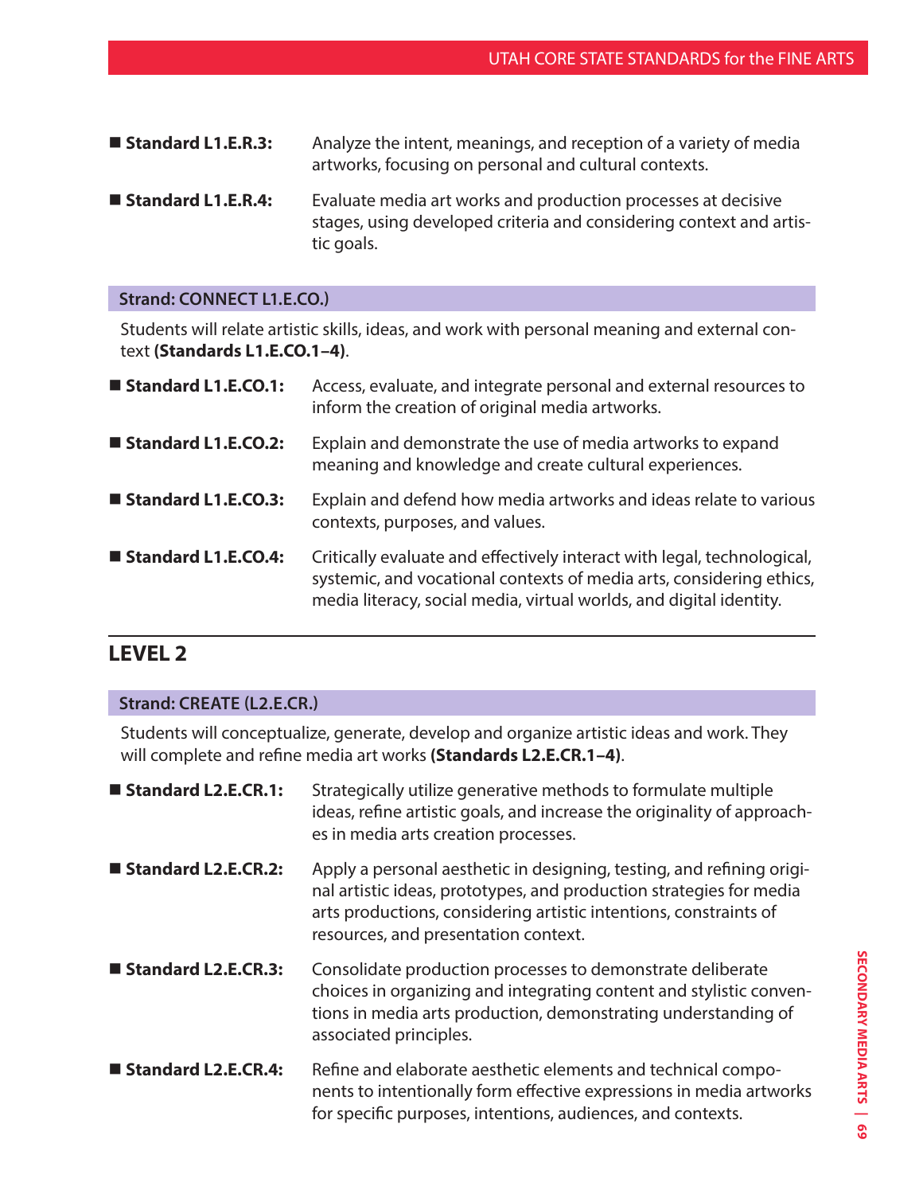■ **Standard L1.E.R.3:** Analyze the intent, meanings, and reception of a variety of media artworks, focusing on personal and cultural contexts.

■ **Standard L1.E.R.4:** Evaluate media art works and production processes at decisive stages, using developed criteria and considering context and artistic goals.

**Strand: CONNECT L1.E.CO.)**

Students will relate artistic skills, ideas, and work with personal meaning and external context **(Standards L1.E.CO.1–4)**.

■ **Standard L1.E.CO.1:** Access, evaluate, and integrate personal and external resources to inform the creation of original media artworks.

■ **Standard L1.E.CO.2:** Explain and demonstrate the use of media artworks to expand meaning and knowledge and create cultural experiences.

■ **Standard L1.E.CO.3:** Explain and defend how media artworks and ideas relate to various contexts, purposes, and values.

■ **Standard L1.E.CO.4:** Critically evaluate and effectively interact with legal, technological, systemic, and vocational contexts of media arts, considering ethics, media literacy, social media, virtual worlds, and digital identity.

## LEVEL 2

**Strand: CREATE (L2.E.CR.)**

Students will conceptualize, generate, develop and organize artistic ideas and work. They will complete and refine media art works **(Standards L2.E.CR.1–4)**.

■ **Standard L2.E.CR.1:** Strategically utilize generative methods to formulate multiple ideas, refine artistic goals, and increase the originality of approaches in media arts creation processes.

■ **Standard L2.E.CR.2:** Apply a personal aesthetic in designing, testing, and refining original artistic ideas, prototypes, and production strategies for media arts productions, considering artistic intentions, constraints of resources, and presentation context.

■ **Standard L2.E.CR.3:** Consolidate production processes to demonstrate deliberate choices in organizing and integrating content and stylistic conventions in media arts production, demonstrating understanding of associated principles.

■ **Standard L2.E.CR.4:** Refine and elaborate aesthetic elements and technical components to intentionally form effective expressions in media artworks for specific purposes, intentions, audiences, and contexts.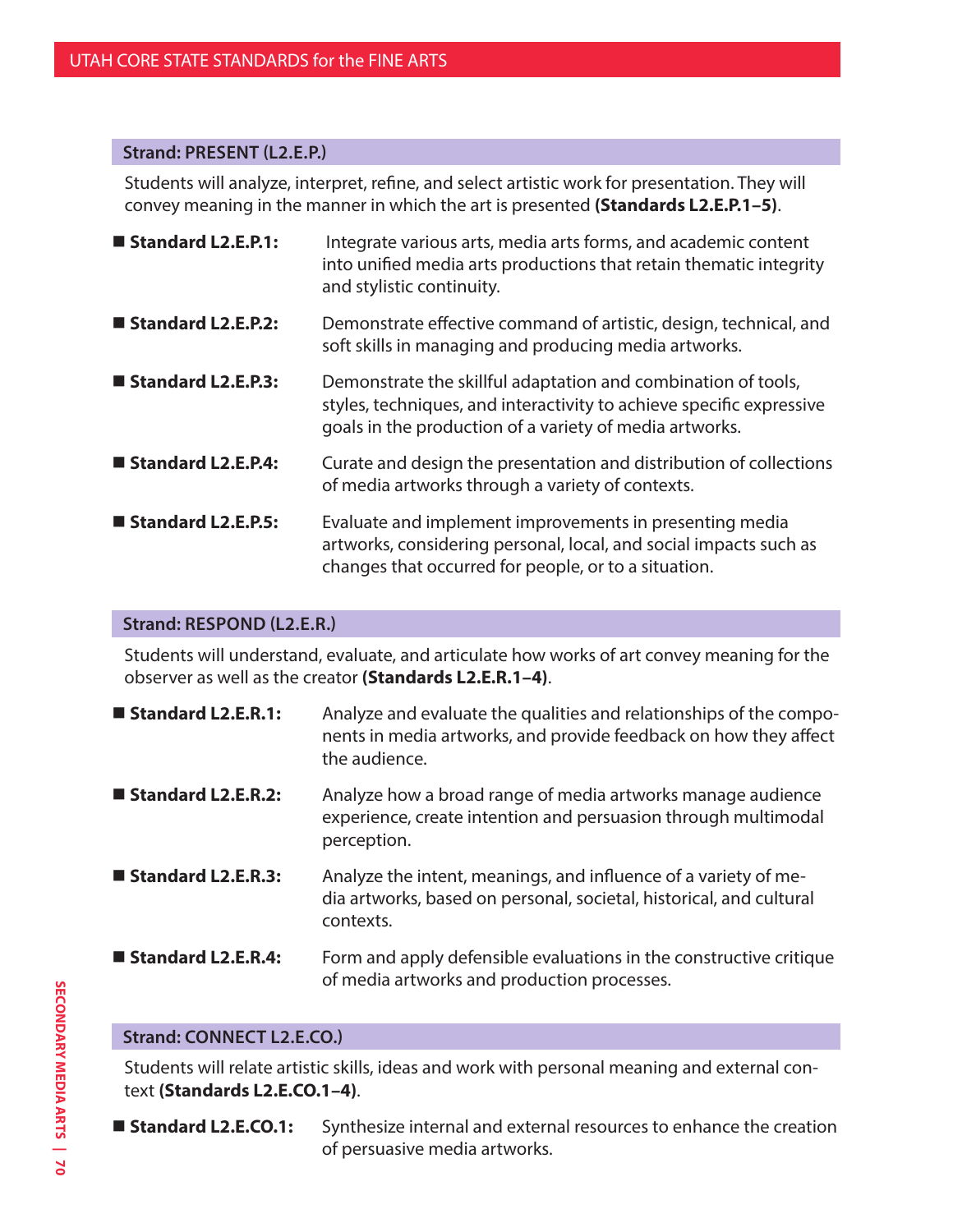## Strand: PRESENT (L2.E.P.)

Students will analyze, interpret, refine, and select artistic work for presentation. They will convey meaning in the manner in which the art is presented **(Standards L2.E.P.1–5)**.

- **Standard L2.E.P.1:** Integrate various arts, media arts forms, and academic content into unified media arts productions that retain thematic integrity and stylistic continuity.
- **Standard L2.E.P.2:** Demonstrate effective command of artistic, design, technical, and soft skills in managing and producing media artworks.
- **Standard L2.E.P.3:** Demonstrate the skillful adaptation and combination of tools, styles, techniques, and interactivity to achieve specific expressive goals in the production of a variety of media artworks.
- **Standard L2.E.P.4:** Curate and design the presentation and distribution of collections of media artworks through a variety of contexts.
- **Standard L2.E.P.5:** Evaluate and implement improvements in presenting media artworks, considering personal, local, and social impacts such as changes that occurred for people, or to a situation.

## Strand: RESPOND (L2.E.R.)

Students will understand, evaluate, and articulate how works of art convey meaning for the observer as well as the creator **(Standards L2.E.R.1–4)**.

- **Standard L2.E.R.1:** Analyze and evaluate the qualities and relationships of the components in media artworks, and provide feedback on how they affect the audience.
- **Standard L2.E.R.2:** Analyze how a broad range of media artworks manage audience experience, create intention and persuasion through multimodal perception.
- **Standard L2.E.R.3:** Analyze the intent, meanings, and influence of a variety of media artworks, based on personal, societal, historical, and cultural contexts.
- **Standard L2.E.R.4:** Form and apply defensible evaluations in the constructive critique of media artworks and production processes.

## Strand: CONNECT L2.E.CO.)

Students will relate artistic skills, ideas and work with personal meaning and external context **(Standards L2.E.CO.1–4)**.

- **Standard L2.E.CO.1:** Synthesize internal and external resources to enhance the creation of persuasive media artworks.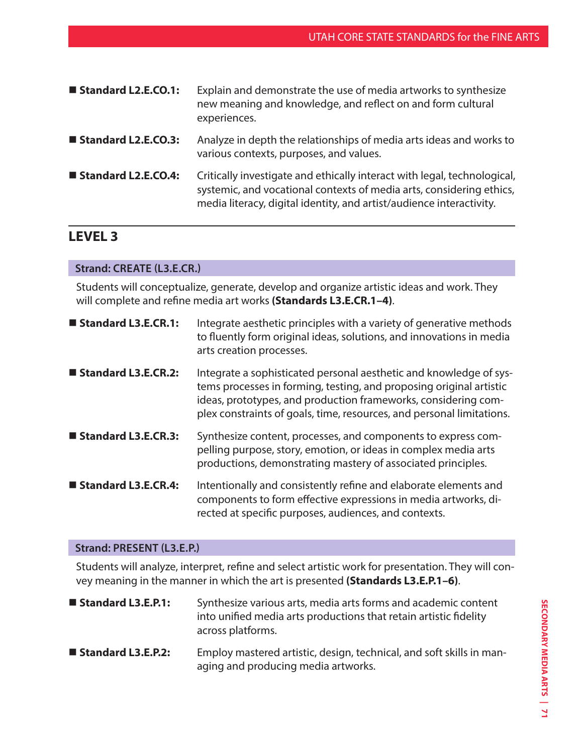- **Standard L2.E.CO.1:** Explain and demonstrate the use of media artworks to synthesize new meaning and knowledge, and reflect on and form cultural experiences.
- **Standard L2.E.CO.3:** Analyze in depth the relationships of media arts ideas and works to various contexts, purposes, and values.
- **Standard L2.E.CO.4:** Critically investigate and ethically interact with legal, technological, systemic, and vocational contexts of media arts, considering ethics, media literacy, digital identity, and artist/audience interactivity.

## LEVEL 3

### Strand: CREATE (L3.E.CR.)

Students will conceptualize, generate, develop and organize artistic ideas and work. They will complete and refine media art works **(Standards L3.E.CR.1–4)**.

- **Standard L3.E.CR.1:** Integrate aesthetic principles with a variety of generative methods to fluently form original ideas, solutions, and innovations in media arts creation processes.
- **Standard L3.E.CR.2:** Integrate a sophisticated personal aesthetic and knowledge of systems processes in forming, testing, and proposing original artistic ideas, prototypes, and production frameworks, considering complex constraints of goals, time, resources, and personal limitations.
- **Standard L3.E.CR.3:** Synthesize content, processes, and components to express compelling purpose, story, emotion, or ideas in complex media arts productions, demonstrating mastery of associated principles.
- **Standard L3.E.CR.4:** Intentionally and consistently refine and elaborate elements and components to form effective expressions in media artworks, directed at specific purposes, audiences, and contexts.

### Strand: PRESENT (L3.E.P.)

Students will analyze, interpret, refine and select artistic work for presentation. They will convey meaning in the manner in which the art is presented **(Standards L3.E.P.1–6)**.

- **Standard L3.E.P.1:** Synthesize various arts, media arts forms and academic content into unified media arts productions that retain artistic fidelity across platforms.
- **Standard L3.E.P.2:** Employ mastered artistic, design, technical, and soft skills in managing and producing media artworks.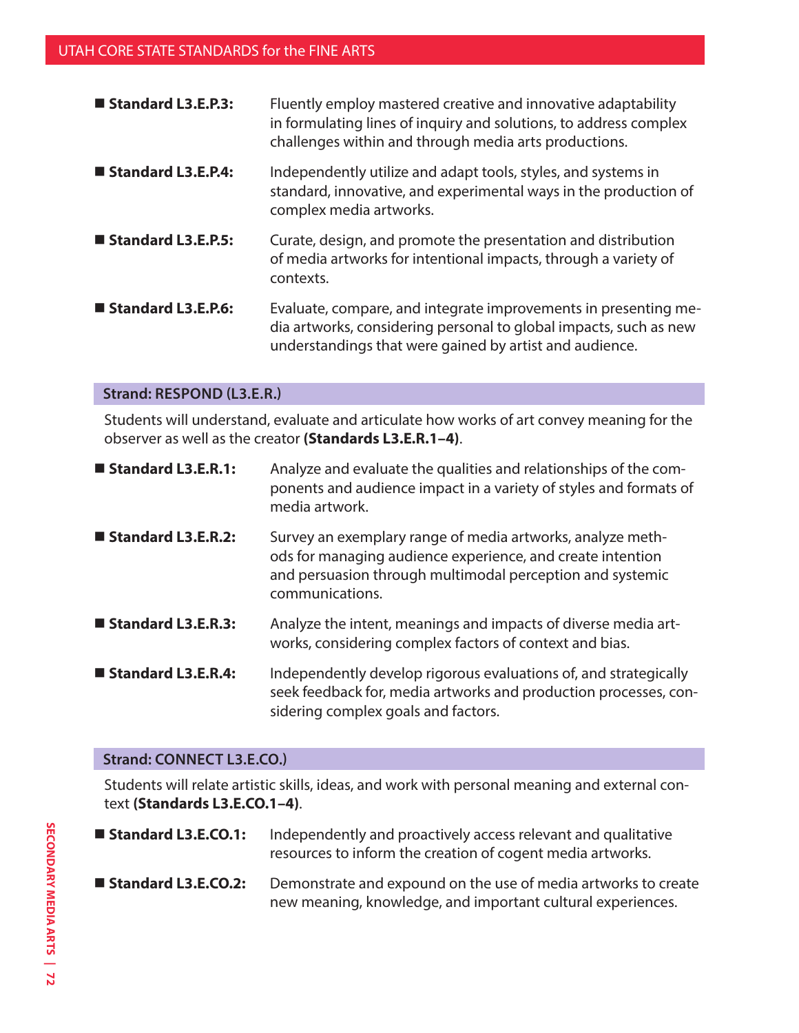- **Standard L3.E.P.3:** Fluently employ mastered creative and innovative adaptability in formulating lines of inquiry and solutions, to address complex challenges within and through media arts productions.
- **Standard L3.E.P.4:** Independently utilize and adapt tools, styles, and systems in standard, innovative, and experimental ways in the production of complex media artworks.
- **Standard L3.E.P.5:** Curate, design, and promote the presentation and distribution of media artworks for intentional impacts, through a variety of contexts.
- **Standard L3.E.P.6:** Evaluate, compare, and integrate improvements in presenting media artworks, considering personal to global impacts, such as new understandings that were gained by artist and audience.

## Strand: RESPOND (L3.E.R.)

Students will understand, evaluate and articulate how works of art convey meaning for the observer as well as the creator **(Standards L3.E.R.1–4)**.

- **Standard L3.E.R.1:** Analyze and evaluate the qualities and relationships of the components and audience impact in a variety of styles and formats of media artwork.
- **Standard L3.E.R.2:** Survey an exemplary range of media artworks, analyze methods for managing audience experience, and create intention and persuasion through multimodal perception and systemic communications.
- **Standard L3.E.R.3:** Analyze the intent, meanings and impacts of diverse media artworks, considering complex factors of context and bias.
- **Standard L3.E.R.4:** Independently develop rigorous evaluations of, and strategically seek feedback for, media artworks and production processes, considering complex goals and factors.

## Strand: CONNECT L3.E.CO.)

Students will relate artistic skills, ideas, and work with personal meaning and external context **(Standards L3.E.CO.1–4)**.

- **Standard L3.E.CO.1:** Independently and proactively access relevant and qualitative resources to inform the creation of cogent media artworks.
- **Standard L3.E.CO.2:** Demonstrate and expound on the use of media artworks to create new meaning, knowledge, and important cultural experiences.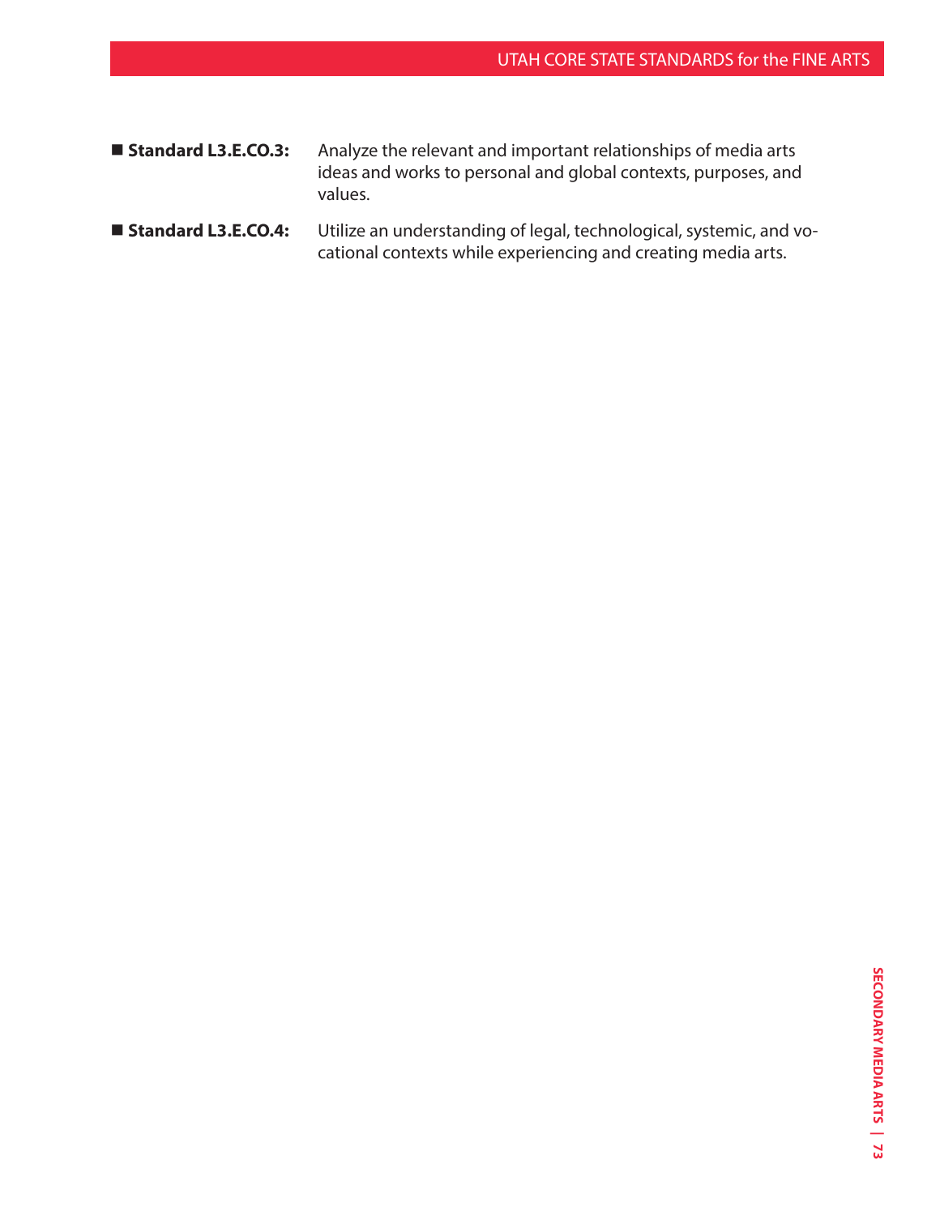- **Standard L3.E.CO.3:** Analyze the relevant and important relationships of media arts ideas and works to personal and global contexts, purposes, and values.
- **Standard L3.E.CO.4:** Utilize an understanding of legal, technological, systemic, and vocational contexts while experiencing and creating media arts.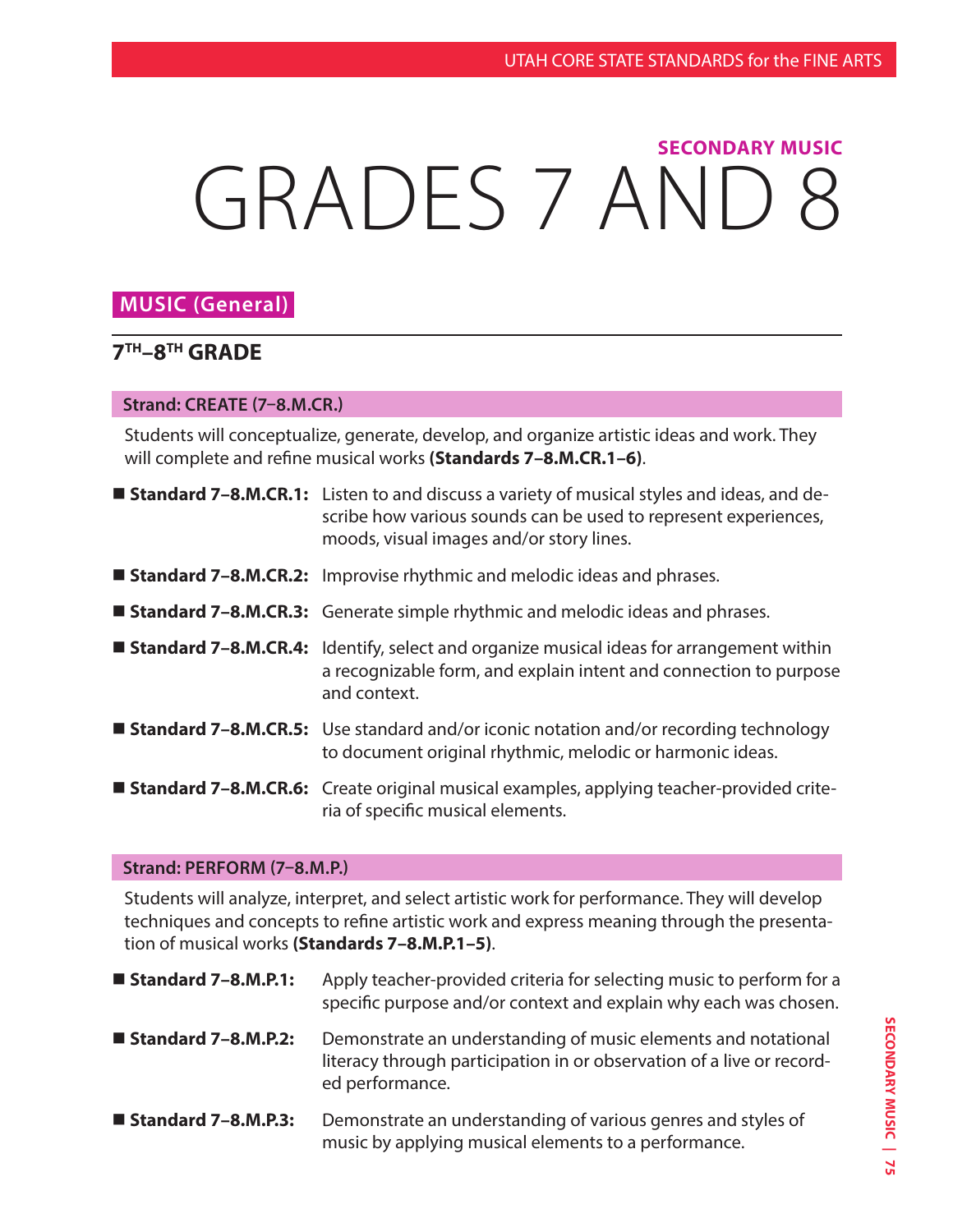## SECONDARY MUSIC

# GRADES 7 AND 8

## MUSIC (General)

### 7TH–8TH GRADE

**Strand: CREATE (7–8.M.CR.)**

Students will conceptualize, generate, develop, and organize artistic ideas and work. They will complete and refine musical works **(Standards 7–8.M.CR.1–6)**.

- **Standard 7–8.M.CR.1:** Listen to and discuss a variety of musical styles and ideas, and describe how various sounds can be used to represent experiences, moods, visual images and/or story lines.
- **Standard 7–8.M.CR.2:** Improvise rhythmic and melodic ideas and phrases.
- **Standard 7–8.M.CR.3:** Generate simple rhythmic and melodic ideas and phrases.
- **Standard 7–8.M.CR.4:** Identify, select and organize musical ideas for arrangement within a recognizable form, and explain intent and connection to purpose and context.
- **Standard 7–8.M.CR.5:** Use standard and/or iconic notation and/or recording technology to document original rhythmic, melodic or harmonic ideas.
- **Standard 7–8.M.CR.6:** Create original musical examples, applying teacher-provided criteria of specific musical elements.

**Strand: PERFORM (7–8.M.P.)**

Students will analyze, interpret, and select artistic work for performance. They will develop techniques and concepts to refine artistic work and express meaning through the presentation of musical works **(Standards 7–8.M.P.1–5)**.

- **Standard 7–8.M.P.1:** Apply teacher-provided criteria for selecting music to perform for a specific purpose and/or context and explain why each was chosen.
- **Standard 7–8.M.P.2:** Demonstrate an understanding of music elements and notational literacy through participation in or observation of a live or recorded performance.
- **Standard 7–8.M.P.3:** Demonstrate an understanding of various genres and styles of music by applying musical elements to a performance.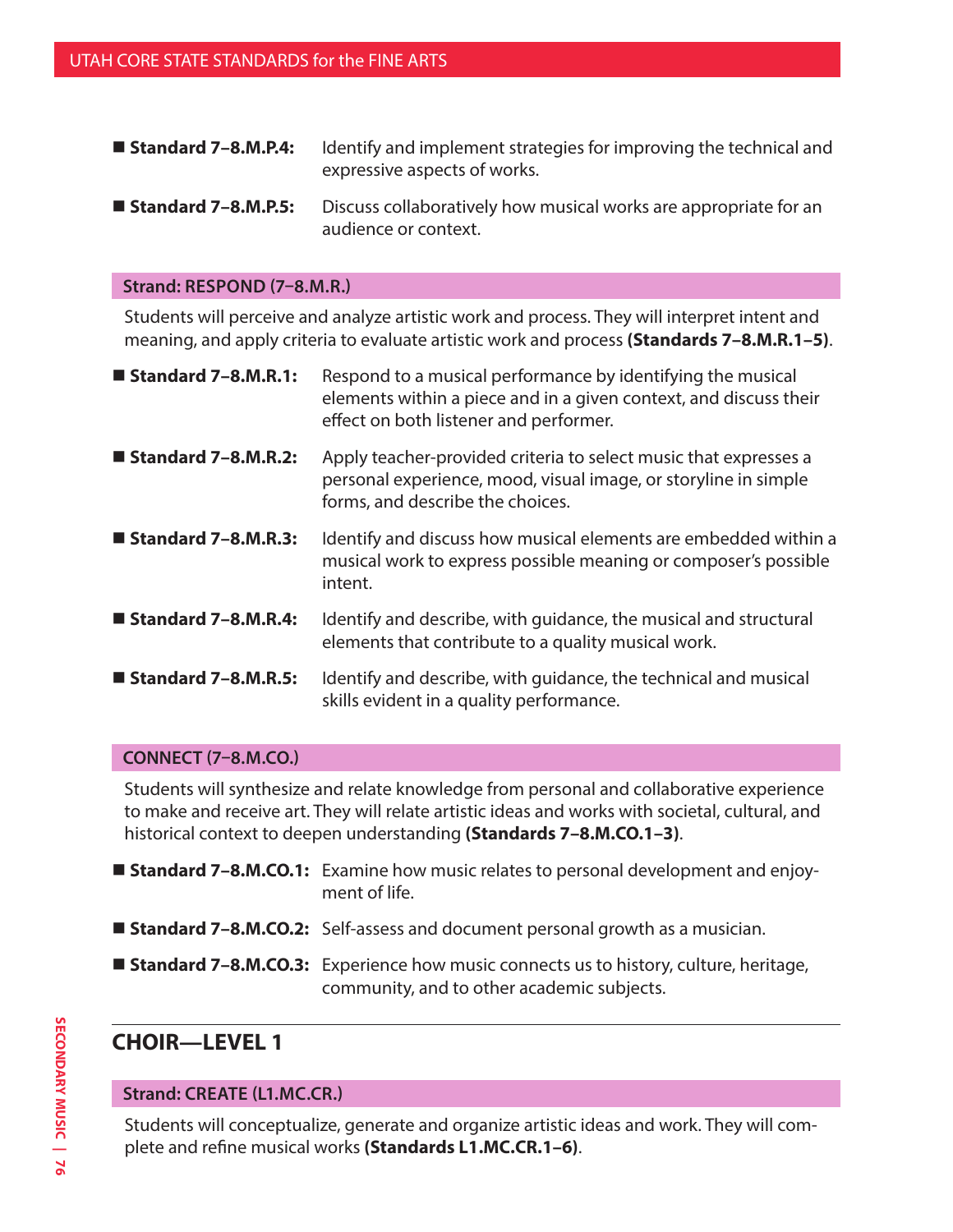- **Standard 7–8.M.P.4:** Identify and implement strategies for improving the technical and expressive aspects of works.
- **Standard 7–8.M.P.5:** Discuss collaboratively how musical works are appropriate for an audience or context.

### Strand: RESPOND (7–8.M.R.)

Students will perceive and analyze artistic work and process. They will interpret intent and meaning, and apply criteria to evaluate artistic work and process **(Standards 7–8.M.R.1–5)**.

- **Standard 7–8.M.R.1:** Respond to a musical performance by identifying the musical elements within a piece and in a given context, and discuss their effect on both listener and performer.
- **Standard 7–8.M.R.2:** Apply teacher-provided criteria to select music that expresses a personal experience, mood, visual image, or storyline in simple forms, and describe the choices.
- **Standard 7–8.M.R.3:** Identify and discuss how musical elements are embedded within a musical work to express possible meaning or composer's possible intent.
- **Standard 7–8.M.R.4:** Identify and describe, with guidance, the musical and structural elements that contribute to a quality musical work.
- **Standard 7–8.M.R.5:** Identify and describe, with guidance, the technical and musical skills evident in a quality performance.

### CONNECT (7–8.M.CO.)

Students will synthesize and relate knowledge from personal and collaborative experience to make and receive art. They will relate artistic ideas and works with societal, cultural, and historical context to deepen understanding **(Standards 7–8.M.CO.1–3)**.

- **Standard 7–8.M.CO.1:** Examine how music relates to personal development and enjoyment of life.
- **Standard 7–8.M.CO.2:** Self-assess and document personal growth as a musician.
- **Standard 7–8.M.CO.3:** Experience how music connects us to history, culture, heritage, community, and to other academic subjects.

## CHOIR—LEVEL 1

### Strand: CREATE (L1.MC.CR.)

Students will conceptualize, generate and organize artistic ideas and work. They will complete and refine musical works **(Standards L1.MC.CR.1–6)**.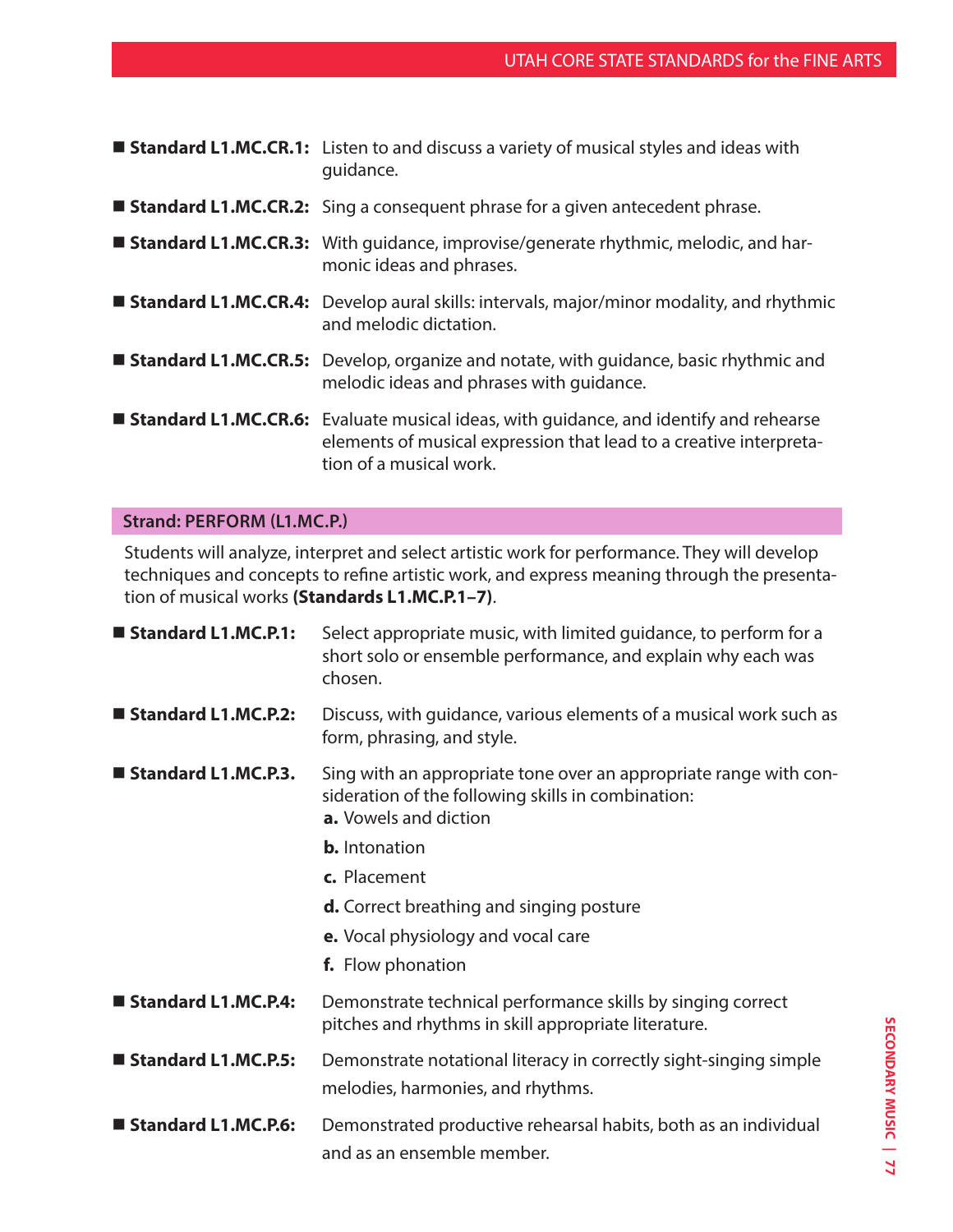- **Standard L1.MC.CR.1:** Listen to and discuss a variety of musical styles and ideas with guidance.
- **Standard L1.MC.CR.2:** Sing a consequent phrase for a given antecedent phrase.
- **Standard L1.MC.CR.3:** With guidance, improvise/generate rhythmic, melodic, and harmonic ideas and phrases.
- **Standard L1.MC.CR.4:** Develop aural skills: intervals, major/minor modality, and rhythmic and melodic dictation.
- **Standard L1.MC.CR.5:** Develop, organize and notate, with guidance, basic rhythmic and melodic ideas and phrases with guidance.
- **Standard L1.MC.CR.6:** Evaluate musical ideas, with guidance, and identify and rehearse elements of musical expression that lead to a creative interpretation of a musical work.

## Strand: PERFORM (L1.MC.P.)

Students will analyze, interpret and select artistic work for performance. They will develop techniques and concepts to refine artistic work, and express meaning through the presentation of musical works **(Standards L1.MC.P.1–7)**.

- **Standard L1.MC.P.1:** Select appropriate music, with limited guidance, to perform for a short solo or ensemble performance, and explain why each was chosen.
- **Standard L1.MC.P.2:** Discuss, with guidance, various elements of a musical work such as form, phrasing, and style.
- **Standard L1.MC.P.3.** Sing with an appropriate tone over an appropriate range with consideration of the following skills in combination:
  - **a.** Vowels and diction
  - **b.** Intonation
  - **c.** Placement
  - **d.** Correct breathing and singing posture
  - **e.** Vocal physiology and vocal care
  - **f.** Flow phonation
- **Standard L1.MC.P.4:** Demonstrate technical performance skills by singing correct pitches and rhythms in skill appropriate literature.
- **Standard L1.MC.P.5:** Demonstrate notational literacy in correctly sight-singing simple melodies, harmonies, and rhythms.
- **Standard L1.MC.P.6:** Demonstrated productive rehearsal habits, both as an individual and as an ensemble member.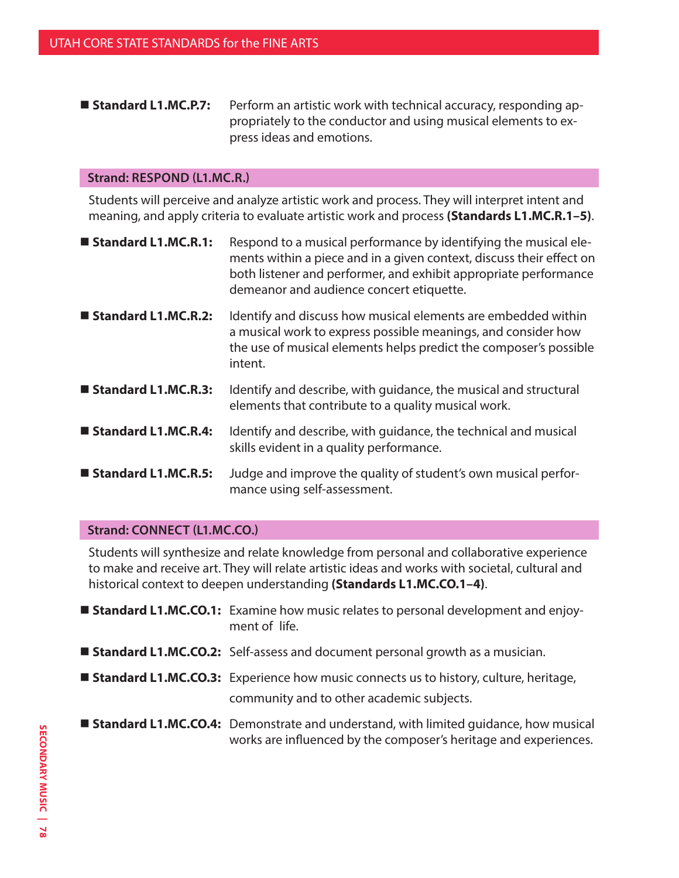- **Standard L1.MC.P.7:** Perform an artistic work with technical accuracy, responding appropriately to the conductor and using musical elements to express ideas and emotions.

## Strand: RESPOND (L1.MC.R.)

Students will perceive and analyze artistic work and process. They will interpret intent and meaning, and apply criteria to evaluate artistic work and process **(Standards L1.MC.R.1–5)**.

- **Standard L1.MC.R.1:** Respond to a musical performance by identifying the musical elements within a piece and in a given context, discuss their effect on both listener and performer, and exhibit appropriate performance demeanor and audience concert etiquette.
- **Standard L1.MC.R.2:** Identify and discuss how musical elements are embedded within a musical work to express possible meanings, and consider how the use of musical elements helps predict the composer's possible intent.
- **Standard L1.MC.R.3:** Identify and describe, with guidance, the musical and structural elements that contribute to a quality musical work.
- **Standard L1.MC.R.4:** Identify and describe, with guidance, the technical and musical skills evident in a quality performance.
- **Standard L1.MC.R.5:** Judge and improve the quality of student's own musical performance using self-assessment.

## Strand: CONNECT (L1.MC.CO.)

Students will synthesize and relate knowledge from personal and collaborative experience to make and receive art. They will relate artistic ideas and works with societal, cultural and historical context to deepen understanding **(Standards L1.MC.CO.1–4)**.

- **Standard L1.MC.CO.1:** Examine how music relates to personal development and enjoyment of life.
- **Standard L1.MC.CO.2:** Self-assess and document personal growth as a musician.
- **Standard L1.MC.CO.3:** Experience how music connects us to history, culture, heritage, community and to other academic subjects.
- **Standard L1.MC.CO.4:** Demonstrate and understand, with limited guidance, how musical works are influenced by the composer's heritage and experiences.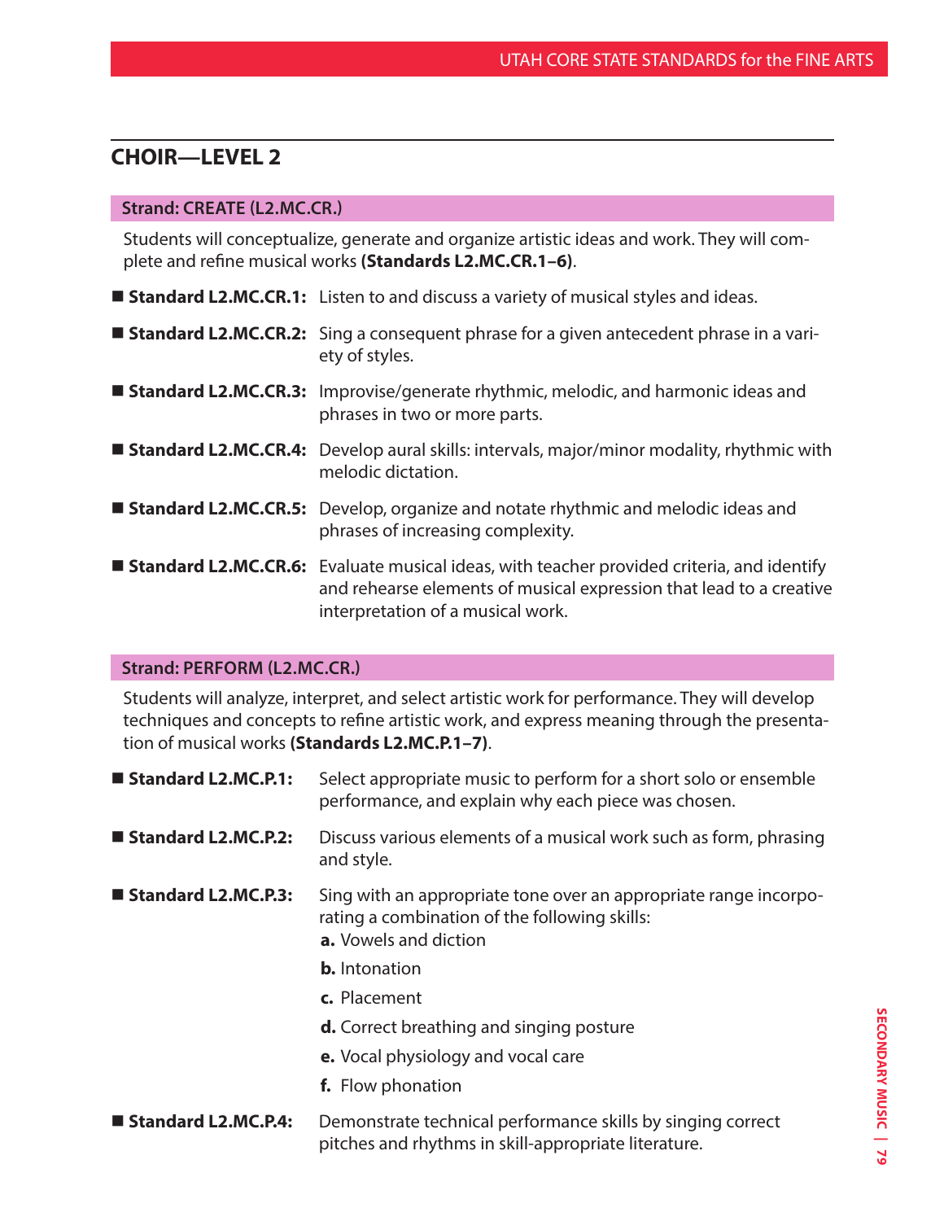## CHOIR—LEVEL 2

### Strand: CREATE (L2.MC.CR.)

Students will conceptualize, generate and organize artistic ideas and work. They will complete and refine musical works **(Standards L2.MC.CR.1–6)**.

- **Standard L2.MC.CR.1:** Listen to and discuss a variety of musical styles and ideas.
- **Standard L2.MC.CR.2:** Sing a consequent phrase for a given antecedent phrase in a variety of styles.
- **Standard L2.MC.CR.3:** Improvise/generate rhythmic, melodic, and harmonic ideas and phrases in two or more parts.
- **Standard L2.MC.CR.4:** Develop aural skills: intervals, major/minor modality, rhythmic with melodic dictation.
- **Standard L2.MC.CR.5:** Develop, organize and notate rhythmic and melodic ideas and phrases of increasing complexity.
- **Standard L2.MC.CR.6:** Evaluate musical ideas, with teacher provided criteria, and identify and rehearse elements of musical expression that lead to a creative interpretation of a musical work.

### Strand: PERFORM (L2.MC.CR.)

Students will analyze, interpret, and select artistic work for performance. They will develop techniques and concepts to refine artistic work, and express meaning through the presentation of musical works **(Standards L2.MC.P.1–7)**.

- **Standard L2.MC.P.1:** Select appropriate music to perform for a short solo or ensemble performance, and explain why each piece was chosen.
- **Standard L2.MC.P.2:** Discuss various elements of a musical work such as form, phrasing and style.
- **Standard L2.MC.P.3:** Sing with an appropriate tone over an appropriate range incorporating a combination of the following skills:
  - **a.** Vowels and diction
  - **b.** Intonation
  - **c.** Placement
  - **d.** Correct breathing and singing posture
  - **e.** Vocal physiology and vocal care
  - **f.** Flow phonation
- **Standard L2.MC.P.4:** Demonstrate technical performance skills by singing correct pitches and rhythms in skill-appropriate literature.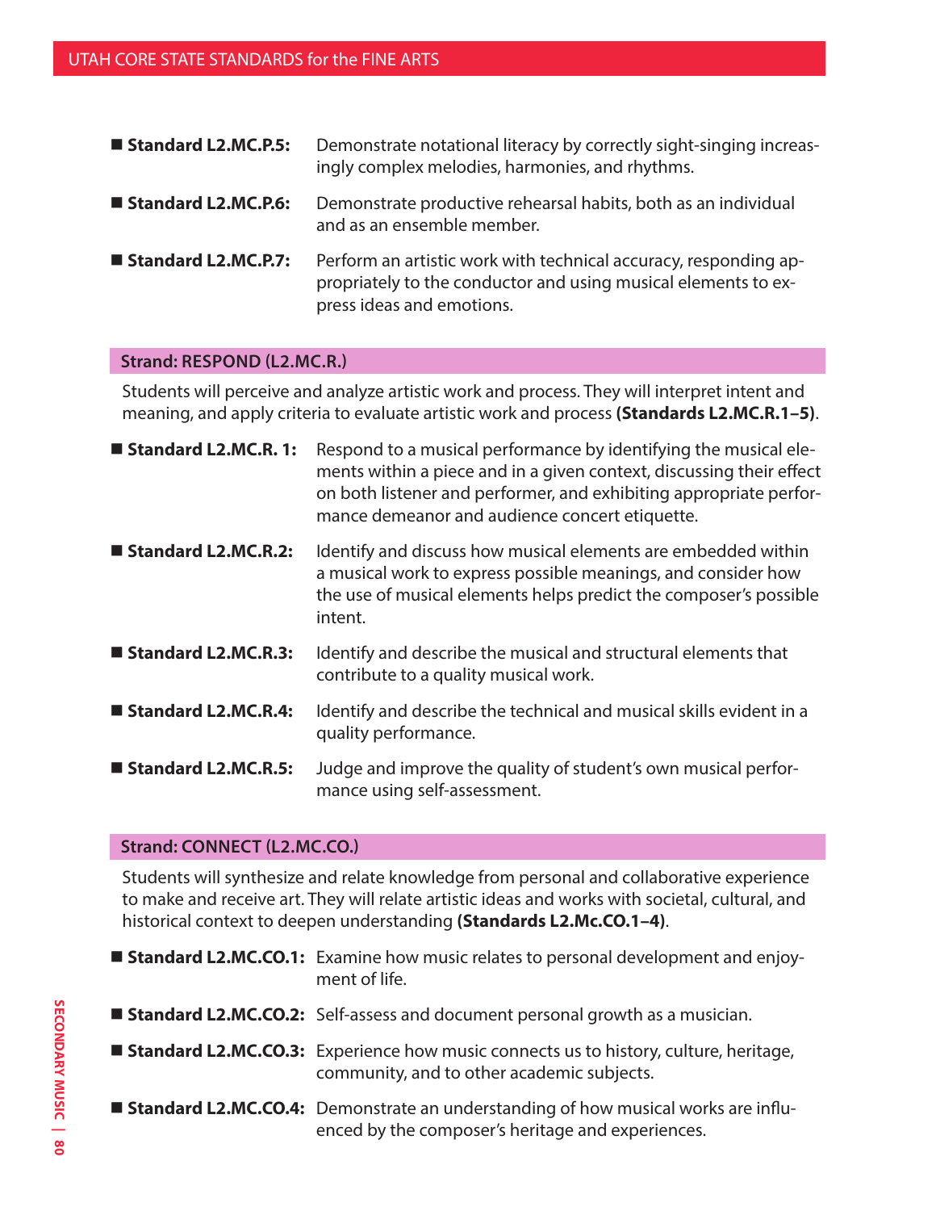- **Standard L2.MC.P.5:** Demonstrate notational literacy by correctly sight-singing increasingly complex melodies, harmonies, and rhythms.
- **Standard L2.MC.P.6:** Demonstrate productive rehearsal habits, both as an individual and as an ensemble member.
- **Standard L2.MC.P.7:** Perform an artistic work with technical accuracy, responding appropriately to the conductor and using musical elements to express ideas and emotions.

## Strand: RESPOND (L2.MC.R.)

Students will perceive and analyze artistic work and process. They will interpret intent and meaning, and apply criteria to evaluate artistic work and process **(Standards L2.MC.R.1–5)**.

- **Standard L2.MC.R. 1:** Respond to a musical performance by identifying the musical elements within a piece and in a given context, discussing their effect on both listener and performer, and exhibiting appropriate performance demeanor and audience concert etiquette.
- **Standard L2.MC.R.2:** Identify and discuss how musical elements are embedded within a musical work to express possible meanings, and consider how the use of musical elements helps predict the composer's possible intent.
- **Standard L2.MC.R.3:** Identify and describe the musical and structural elements that contribute to a quality musical work.
- **Standard L2.MC.R.4:** Identify and describe the technical and musical skills evident in a quality performance.
- **Standard L2.MC.R.5:** Judge and improve the quality of student's own musical performance using self-assessment.

## Strand: CONNECT (L2.MC.CO.)

Students will synthesize and relate knowledge from personal and collaborative experience to make and receive art. They will relate artistic ideas and works with societal, cultural, and historical context to deepen understanding **(Standards L2.Mc.CO.1–4)**.

- **Standard L2.MC.CO.1:** Examine how music relates to personal development and enjoyment of life.
- **Standard L2.MC.CO.2:** Self-assess and document personal growth as a musician.
- **Standard L2.MC.CO.3:** Experience how music connects us to history, culture, heritage, community, and to other academic subjects.
- **Standard L2.MC.CO.4:** Demonstrate an understanding of how musical works are influenced by the composer's heritage and experiences.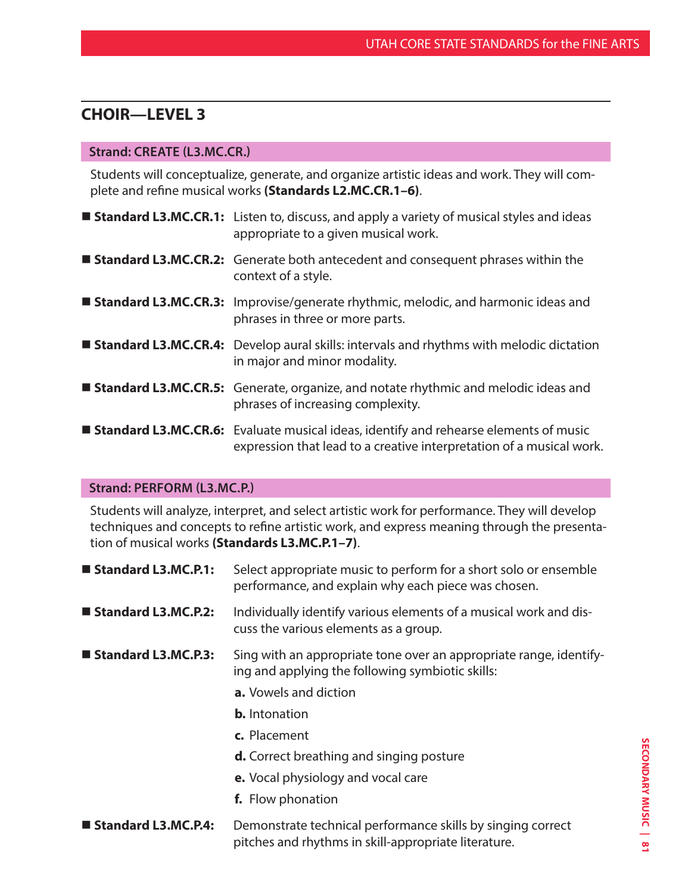## CHOIR—LEVEL 3

### Strand: CREATE (L3.MC.CR.)

Students will conceptualize, generate, and organize artistic ideas and work. They will complete and refine musical works **(Standards L2.MC.CR.1–6)**.

- **Standard L3.MC.CR.1:** Listen to, discuss, and apply a variety of musical styles and ideas appropriate to a given musical work.
- **Standard L3.MC.CR.2:** Generate both antecedent and consequent phrases within the context of a style.
- **Standard L3.MC.CR.3:** Improvise/generate rhythmic, melodic, and harmonic ideas and phrases in three or more parts.
- **Standard L3.MC.CR.4:** Develop aural skills: intervals and rhythms with melodic dictation in major and minor modality.
- **Standard L3.MC.CR.5:** Generate, organize, and notate rhythmic and melodic ideas and phrases of increasing complexity.
- **Standard L3.MC.CR.6:** Evaluate musical ideas, identify and rehearse elements of music expression that lead to a creative interpretation of a musical work.

### Strand: PERFORM (L3.MC.P.)

Students will analyze, interpret, and select artistic work for performance. They will develop techniques and concepts to refine artistic work, and express meaning through the presentation of musical works **(Standards L3.MC.P.1–7)**.

- **Standard L3.MC.P.1:** Select appropriate music to perform for a short solo or ensemble performance, and explain why each piece was chosen.
- **Standard L3.MC.P.2:** Individually identify various elements of a musical work and discuss the various elements as a group.
- **Standard L3.MC.P.3:** Sing with an appropriate tone over an appropriate range, identifying and applying the following symbiotic skills:
  - **a.** Vowels and diction
  - **b.** Intonation
  - **c.** Placement
  - **d.** Correct breathing and singing posture
  - **e.** Vocal physiology and vocal care
  - **f.** Flow phonation
- **Standard L3.MC.P.4:** Demonstrate technical performance skills by singing correct pitches and rhythms in skill-appropriate literature.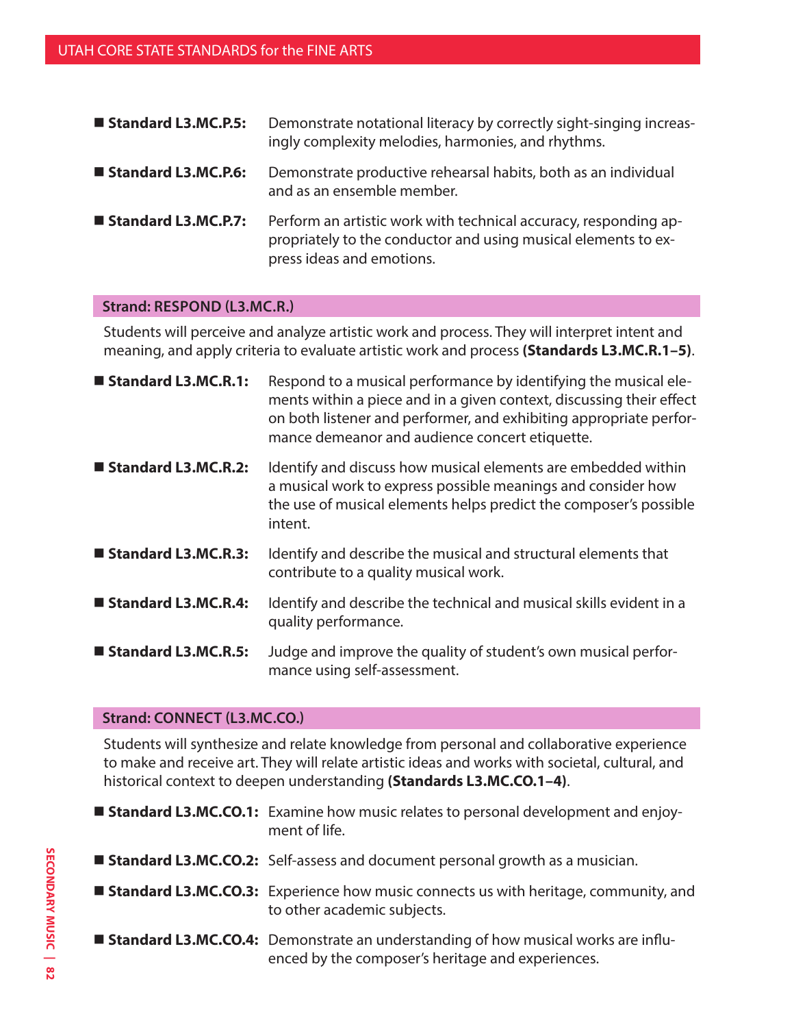- **Standard L3.MC.P.5:** Demonstrate notational literacy by correctly sight-singing increasingly complexity melodies, harmonies, and rhythms.
- **Standard L3.MC.P.6:** Demonstrate productive rehearsal habits, both as an individual and as an ensemble member.
- **Standard L3.MC.P.7:** Perform an artistic work with technical accuracy, responding appropriately to the conductor and using musical elements to express ideas and emotions.

## Strand: RESPOND (L3.MC.R.)

Students will perceive and analyze artistic work and process. They will interpret intent and meaning, and apply criteria to evaluate artistic work and process **(Standards L3.MC.R.1–5)**.

- **Standard L3.MC.R.1:** Respond to a musical performance by identifying the musical elements within a piece and in a given context, discussing their effect on both listener and performer, and exhibiting appropriate performance demeanor and audience concert etiquette.
- **Standard L3.MC.R.2:** Identify and discuss how musical elements are embedded within a musical work to express possible meanings and consider how the use of musical elements helps predict the composer's possible intent.
- **Standard L3.MC.R.3:** Identify and describe the musical and structural elements that contribute to a quality musical work.
- **Standard L3.MC.R.4:** Identify and describe the technical and musical skills evident in a quality performance.
- **Standard L3.MC.R.5:** Judge and improve the quality of student's own musical performance using self-assessment.

## Strand: CONNECT (L3.MC.CO.)

Students will synthesize and relate knowledge from personal and collaborative experience to make and receive art. They will relate artistic ideas and works with societal, cultural, and historical context to deepen understanding **(Standards L3.MC.CO.1–4)**.

- **Standard L3.MC.CO.1:** Examine how music relates to personal development and enjoyment of life.
- **Standard L3.MC.CO.2:** Self-assess and document personal growth as a musician.
- **Standard L3.MC.CO.3:** Experience how music connects us with heritage, community, and to other academic subjects.
- **Standard L3.MC.CO.4:** Demonstrate an understanding of how musical works are influenced by the composer's heritage and experiences.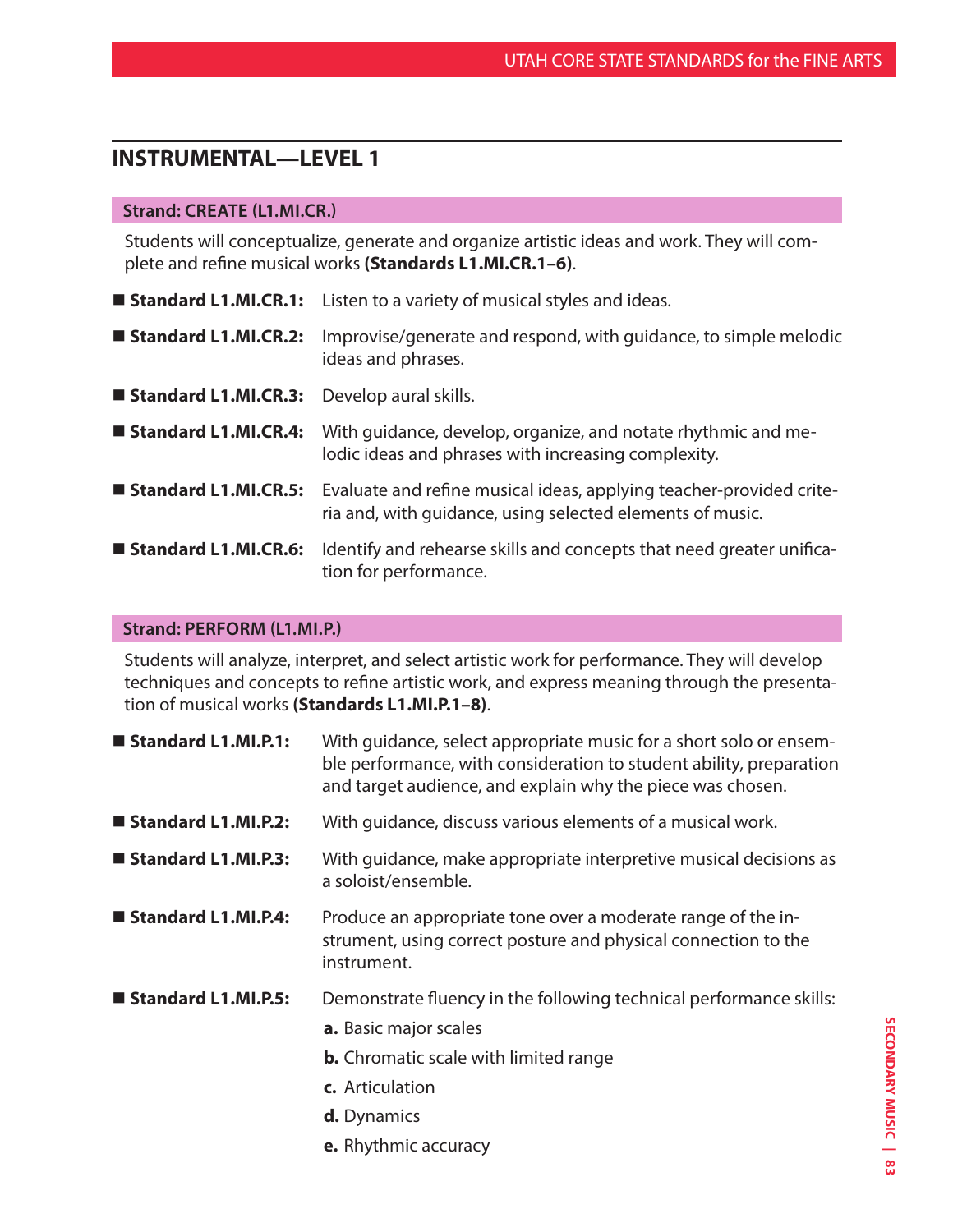## INSTRUMENTAL—LEVEL 1

### Strand: CREATE (L1.MI.CR.)

Students will conceptualize, generate and organize artistic ideas and work. They will complete and refine musical works **(Standards L1.MI.CR.1–6)**.

- **Standard L1.MI.CR.1:** Listen to a variety of musical styles and ideas.
- **Standard L1.MI.CR.2:** Improvise/generate and respond, with guidance, to simple melodic ideas and phrases.
- **Standard L1.MI.CR.3:** Develop aural skills.
- **Standard L1.MI.CR.4:** With guidance, develop, organize, and notate rhythmic and melodic ideas and phrases with increasing complexity.
- **Standard L1.MI.CR.5:** Evaluate and refine musical ideas, applying teacher-provided criteria and, with guidance, using selected elements of music.
- **Standard L1.MI.CR.6:** Identify and rehearse skills and concepts that need greater unification for performance.

### Strand: PERFORM (L1.MI.P.)

Students will analyze, interpret, and select artistic work for performance. They will develop techniques and concepts to refine artistic work, and express meaning through the presentation of musical works **(Standards L1.MI.P.1–8)**.

- **Standard L1.MI.P.1:** With guidance, select appropriate music for a short solo or ensemble performance, with consideration to student ability, preparation and target audience, and explain why the piece was chosen.
- **Standard L1.MI.P.2:** With guidance, discuss various elements of a musical work.
- **Standard L1.MI.P.3:** With guidance, make appropriate interpretive musical decisions as a soloist/ensemble.
- **Standard L1.MI.P.4:** Produce an appropriate tone over a moderate range of the instrument, using correct posture and physical connection to the instrument.
- **Standard L1.MI.P.5:** Demonstrate fluency in the following technical performance skills:
  - **a.** Basic major scales
  - **b.** Chromatic scale with limited range
  - **c.** Articulation
  - **d.** Dynamics
  - **e.** Rhythmic accuracy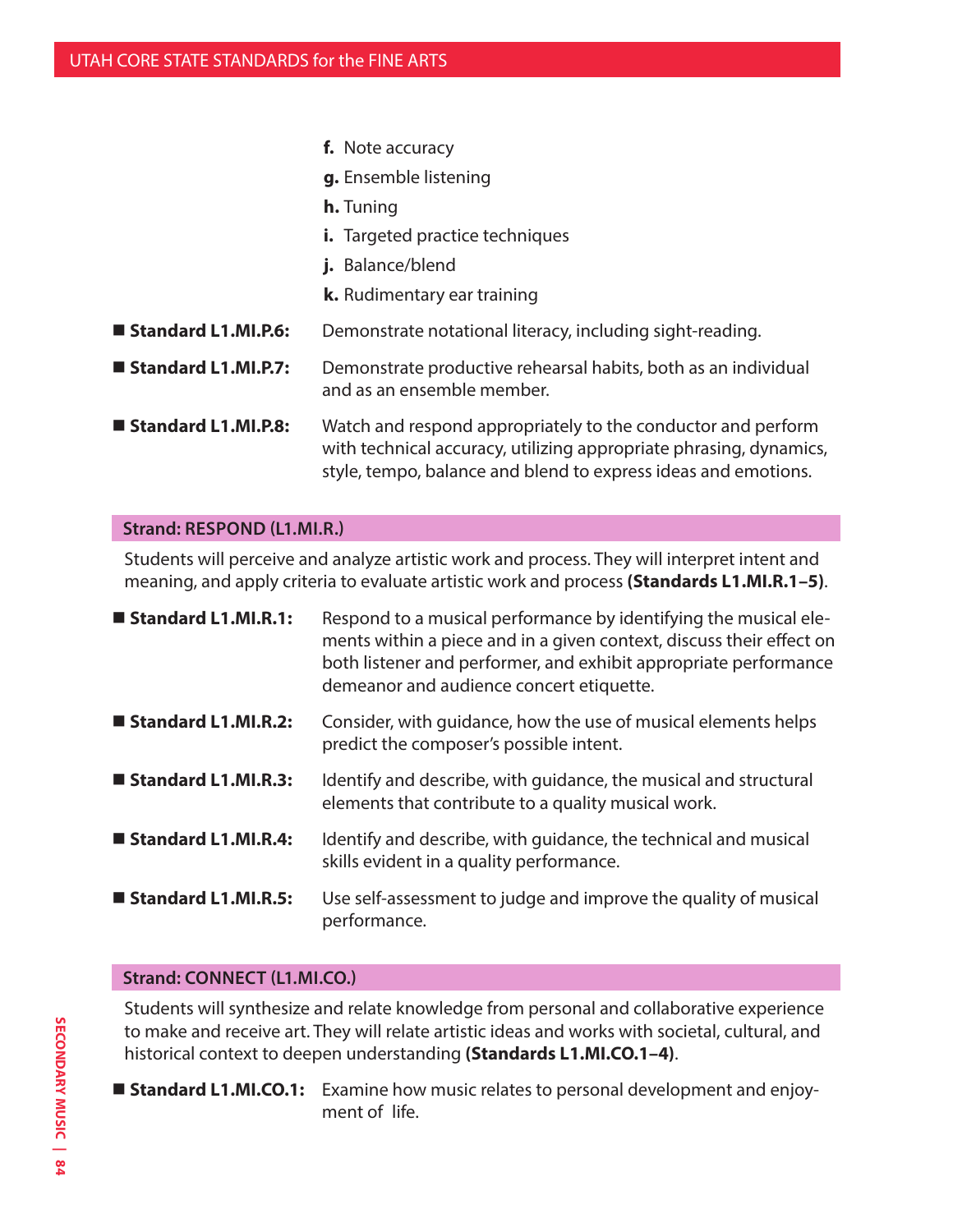f. Note accuracy

g. Ensemble listening

h. Tuning

i. Targeted practice techniques

j. Balance/blend

k. Rudimentary ear training

■ **Standard L1.MI.P.6:** Demonstrate notational literacy, including sight-reading.

■ **Standard L1.MI.P.7:** Demonstrate productive rehearsal habits, both as an individual and as an ensemble member.

■ **Standard L1.MI.P.8:** Watch and respond appropriately to the conductor and perform with technical accuracy, utilizing appropriate phrasing, dynamics, style, tempo, balance and blend to express ideas and emotions.

### Strand: RESPOND (L1.MI.R.)

Students will perceive and analyze artistic work and process. They will interpret intent and meaning, and apply criteria to evaluate artistic work and process **(Standards L1.MI.R.1–5)**.

■ **Standard L1.MI.R.1:** Respond to a musical performance by identifying the musical elements within a piece and in a given context, discuss their effect on both listener and performer, and exhibit appropriate performance demeanor and audience concert etiquette.

■ **Standard L1.MI.R.2:** Consider, with guidance, how the use of musical elements helps predict the composer's possible intent.

■ **Standard L1.MI.R.3:** Identify and describe, with guidance, the musical and structural elements that contribute to a quality musical work.

■ **Standard L1.MI.R.4:** Identify and describe, with guidance, the technical and musical skills evident in a quality performance.

■ **Standard L1.MI.R.5:** Use self-assessment to judge and improve the quality of musical performance.

### Strand: CONNECT (L1.MI.CO.)

Students will synthesize and relate knowledge from personal and collaborative experience to make and receive art. They will relate artistic ideas and works with societal, cultural, and historical context to deepen understanding **(Standards L1.MI.CO.1–4)**.

■ **Standard L1.MI.CO.1:** Examine how music relates to personal development and enjoyment of life.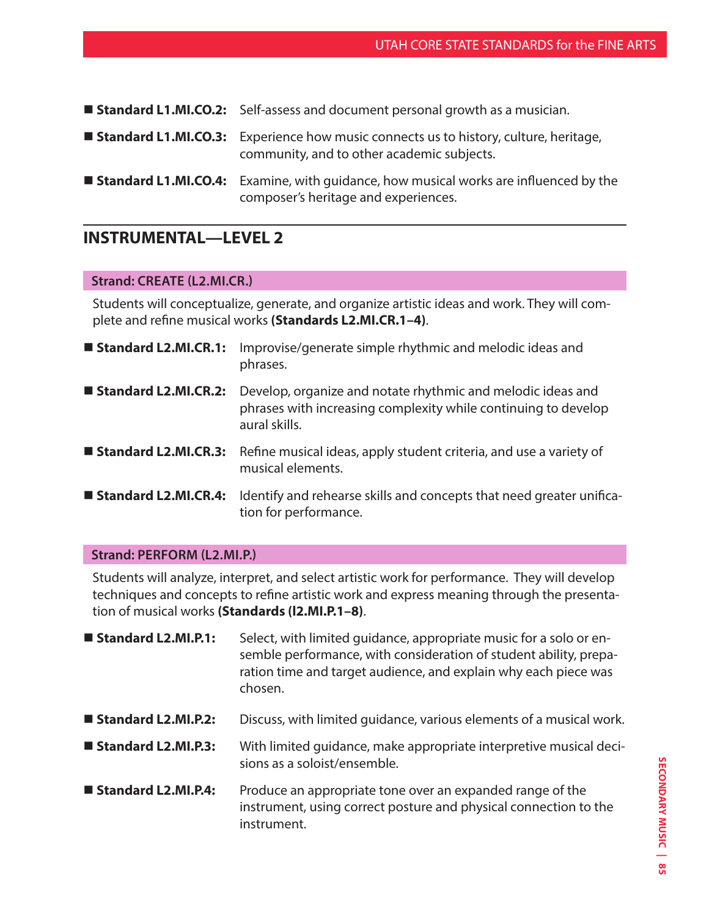- **Standard L1.MI.CO.2:** Self-assess and document personal growth as a musician.
- **Standard L1.MI.CO.3:** Experience how music connects us to history, culture, heritage, community, and to other academic subjects.
- **Standard L1.MI.CO.4:** Examine, with guidance, how musical works are influenced by the composer's heritage and experiences.

## INSTRUMENTAL—LEVEL 2

### Strand: CREATE (L2.MI.CR.)

Students will conceptualize, generate, and organize artistic ideas and work. They will complete and refine musical works **(Standards L2.MI.CR.1–4)**.

- **Standard L2.MI.CR.1:** Improvise/generate simple rhythmic and melodic ideas and phrases.
- **Standard L2.MI.CR.2:** Develop, organize and notate rhythmic and melodic ideas and phrases with increasing complexity while continuing to develop aural skills.
- **Standard L2.MI.CR.3:** Refine musical ideas, apply student criteria, and use a variety of musical elements.
- **Standard L2.MI.CR.4:** Identify and rehearse skills and concepts that need greater unification for performance.

### Strand: PERFORM (L2.MI.P.)

Students will analyze, interpret, and select artistic work for performance. They will develop techniques and concepts to refine artistic work and express meaning through the presentation of musical works **(Standards (l2.MI.P.1–8)**.

- **Standard L2.MI.P.1:** Select, with limited guidance, appropriate music for a solo or ensemble performance, with consideration of student ability, preparation time and target audience, and explain why each piece was chosen.
- **Standard L2.MI.P.2:** Discuss, with limited guidance, various elements of a musical work.
- **Standard L2.MI.P.3:** With limited guidance, make appropriate interpretive musical decisions as a soloist/ensemble.
- **Standard L2.MI.P.4:** Produce an appropriate tone over an expanded range of the instrument, using correct posture and physical connection to the instrument.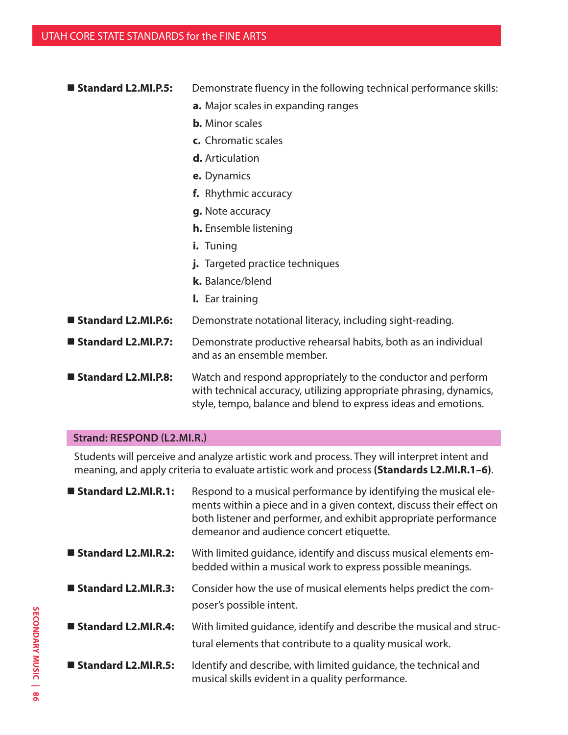- **Standard L2.MI.P.5:** Demonstrate fluency in the following technical performance skills:
  - **a.** Major scales in expanding ranges
  - **b.** Minor scales
  - **c.** Chromatic scales
  - **d.** Articulation
  - **e.** Dynamics
  - **f.** Rhythmic accuracy
  - **g.** Note accuracy
  - **h.** Ensemble listening
  - **i.** Tuning
  - **j.** Targeted practice techniques
  - **k.** Balance/blend
  - **l.** Ear training
- **Standard L2.MI.P.6:** Demonstrate notational literacy, including sight-reading.
- **Standard L2.MI.P.7:** Demonstrate productive rehearsal habits, both as an individual and as an ensemble member.
- **Standard L2.MI.P.8:** Watch and respond appropriately to the conductor and perform with technical accuracy, utilizing appropriate phrasing, dynamics, style, tempo, balance and blend to express ideas and emotions.

## Strand: RESPOND (L2.MI.R.)

Students will perceive and analyze artistic work and process. They will interpret intent and meaning, and apply criteria to evaluate artistic work and process **(Standards L2.MI.R.1–6)**.

- **Standard L2.MI.R.1:** Respond to a musical performance by identifying the musical elements within a piece and in a given context, discuss their effect on both listener and performer, and exhibit appropriate performance demeanor and audience concert etiquette.
- **Standard L2.MI.R.2:** With limited guidance, identify and discuss musical elements embedded within a musical work to express possible meanings.
- **Standard L2.MI.R.3:** Consider how the use of musical elements helps predict the composer's possible intent.
- **Standard L2.MI.R.4:** With limited guidance, identify and describe the musical and structural elements that contribute to a quality musical work.
- **Standard L2.MI.R.5:** Identify and describe, with limited guidance, the technical and musical skills evident in a quality performance.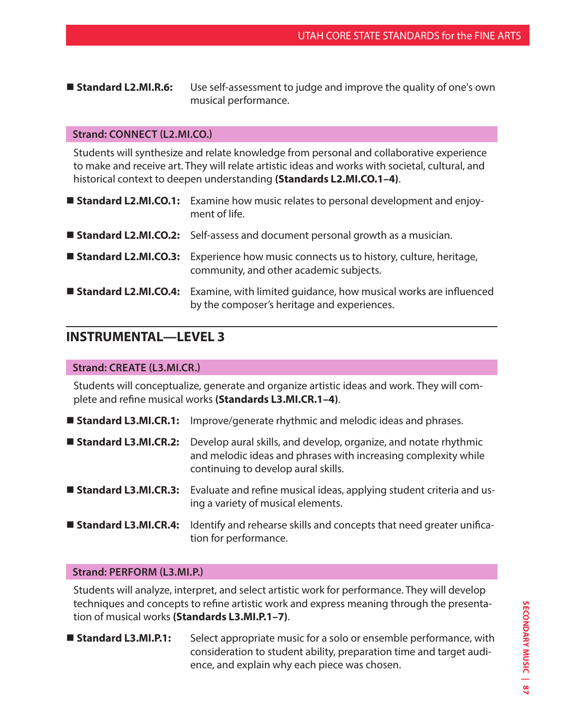■ **Standard L2.MI.R.6:** Use self-assessment to judge and improve the quality of one's own musical performance.

### Strand: CONNECT (L2.MI.CO.)

Students will synthesize and relate knowledge from personal and collaborative experience to make and receive art. They will relate artistic ideas and works with societal, cultural, and historical context to deepen understanding **(Standards L2.MI.CO.1–4)**.

■ **Standard L2.MI.CO.1:** Examine how music relates to personal development and enjoyment of life.

■ **Standard L2.MI.CO.2:** Self-assess and document personal growth as a musician.

■ **Standard L2.MI.CO.3:** Experience how music connects us to history, culture, heritage, community, and other academic subjects.

■ **Standard L2.MI.CO.4:** Examine, with limited guidance, how musical works are influenced by the composer's heritage and experiences.

## INSTRUMENTAL—LEVEL 3

### Strand: CREATE (L3.MI.CR.)

Students will conceptualize, generate and organize artistic ideas and work. They will complete and refine musical works **(Standards L3.MI.CR.1–4)**.

■ **Standard L3.MI.CR.1:** Improve/generate rhythmic and melodic ideas and phrases.

■ **Standard L3.MI.CR.2:** Develop aural skills, and develop, organize, and notate rhythmic and melodic ideas and phrases with increasing complexity while continuing to develop aural skills.

■ **Standard L3.MI.CR.3:** Evaluate and refine musical ideas, applying student criteria and using a variety of musical elements.

■ **Standard L3.MI.CR.4:** Identify and rehearse skills and concepts that need greater unification for performance.

### Strand: PERFORM (L3.MI.P.)

Students will analyze, interpret, and select artistic work for performance. They will develop techniques and concepts to refine artistic work and express meaning through the presentation of musical works **(Standards L3.MI.P.1–7)**.

■ **Standard L3.MI.P.1:** Select appropriate music for a solo or ensemble performance, with consideration to student ability, preparation time and target audience, and explain why each piece was chosen.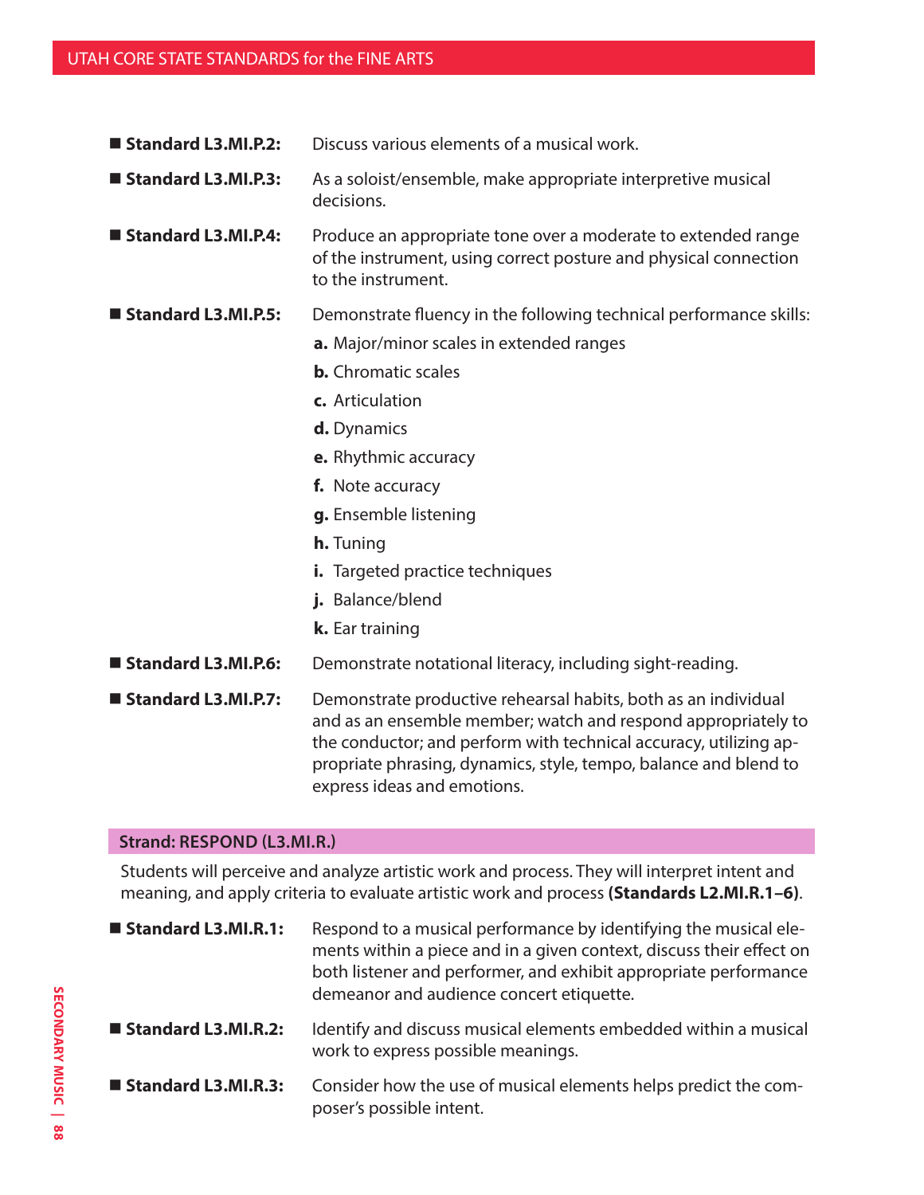- **Standard L3.MI.P.2:** Discuss various elements of a musical work.
- **Standard L3.MI.P.3:** As a soloist/ensemble, make appropriate interpretive musical decisions.
- **Standard L3.MI.P.4:** Produce an appropriate tone over a moderate to extended range of the instrument, using correct posture and physical connection to the instrument.
- **Standard L3.MI.P.5:** Demonstrate fluency in the following technical performance skills:
  - **a.** Major/minor scales in extended ranges
  - **b.** Chromatic scales
  - **c.** Articulation
  - **d.** Dynamics
  - **e.** Rhythmic accuracy
  - **f.** Note accuracy
  - **g.** Ensemble listening
  - **h.** Tuning
  - **i.** Targeted practice techniques
  - **j.** Balance/blend
  - **k.** Ear training
- **Standard L3.MI.P.6:** Demonstrate notational literacy, including sight-reading.
- **Standard L3.MI.P.7:** Demonstrate productive rehearsal habits, both as an individual and as an ensemble member; watch and respond appropriately to the conductor; and perform with technical accuracy, utilizing appropriate phrasing, dynamics, style, tempo, balance and blend to express ideas and emotions.

## Strand: RESPOND (L3.MI.R.)

Students will perceive and analyze artistic work and process. They will interpret intent and meaning, and apply criteria to evaluate artistic work and process **(Standards L2.MI.R.1–6)**.

- **Standard L3.MI.R.1:** Respond to a musical performance by identifying the musical elements within a piece and in a given context, discuss their effect on both listener and performer, and exhibit appropriate performance demeanor and audience concert etiquette.
- **Standard L3.MI.R.2:** Identify and discuss musical elements embedded within a musical work to express possible meanings.
- **Standard L3.MI.R.3:** Consider how the use of musical elements helps predict the composer's possible intent.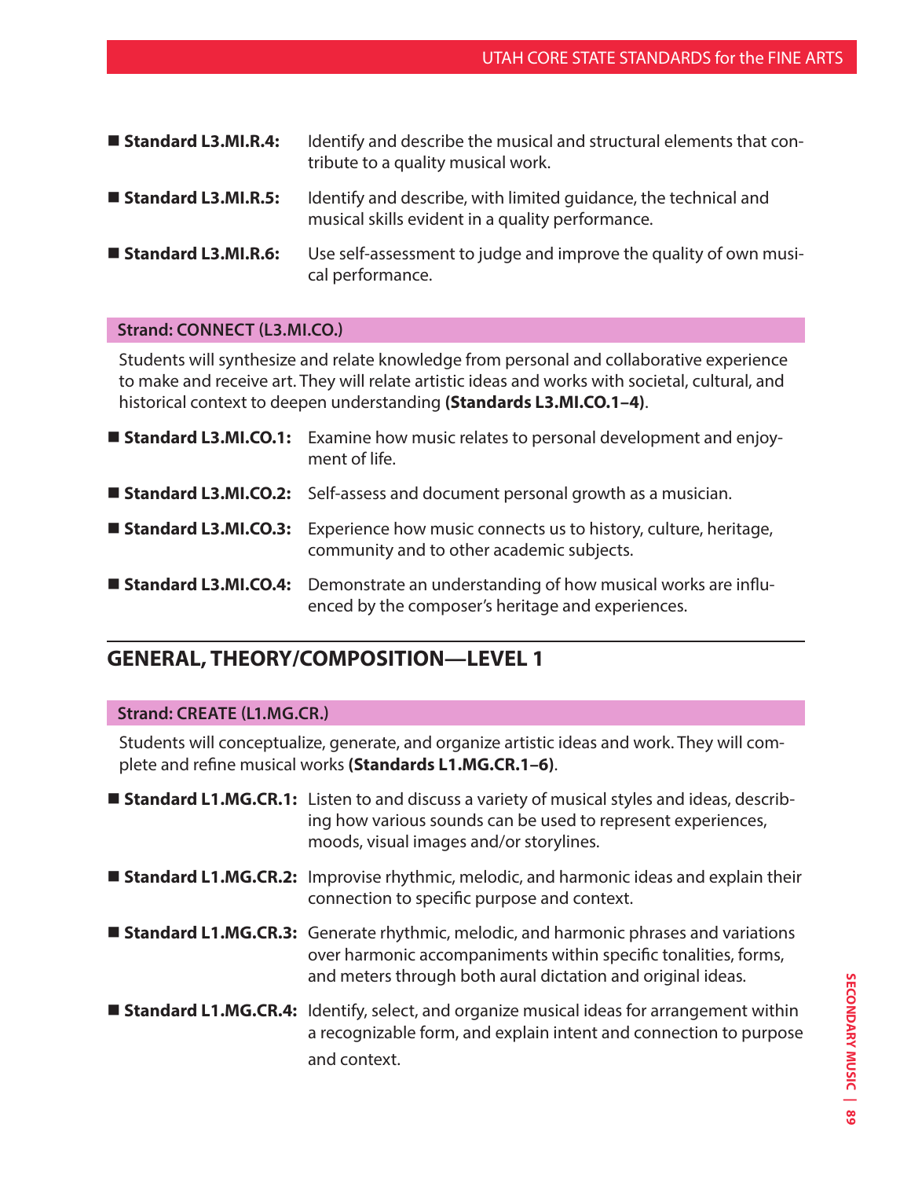- **Standard L3.MI.R.4:** Identify and describe the musical and structural elements that contribute to a quality musical work.
- **Standard L3.MI.R.5:** Identify and describe, with limited guidance, the technical and musical skills evident in a quality performance.
- **Standard L3.MI.R.6:** Use self-assessment to judge and improve the quality of own musical performance.

**Strand: CONNECT (L3.MI.CO.)**

Students will synthesize and relate knowledge from personal and collaborative experience to make and receive art. They will relate artistic ideas and works with societal, cultural, and historical context to deepen understanding **(Standards L3.MI.CO.1–4)**.

- **Standard L3.MI.CO.1:** Examine how music relates to personal development and enjoyment of life.
- **Standard L3.MI.CO.2:** Self-assess and document personal growth as a musician.
- **Standard L3.MI.CO.3:** Experience how music connects us to history, culture, heritage, community and to other academic subjects.
- **Standard L3.MI.CO.4:** Demonstrate an understanding of how musical works are influenced by the composer's heritage and experiences.

## GENERAL, THEORY/COMPOSITION—LEVEL 1

**Strand: CREATE (L1.MG.CR.)**

Students will conceptualize, generate, and organize artistic ideas and work. They will complete and refine musical works **(Standards L1.MG.CR.1–6)**.

- **Standard L1.MG.CR.1:** Listen to and discuss a variety of musical styles and ideas, describing how various sounds can be used to represent experiences, moods, visual images and/or storylines.
- **Standard L1.MG.CR.2:** Improvise rhythmic, melodic, and harmonic ideas and explain their connection to specific purpose and context.
- **Standard L1.MG.CR.3:** Generate rhythmic, melodic, and harmonic phrases and variations over harmonic accompaniments within specific tonalities, forms, and meters through both aural dictation and original ideas.
- **Standard L1.MG.CR.4:** Identify, select, and organize musical ideas for arrangement within a recognizable form, and explain intent and connection to purpose and context.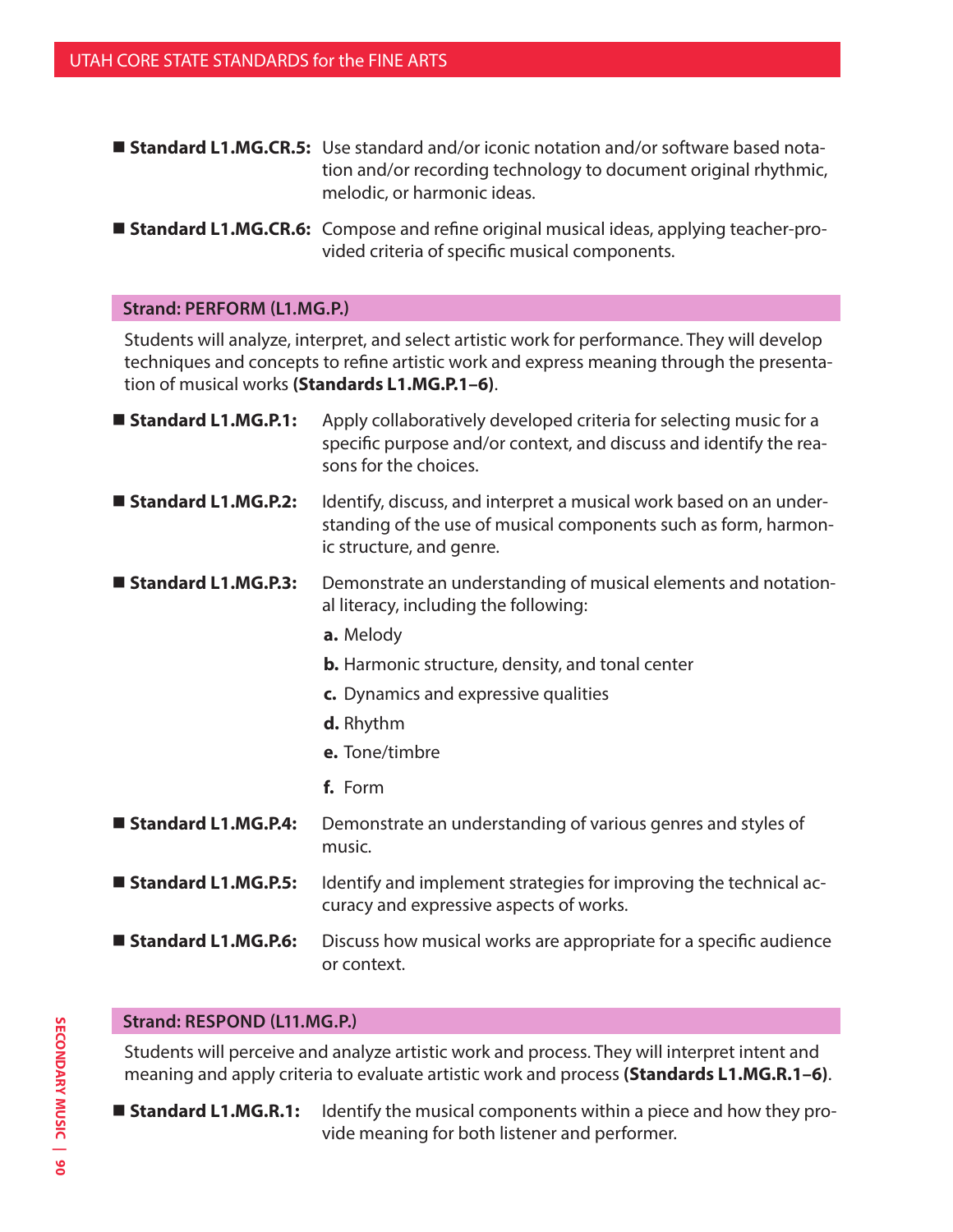■ **Standard L1.MG.CR.5:** Use standard and/or iconic notation and/or software based notation and/or recording technology to document original rhythmic, melodic, or harmonic ideas.

■ **Standard L1.MG.CR.6:** Compose and refine original musical ideas, applying teacher-provided criteria of specific musical components.

## Strand: PERFORM (L1.MG.P.)

Students will analyze, interpret, and select artistic work for performance. They will develop techniques and concepts to refine artistic work and express meaning through the presentation of musical works **(Standards L1.MG.P.1–6)**.

■ **Standard L1.MG.P.1:** Apply collaboratively developed criteria for selecting music for a specific purpose and/or context, and discuss and identify the reasons for the choices.

■ **Standard L1.MG.P.2:** Identify, discuss, and interpret a musical work based on an understanding of the use of musical components such as form, harmonic structure, and genre.

■ **Standard L1.MG.P.3:** Demonstrate an understanding of musical elements and notational literacy, including the following:

- **a.** Melody
- **b.** Harmonic structure, density, and tonal center
- **c.** Dynamics and expressive qualities
- **d.** Rhythm
- **e.** Tone/timbre
- **f.** Form

■ **Standard L1.MG.P.4:** Demonstrate an understanding of various genres and styles of music.

■ **Standard L1.MG.P.5:** Identify and implement strategies for improving the technical accuracy and expressive aspects of works.

■ **Standard L1.MG.P.6:** Discuss how musical works are appropriate for a specific audience or context.

## Strand: RESPOND (L11.MG.P.)

Students will perceive and analyze artistic work and process. They will interpret intent and meaning and apply criteria to evaluate artistic work and process **(Standards L1.MG.R.1–6)**.

■ **Standard L1.MG.R.1:** Identify the musical components within a piece and how they provide meaning for both listener and performer.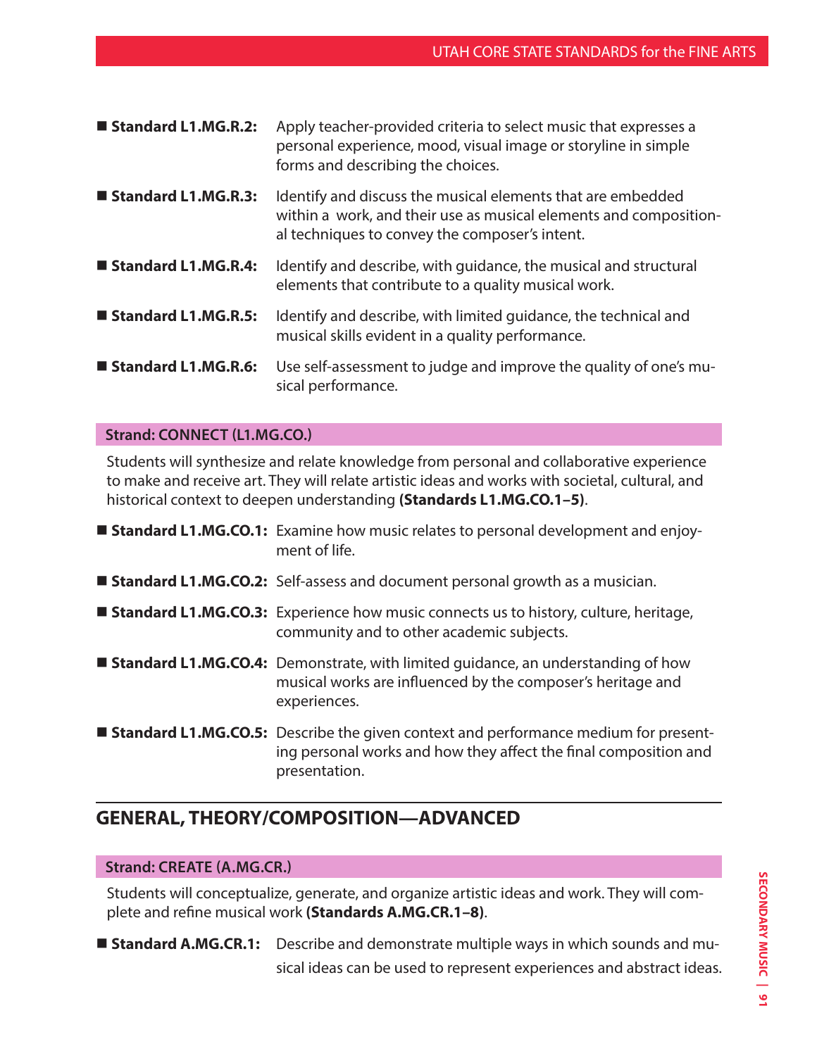- **Standard L1.MG.R.2:** Apply teacher-provided criteria to select music that expresses a personal experience, mood, visual image or storyline in simple forms and describing the choices.
- **Standard L1.MG.R.3:** Identify and discuss the musical elements that are embedded within a work, and their use as musical elements and compositional techniques to convey the composer's intent.
- **Standard L1.MG.R.4:** Identify and describe, with guidance, the musical and structural elements that contribute to a quality musical work.
- **Standard L1.MG.R.5:** Identify and describe, with limited guidance, the technical and musical skills evident in a quality performance.
- **Standard L1.MG.R.6:** Use self-assessment to judge and improve the quality of one's musical performance.

**Strand: CONNECT (L1.MG.CO.)**

Students will synthesize and relate knowledge from personal and collaborative experience to make and receive art. They will relate artistic ideas and works with societal, cultural, and historical context to deepen understanding **(Standards L1.MG.CO.1–5)**.

- **Standard L1.MG.CO.1:** Examine how music relates to personal development and enjoyment of life.
- **Standard L1.MG.CO.2:** Self-assess and document personal growth as a musician.
- **Standard L1.MG.CO.3:** Experience how music connects us to history, culture, heritage, community and to other academic subjects.
- **Standard L1.MG.CO.4:** Demonstrate, with limited guidance, an understanding of how musical works are influenced by the composer's heritage and experiences.
- **Standard L1.MG.CO.5:** Describe the given context and performance medium for presenting personal works and how they affect the final composition and presentation.

## GENERAL, THEORY/COMPOSITION—ADVANCED

**Strand: CREATE (A.MG.CR.)**

Students will conceptualize, generate, and organize artistic ideas and work. They will complete and refine musical work **(Standards A.MG.CR.1–8)**.

- **Standard A.MG.CR.1:** Describe and demonstrate multiple ways in which sounds and musical ideas can be used to represent experiences and abstract ideas.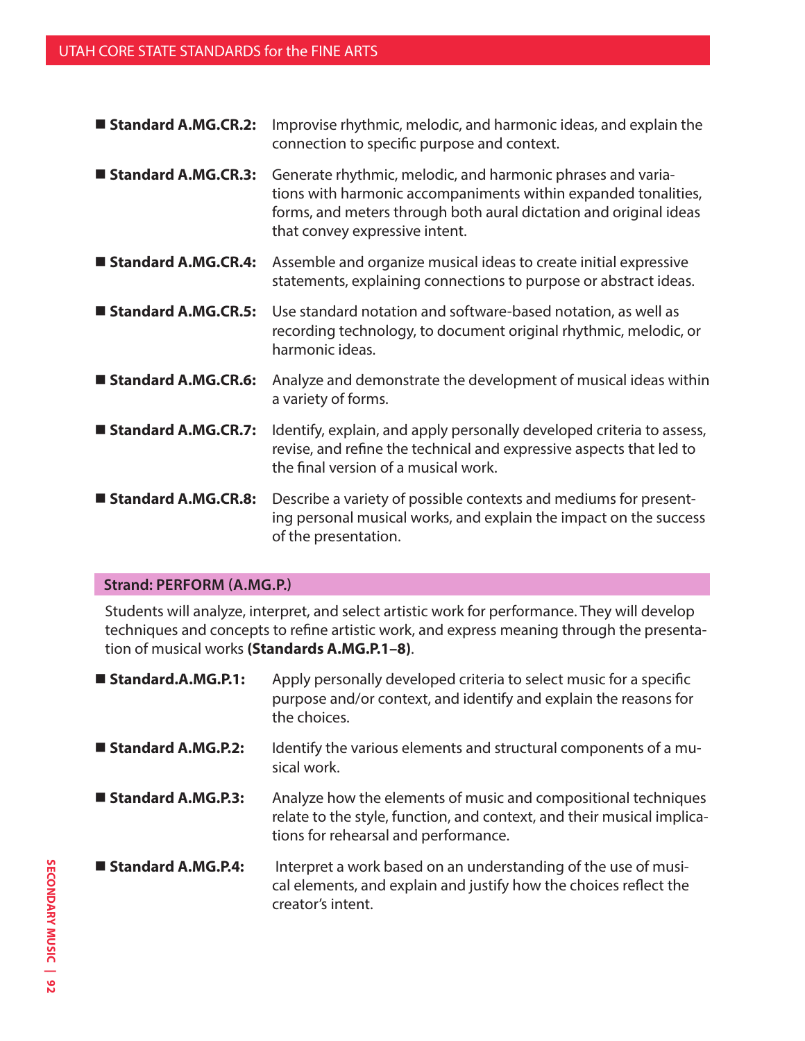- **Standard A.MG.CR.2:** Improvise rhythmic, melodic, and harmonic ideas, and explain the connection to specific purpose and context.
- **Standard A.MG.CR.3:** Generate rhythmic, melodic, and harmonic phrases and variations with harmonic accompaniments within expanded tonalities, forms, and meters through both aural dictation and original ideas that convey expressive intent.
- **Standard A.MG.CR.4:** Assemble and organize musical ideas to create initial expressive statements, explaining connections to purpose or abstract ideas.
- **Standard A.MG.CR.5:** Use standard notation and software-based notation, as well as recording technology, to document original rhythmic, melodic, or harmonic ideas.
- **Standard A.MG.CR.6:** Analyze and demonstrate the development of musical ideas within a variety of forms.
- **Standard A.MG.CR.7:** Identify, explain, and apply personally developed criteria to assess, revise, and refine the technical and expressive aspects that led to the final version of a musical work.
- **Standard A.MG.CR.8:** Describe a variety of possible contexts and mediums for presenting personal musical works, and explain the impact on the success of the presentation.

## Strand: PERFORM (A.MG.P.)

Students will analyze, interpret, and select artistic work for performance. They will develop techniques and concepts to refine artistic work, and express meaning through the presentation of musical works **(Standards A.MG.P.1–8)**.

- **Standard.A.MG.P.1:** Apply personally developed criteria to select music for a specific purpose and/or context, and identify and explain the reasons for the choices.
- **Standard A.MG.P.2:** Identify the various elements and structural components of a musical work.
- **Standard A.MG.P.3:** Analyze how the elements of music and compositional techniques relate to the style, function, and context, and their musical implications for rehearsal and performance.
- **Standard A.MG.P.4:** Interpret a work based on an understanding of the use of musical elements, and explain and justify how the choices reflect the creator's intent.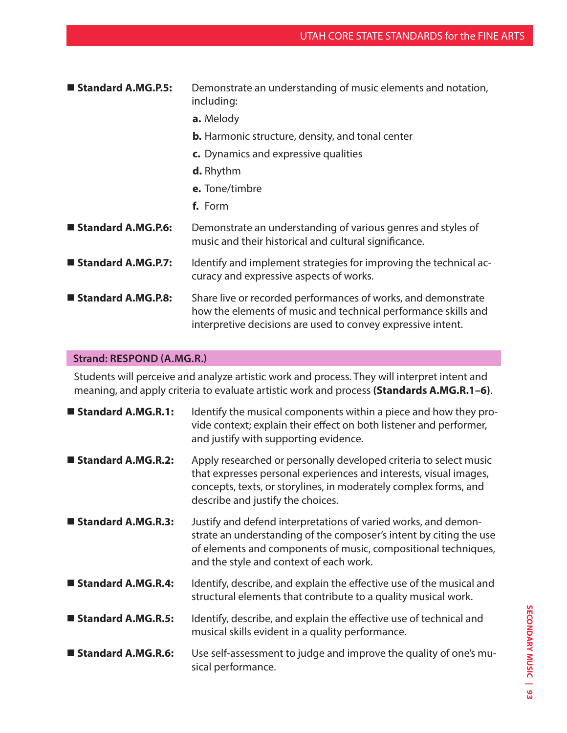- **Standard A.MG.P.5:** Demonstrate an understanding of music elements and notation, including:
  - **a.** Melody
  - **b.** Harmonic structure, density, and tonal center
  - **c.** Dynamics and expressive qualities
  - **d.** Rhythm
  - **e.** Tone/timbre
  - **f.** Form
- **Standard A.MG.P.6:** Demonstrate an understanding of various genres and styles of music and their historical and cultural significance.
- **Standard A.MG.P.7:** Identify and implement strategies for improving the technical accuracy and expressive aspects of works.
- **Standard A.MG.P.8:** Share live or recorded performances of works, and demonstrate how the elements of music and technical performance skills and interpretive decisions are used to convey expressive intent.

## Strand: RESPOND (A.MG.R.)

Students will perceive and analyze artistic work and process. They will interpret intent and meaning, and apply criteria to evaluate artistic work and process **(Standards A.MG.R.1–6)**.

- **Standard A.MG.R.1:** Identify the musical components within a piece and how they provide context; explain their effect on both listener and performer, and justify with supporting evidence.
- **Standard A.MG.R.2:** Apply researched or personally developed criteria to select music that expresses personal experiences and interests, visual images, concepts, texts, or storylines, in moderately complex forms, and describe and justify the choices.
- **Standard A.MG.R.3:** Justify and defend interpretations of varied works, and demonstrate an understanding of the composer's intent by citing the use of elements and components of music, compositional techniques, and the style and context of each work.
- **Standard A.MG.R.4:** Identify, describe, and explain the effective use of the musical and structural elements that contribute to a quality musical work.
- **Standard A.MG.R.5:** Identify, describe, and explain the effective use of technical and musical skills evident in a quality performance.
- **Standard A.MG.R.6:** Use self-assessment to judge and improve the quality of one's musical performance.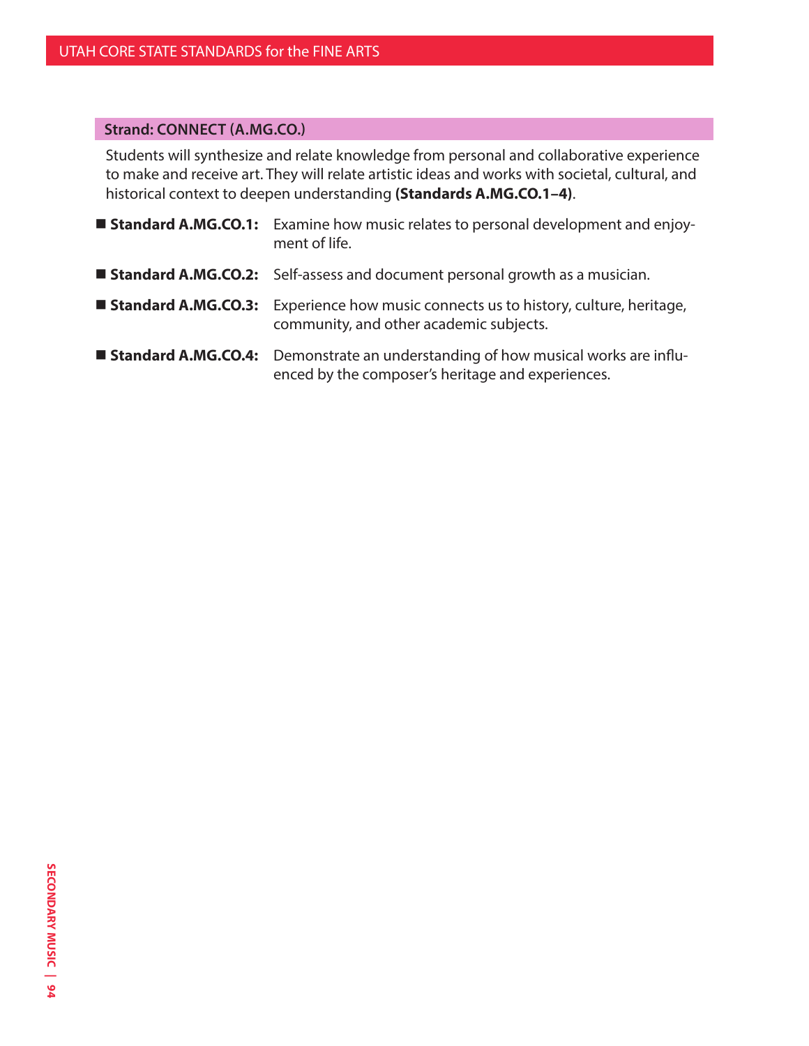**Strand: CONNECT (A.MG.CO.)**

Students will synthesize and relate knowledge from personal and collaborative experience to make and receive art. They will relate artistic ideas and works with societal, cultural, and historical context to deepen understanding **(Standards A.MG.CO.1–4)**.

- **Standard A.MG.CO.1:** Examine how music relates to personal development and enjoyment of life.
- **Standard A.MG.CO.2:** Self-assess and document personal growth as a musician.
- **Standard A.MG.CO.3:** Experience how music connects us to history, culture, heritage, community, and other academic subjects.
- **Standard A.MG.CO.4:** Demonstrate an understanding of how musical works are influenced by the composer's heritage and experiences.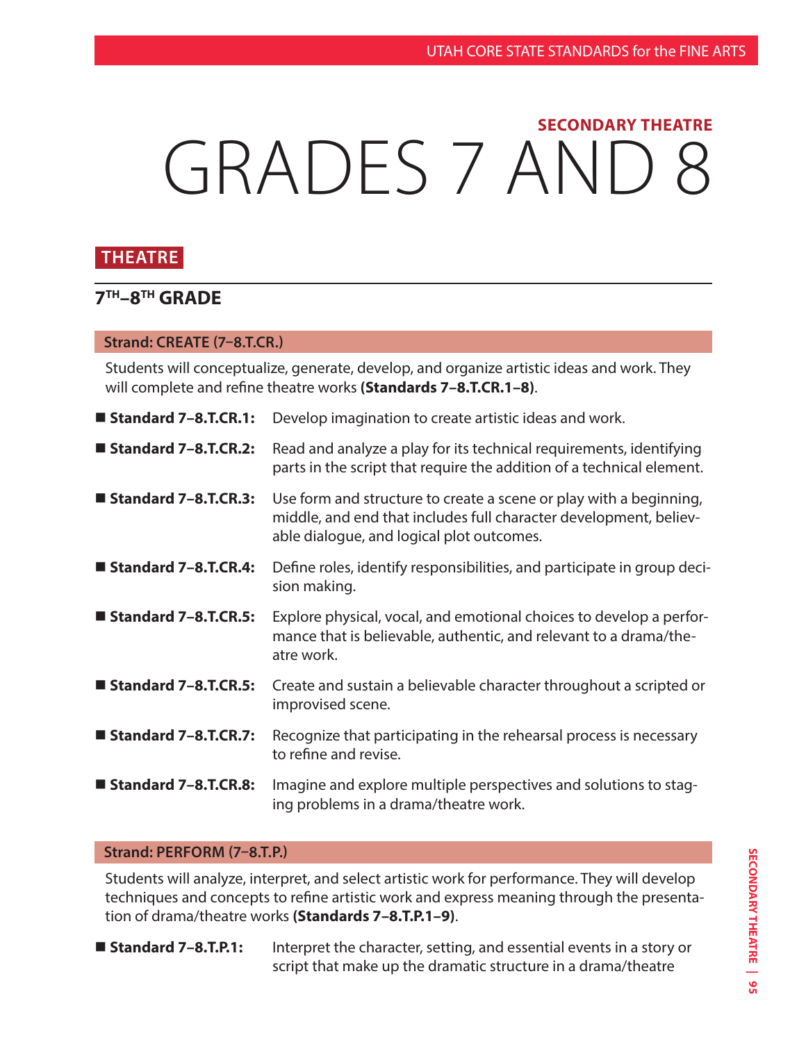## SECONDARY THEATRE

# GRADES 7 AND 8

## THEATRE

### 7TH–8TH GRADE

**Strand: CREATE (7–8.T.CR.)**

Students will conceptualize, generate, develop, and organize artistic ideas and work. They will complete and refine theatre works **(Standards 7–8.T.CR.1–8)**.

- **Standard 7–8.T.CR.1:** Develop imagination to create artistic ideas and work.
- **Standard 7–8.T.CR.2:** Read and analyze a play for its technical requirements, identifying parts in the script that require the addition of a technical element.
- **Standard 7–8.T.CR.3:** Use form and structure to create a scene or play with a beginning, middle, and end that includes full character development, believable dialogue, and logical plot outcomes.
- **Standard 7–8.T.CR.4:** Define roles, identify responsibilities, and participate in group decision making.
- **Standard 7–8.T.CR.5:** Explore physical, vocal, and emotional choices to develop a performance that is believable, authentic, and relevant to a drama/theatre work.
- **Standard 7–8.T.CR.5:** Create and sustain a believable character throughout a scripted or improvised scene.
- **Standard 7–8.T.CR.7:** Recognize that participating in the rehearsal process is necessary to refine and revise.
- **Standard 7–8.T.CR.8:** Imagine and explore multiple perspectives and solutions to staging problems in a drama/theatre work.

**Strand: PERFORM (7–8.T.P.)**

Students will analyze, interpret, and select artistic work for performance. They will develop techniques and concepts to refine artistic work and express meaning through the presentation of drama/theatre works **(Standards 7–8.T.P.1–9)**.

- **Standard 7–8.T.P.1:** Interpret the character, setting, and essential events in a story or script that make up the dramatic structure in a drama/theatre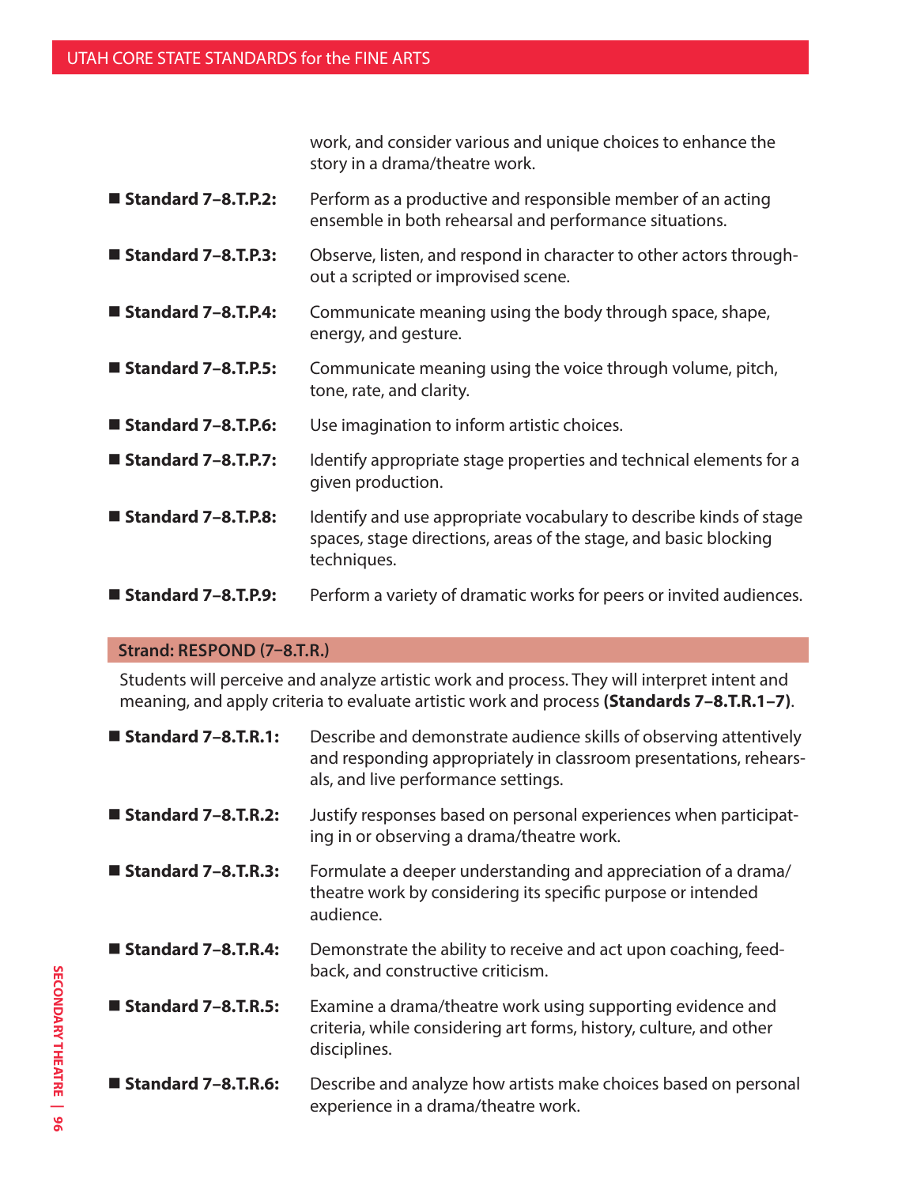work, and consider various and unique choices to enhance the story in a drama/theatre work.

- **Standard 7–8.T.P.2:** Perform as a productive and responsible member of an acting ensemble in both rehearsal and performance situations.
- **Standard 7–8.T.P.3:** Observe, listen, and respond in character to other actors throughout a scripted or improvised scene.
- **Standard 7–8.T.P.4:** Communicate meaning using the body through space, shape, energy, and gesture.
- **Standard 7–8.T.P.5:** Communicate meaning using the voice through volume, pitch, tone, rate, and clarity.
- **Standard 7–8.T.P.6:** Use imagination to inform artistic choices.
- **Standard 7–8.T.P.7:** Identify appropriate stage properties and technical elements for a given production.
- **Standard 7–8.T.P.8:** Identify and use appropriate vocabulary to describe kinds of stage spaces, stage directions, areas of the stage, and basic blocking techniques.
- **Standard 7–8.T.P.9:** Perform a variety of dramatic works for peers or invited audiences.

## Strand: RESPOND (7–8.T.R.)

Students will perceive and analyze artistic work and process. They will interpret intent and meaning, and apply criteria to evaluate artistic work and process **(Standards 7–8.T.R.1–7)**.

- **Standard 7–8.T.R.1:** Describe and demonstrate audience skills of observing attentively and responding appropriately in classroom presentations, rehearsals, and live performance settings.
- **Standard 7–8.T.R.2:** Justify responses based on personal experiences when participating in or observing a drama/theatre work.
- **Standard 7–8.T.R.3:** Formulate a deeper understanding and appreciation of a drama/theatre work by considering its specific purpose or intended audience.
- **Standard 7–8.T.R.4:** Demonstrate the ability to receive and act upon coaching, feedback, and constructive criticism.
- **Standard 7–8.T.R.5:** Examine a drama/theatre work using supporting evidence and criteria, while considering art forms, history, culture, and other disciplines.
- **Standard 7–8.T.R.6:** Describe and analyze how artists make choices based on personal experience in a drama/theatre work.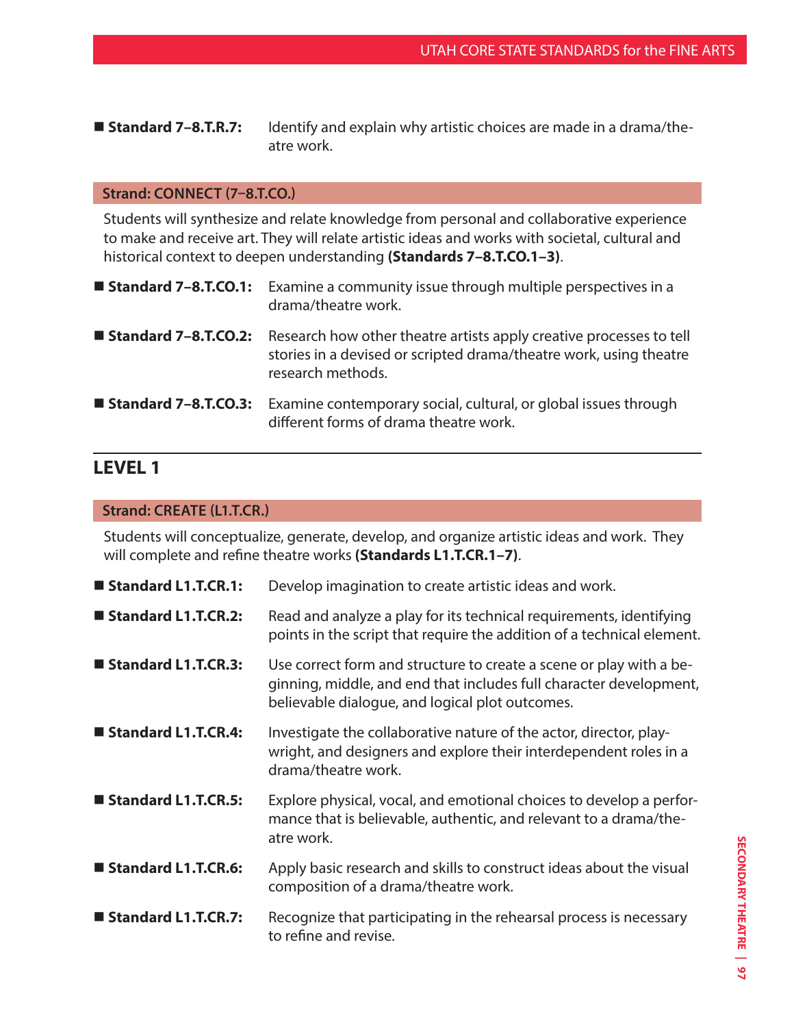- **Standard 7–8.T.R.7:** Identify and explain why artistic choices are made in a drama/theatre work.

### Strand: CONNECT (7–8.T.CO.)

Students will synthesize and relate knowledge from personal and collaborative experience to make and receive art. They will relate artistic ideas and works with societal, cultural and historical context to deepen understanding **(Standards 7–8.T.CO.1–3)**.

- **Standard 7–8.T.CO.1:** Examine a community issue through multiple perspectives in a drama/theatre work.
- **Standard 7–8.T.CO.2:** Research how other theatre artists apply creative processes to tell stories in a devised or scripted drama/theatre work, using theatre research methods.
- **Standard 7–8.T.CO.3:** Examine contemporary social, cultural, or global issues through different forms of drama theatre work.

## LEVEL 1

### Strand: CREATE (L1.T.CR.)

Students will conceptualize, generate, develop, and organize artistic ideas and work. They will complete and refine theatre works **(Standards L1.T.CR.1–7)**.

- **Standard L1.T.CR.1:** Develop imagination to create artistic ideas and work.
- **Standard L1.T.CR.2:** Read and analyze a play for its technical requirements, identifying points in the script that require the addition of a technical element.
- **Standard L1.T.CR.3:** Use correct form and structure to create a scene or play with a beginning, middle, and end that includes full character development, believable dialogue, and logical plot outcomes.
- **Standard L1.T.CR.4:** Investigate the collaborative nature of the actor, director, playwright, and designers and explore their interdependent roles in a drama/theatre work.
- **Standard L1.T.CR.5:** Explore physical, vocal, and emotional choices to develop a performance that is believable, authentic, and relevant to a drama/theatre work.
- **Standard L1.T.CR.6:** Apply basic research and skills to construct ideas about the visual composition of a drama/theatre work.
- **Standard L1.T.CR.7:** Recognize that participating in the rehearsal process is necessary to refine and revise.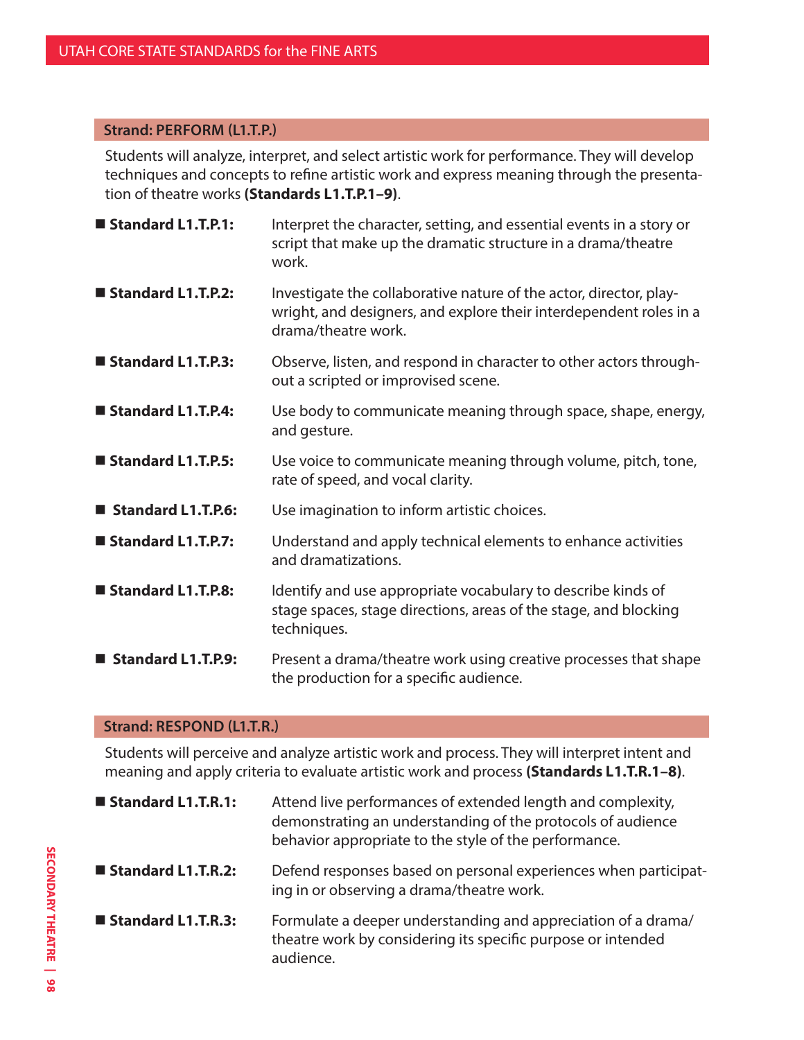## Strand: PERFORM (L1.T.P.)

Students will analyze, interpret, and select artistic work for performance. They will develop techniques and concepts to refine artistic work and express meaning through the presentation of theatre works **(Standards L1.T.P.1–9)**.

- **Standard L1.T.P.1:** Interpret the character, setting, and essential events in a story or script that make up the dramatic structure in a drama/theatre work.
- **Standard L1.T.P.2:** Investigate the collaborative nature of the actor, director, playwright, and designers, and explore their interdependent roles in a drama/theatre work.
- **Standard L1.T.P.3:** Observe, listen, and respond in character to other actors throughout a scripted or improvised scene.
- **Standard L1.T.P.4:** Use body to communicate meaning through space, shape, energy, and gesture.
- **Standard L1.T.P.5:** Use voice to communicate meaning through volume, pitch, tone, rate of speed, and vocal clarity.
- **Standard L1.T.P.6:** Use imagination to inform artistic choices.
- **Standard L1.T.P.7:** Understand and apply technical elements to enhance activities and dramatizations.
- **Standard L1.T.P.8:** Identify and use appropriate vocabulary to describe kinds of stage spaces, stage directions, areas of the stage, and blocking techniques.
- **Standard L1.T.P.9:** Present a drama/theatre work using creative processes that shape the production for a specific audience.

## Strand: RESPOND (L1.T.R.)

Students will perceive and analyze artistic work and process. They will interpret intent and meaning and apply criteria to evaluate artistic work and process **(Standards L1.T.R.1–8)**.

- **Standard L1.T.R.1:** Attend live performances of extended length and complexity, demonstrating an understanding of the protocols of audience behavior appropriate to the style of the performance.
- **Standard L1.T.R.2:** Defend responses based on personal experiences when participating in or observing a drama/theatre work.
- **Standard L1.T.R.3:** Formulate a deeper understanding and appreciation of a drama/theatre work by considering its specific purpose or intended audience.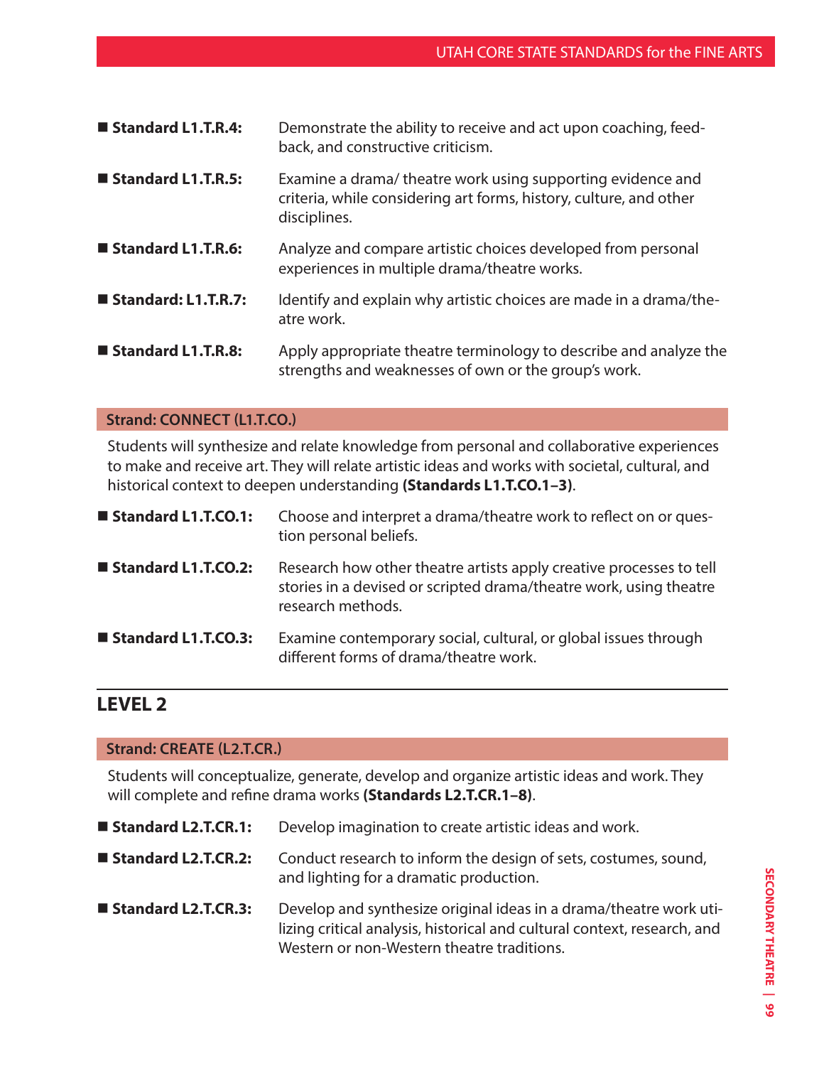■ **Standard L1.T.R.4:** Demonstrate the ability to receive and act upon coaching, feedback, and constructive criticism.

■ **Standard L1.T.R.5:** Examine a drama/ theatre work using supporting evidence and criteria, while considering art forms, history, culture, and other disciplines.

■ **Standard L1.T.R.6:** Analyze and compare artistic choices developed from personal experiences in multiple drama/theatre works.

■ **Standard: L1.T.R.7:** Identify and explain why artistic choices are made in a drama/theatre work.

■ **Standard L1.T.R.8:** Apply appropriate theatre terminology to describe and analyze the strengths and weaknesses of own or the group's work.

### Strand: CONNECT (L1.T.CO.)

Students will synthesize and relate knowledge from personal and collaborative experiences to make and receive art. They will relate artistic ideas and works with societal, cultural, and historical context to deepen understanding **(Standards L1.T.CO.1–3)**.

■ **Standard L1.T.CO.1:** Choose and interpret a drama/theatre work to reflect on or question personal beliefs.

■ **Standard L1.T.CO.2:** Research how other theatre artists apply creative processes to tell stories in a devised or scripted drama/theatre work, using theatre research methods.

■ **Standard L1.T.CO.3:** Examine contemporary social, cultural, or global issues through different forms of drama/theatre work.

## LEVEL 2

### Strand: CREATE (L2.T.CR.)

Students will conceptualize, generate, develop and organize artistic ideas and work. They will complete and refine drama works **(Standards L2.T.CR.1–8)**.

■ **Standard L2.T.CR.1:** Develop imagination to create artistic ideas and work.

■ **Standard L2.T.CR.2:** Conduct research to inform the design of sets, costumes, sound, and lighting for a dramatic production.

■ **Standard L2.T.CR.3:** Develop and synthesize original ideas in a drama/theatre work utilizing critical analysis, historical and cultural context, research, and Western or non-Western theatre traditions.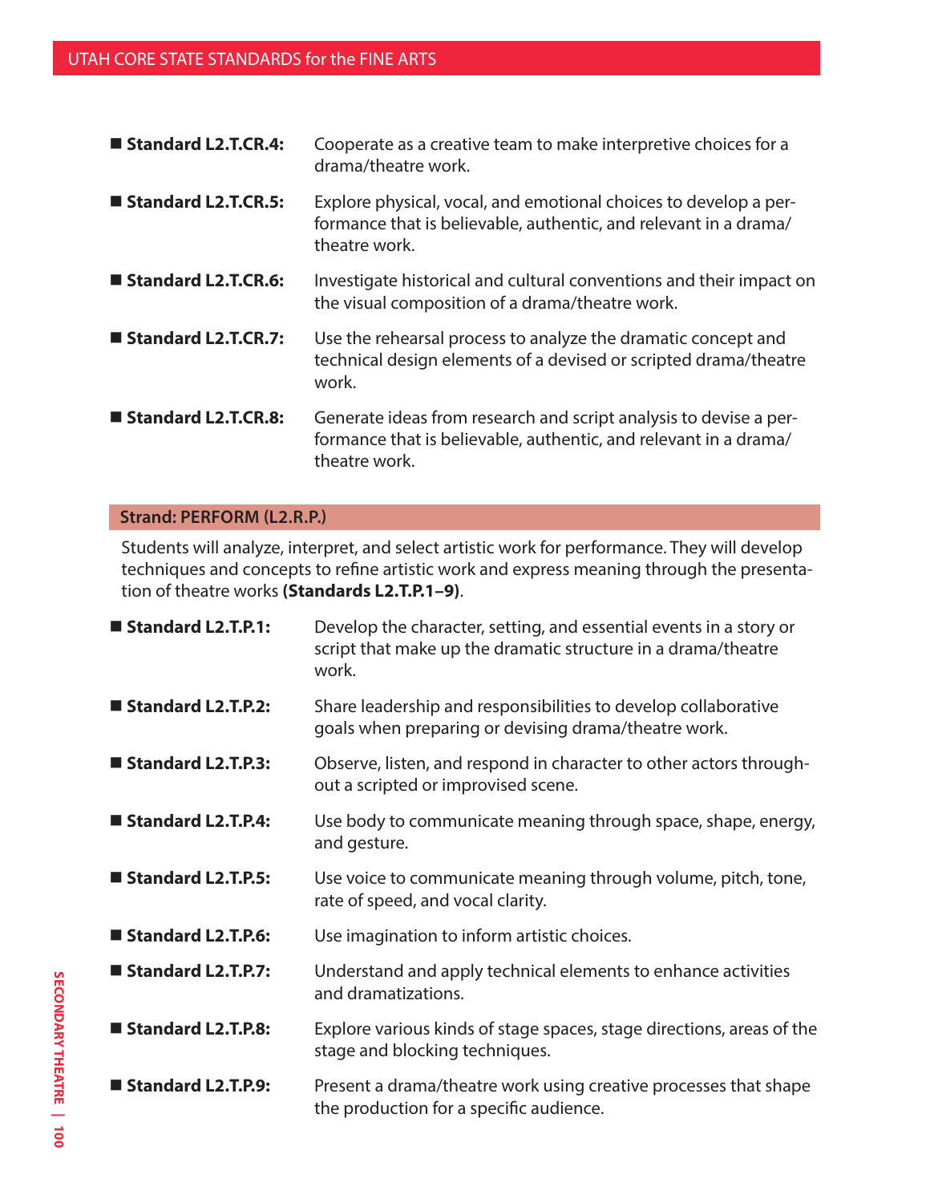- **Standard L2.T.CR.4:** Cooperate as a creative team to make interpretive choices for a drama/theatre work.
- **Standard L2.T.CR.5:** Explore physical, vocal, and emotional choices to develop a performance that is believable, authentic, and relevant in a drama/theatre work.
- **Standard L2.T.CR.6:** Investigate historical and cultural conventions and their impact on the visual composition of a drama/theatre work.
- **Standard L2.T.CR.7:** Use the rehearsal process to analyze the dramatic concept and technical design elements of a devised or scripted drama/theatre work.
- **Standard L2.T.CR.8:** Generate ideas from research and script analysis to devise a performance that is believable, authentic, and relevant in a drama/theatre work.

## Strand: PERFORM (L2.R.P.)

Students will analyze, interpret, and select artistic work for performance. They will develop techniques and concepts to refine artistic work and express meaning through the presentation of theatre works **(Standards L2.T.P.1–9)**.

- **Standard L2.T.P.1:** Develop the character, setting, and essential events in a story or script that make up the dramatic structure in a drama/theatre work.
- **Standard L2.T.P.2:** Share leadership and responsibilities to develop collaborative goals when preparing or devising drama/theatre work.
- **Standard L2.T.P.3:** Observe, listen, and respond in character to other actors throughout a scripted or improvised scene.
- **Standard L2.T.P.4:** Use body to communicate meaning through space, shape, energy, and gesture.
- **Standard L2.T.P.5:** Use voice to communicate meaning through volume, pitch, tone, rate of speed, and vocal clarity.
- **Standard L2.T.P.6:** Use imagination to inform artistic choices.
- **Standard L2.T.P.7:** Understand and apply technical elements to enhance activities and dramatizations.
- **Standard L2.T.P.8:** Explore various kinds of stage spaces, stage directions, areas of the stage and blocking techniques.
- **Standard L2.T.P.9:** Present a drama/theatre work using creative processes that shape the production for a specific audience.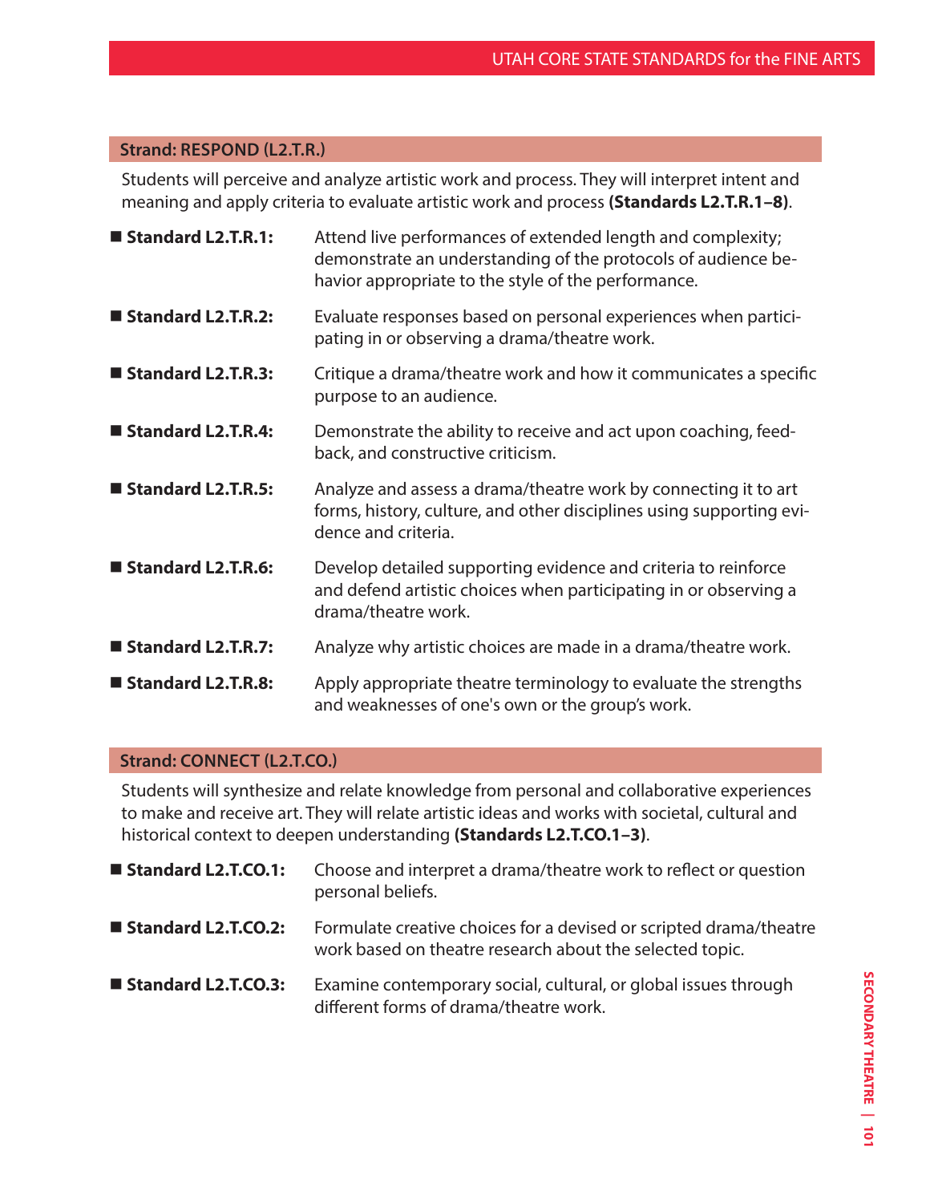## Strand: RESPOND (L2.T.R.)

Students will perceive and analyze artistic work and process. They will interpret intent and meaning and apply criteria to evaluate artistic work and process **(Standards L2.T.R.1–8)**.

- **Standard L2.T.R.1:** Attend live performances of extended length and complexity; demonstrate an understanding of the protocols of audience behavior appropriate to the style of the performance.
- **Standard L2.T.R.2:** Evaluate responses based on personal experiences when participating in or observing a drama/theatre work.
- **Standard L2.T.R.3:** Critique a drama/theatre work and how it communicates a specific purpose to an audience.
- **Standard L2.T.R.4:** Demonstrate the ability to receive and act upon coaching, feedback, and constructive criticism.
- **Standard L2.T.R.5:** Analyze and assess a drama/theatre work by connecting it to art forms, history, culture, and other disciplines using supporting evidence and criteria.
- **Standard L2.T.R.6:** Develop detailed supporting evidence and criteria to reinforce and defend artistic choices when participating in or observing a drama/theatre work.
- **Standard L2.T.R.7:** Analyze why artistic choices are made in a drama/theatre work.
- **Standard L2.T.R.8:** Apply appropriate theatre terminology to evaluate the strengths and weaknesses of one's own or the group's work.

## Strand: CONNECT (L2.T.CO.)

Students will synthesize and relate knowledge from personal and collaborative experiences to make and receive art. They will relate artistic ideas and works with societal, cultural and historical context to deepen understanding **(Standards L2.T.CO.1–3)**.

- **Standard L2.T.CO.1:** Choose and interpret a drama/theatre work to reflect or question personal beliefs.
- **Standard L2.T.CO.2:** Formulate creative choices for a devised or scripted drama/theatre work based on theatre research about the selected topic.
- **Standard L2.T.CO.3:** Examine contemporary social, cultural, or global issues through different forms of drama/theatre work.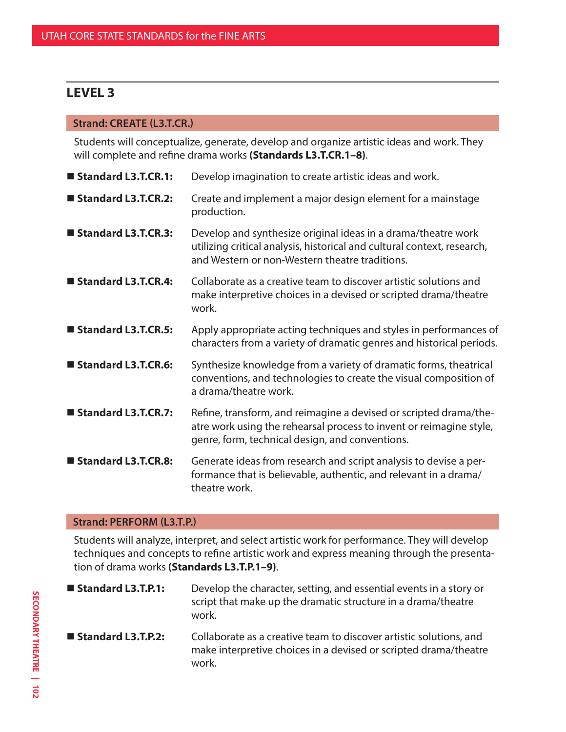## LEVEL 3

### Strand: CREATE (L3.T.CR.)

Students will conceptualize, generate, develop and organize artistic ideas and work. They will complete and refine drama works **(Standards L3.T.CR.1–8)**.

- **Standard L3.T.CR.1:** Develop imagination to create artistic ideas and work.
- **Standard L3.T.CR.2:** Create and implement a major design element for a mainstage production.
- **Standard L3.T.CR.3:** Develop and synthesize original ideas in a drama/theatre work utilizing critical analysis, historical and cultural context, research, and Western or non-Western theatre traditions.
- **Standard L3.T.CR.4:** Collaborate as a creative team to discover artistic solutions and make interpretive choices in a devised or scripted drama/theatre work.
- **Standard L3.T.CR.5:** Apply appropriate acting techniques and styles in performances of characters from a variety of dramatic genres and historical periods.
- **Standard L3.T.CR.6:** Synthesize knowledge from a variety of dramatic forms, theatrical conventions, and technologies to create the visual composition of a drama/theatre work.
- **Standard L3.T.CR.7:** Refine, transform, and reimagine a devised or scripted drama/theatre work using the rehearsal process to invent or reimagine style, genre, form, technical design, and conventions.
- **Standard L3.T.CR.8:** Generate ideas from research and script analysis to devise a performance that is believable, authentic, and relevant in a drama/theatre work.

### Strand: PERFORM (L3.T.P.)

Students will analyze, interpret, and select artistic work for performance. They will develop techniques and concepts to refine artistic work and express meaning through the presentation of drama works **(Standards L3.T.P.1–9)**.

- **Standard L3.T.P.1:** Develop the character, setting, and essential events in a story or script that make up the dramatic structure in a drama/theatre work.
- **Standard L3.T.P.2:** Collaborate as a creative team to discover artistic solutions, and make interpretive choices in a devised or scripted drama/theatre work.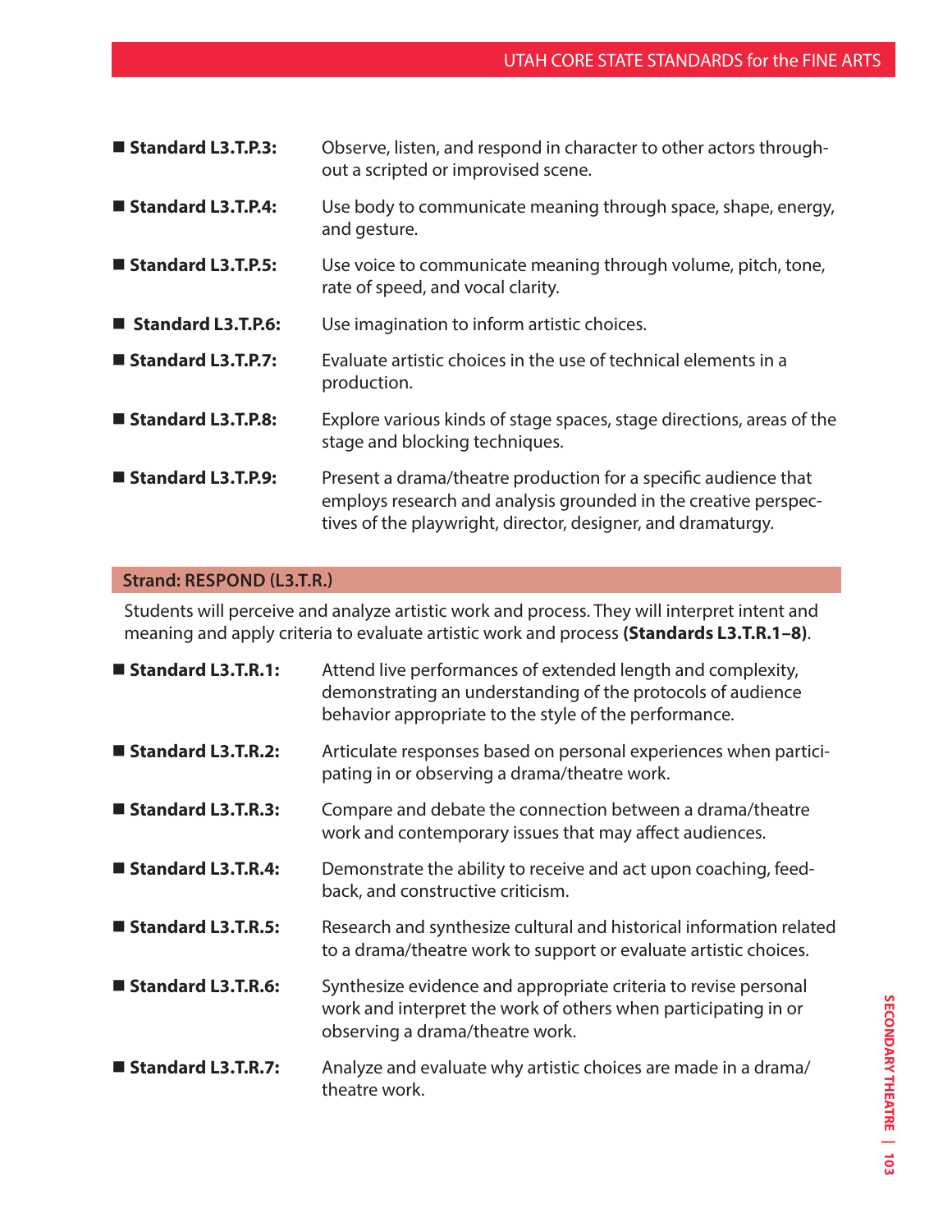- **Standard L3.T.P.3:** Observe, listen, and respond in character to other actors throughout a scripted or improvised scene.
- **Standard L3.T.P.4:** Use body to communicate meaning through space, shape, energy, and gesture.
- **Standard L3.T.P.5:** Use voice to communicate meaning through volume, pitch, tone, rate of speed, and vocal clarity.
- **Standard L3.T.P.6:** Use imagination to inform artistic choices.
- **Standard L3.T.P.7:** Evaluate artistic choices in the use of technical elements in a production.
- **Standard L3.T.P.8:** Explore various kinds of stage spaces, stage directions, areas of the stage and blocking techniques.
- **Standard L3.T.P.9:** Present a drama/theatre production for a specific audience that employs research and analysis grounded in the creative perspectives of the playwright, director, designer, and dramaturgy.

## Strand: RESPOND (L3.T.R.)

Students will perceive and analyze artistic work and process. They will interpret intent and meaning and apply criteria to evaluate artistic work and process **(Standards L3.T.R.1–8)**.

- **Standard L3.T.R.1:** Attend live performances of extended length and complexity, demonstrating an understanding of the protocols of audience behavior appropriate to the style of the performance.
- **Standard L3.T.R.2:** Articulate responses based on personal experiences when participating in or observing a drama/theatre work.
- **Standard L3.T.R.3:** Compare and debate the connection between a drama/theatre work and contemporary issues that may affect audiences.
- **Standard L3.T.R.4:** Demonstrate the ability to receive and act upon coaching, feedback, and constructive criticism.
- **Standard L3.T.R.5:** Research and synthesize cultural and historical information related to a drama/theatre work to support or evaluate artistic choices.
- **Standard L3.T.R.6:** Synthesize evidence and appropriate criteria to revise personal work and interpret the work of others when participating in or observing a drama/theatre work.
- **Standard L3.T.R.7:** Analyze and evaluate why artistic choices are made in a drama/theatre work.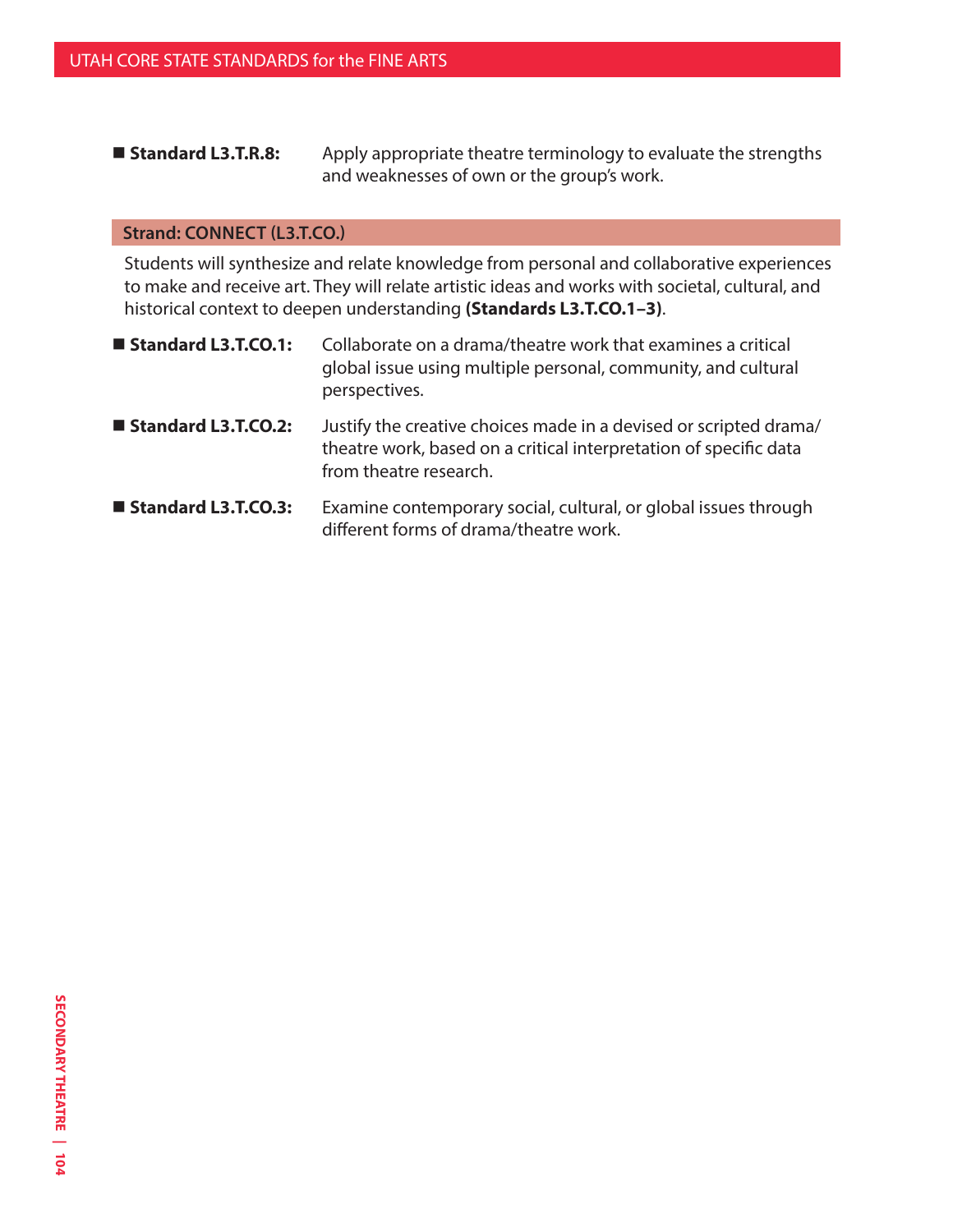- **Standard L3.T.R.8:** Apply appropriate theatre terminology to evaluate the strengths and weaknesses of own or the group's work.

## Strand: CONNECT (L3.T.CO.)

Students will synthesize and relate knowledge from personal and collaborative experiences to make and receive art. They will relate artistic ideas and works with societal, cultural, and historical context to deepen understanding **(Standards L3.T.CO.1–3)**.

- **Standard L3.T.CO.1:** Collaborate on a drama/theatre work that examines a critical global issue using multiple personal, community, and cultural perspectives.
- **Standard L3.T.CO.2:** Justify the creative choices made in a devised or scripted drama/theatre work, based on a critical interpretation of specific data from theatre research.
- **Standard L3.T.CO.3:** Examine contemporary social, cultural, or global issues through different forms of drama/theatre work.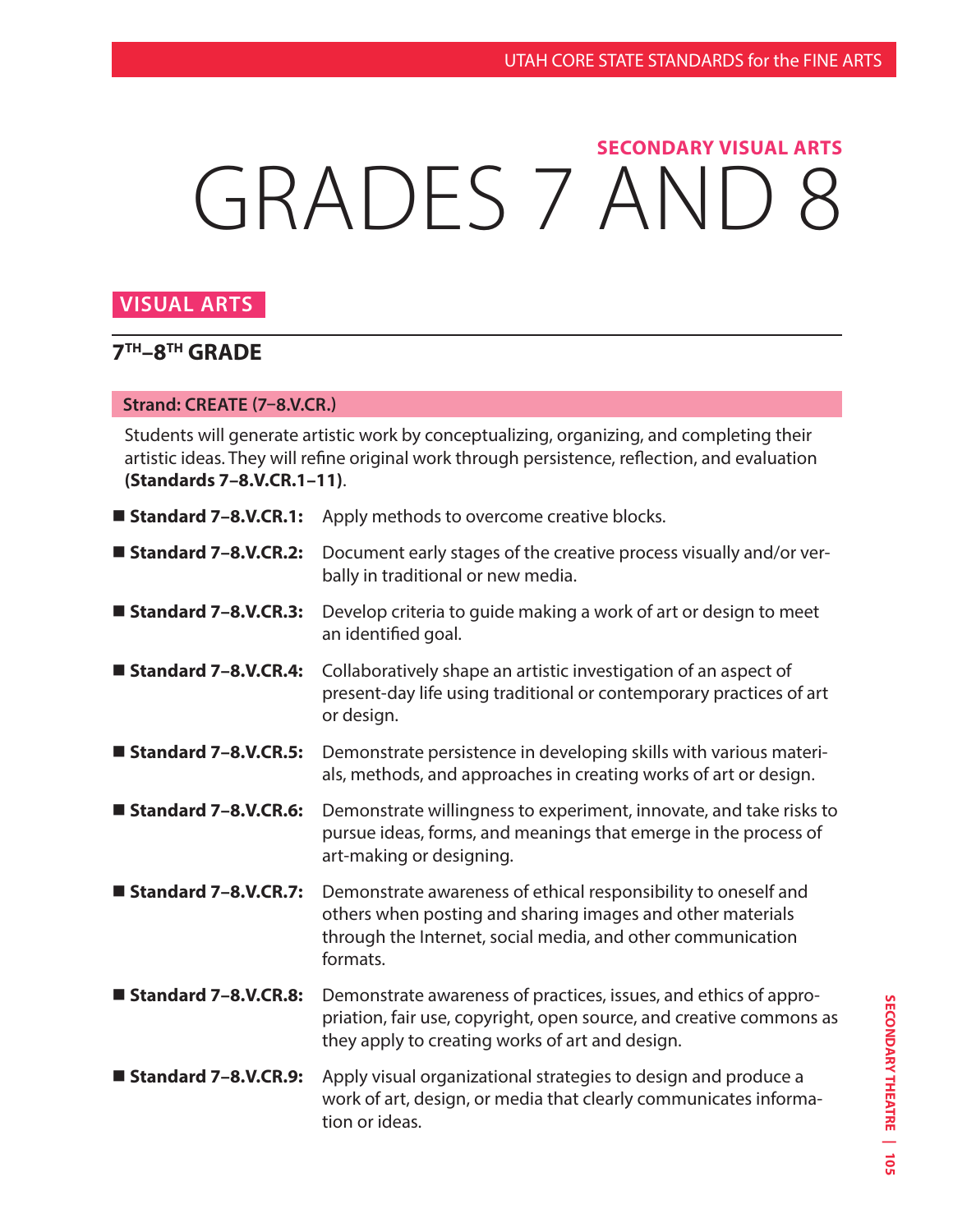SECONDARY VISUAL ARTS

# GRADES 7 AND 8

## VISUAL ARTS

### 7TH–8TH GRADE

**Strand: CREATE (7–8.V.CR.)**

Students will generate artistic work by conceptualizing, organizing, and completing their artistic ideas. They will refine original work through persistence, reflection, and evaluation **(Standards 7–8.V.CR.1–11)**.

- **Standard 7–8.V.CR.1:** Apply methods to overcome creative blocks.
- **Standard 7–8.V.CR.2:** Document early stages of the creative process visually and/or verbally in traditional or new media.
- **Standard 7–8.V.CR.3:** Develop criteria to guide making a work of art or design to meet an identified goal.
- **Standard 7–8.V.CR.4:** Collaboratively shape an artistic investigation of an aspect of present-day life using traditional or contemporary practices of art or design.
- **Standard 7–8.V.CR.5:** Demonstrate persistence in developing skills with various materials, methods, and approaches in creating works of art or design.
- **Standard 7–8.V.CR.6:** Demonstrate willingness to experiment, innovate, and take risks to pursue ideas, forms, and meanings that emerge in the process of art-making or designing.
- **Standard 7–8.V.CR.7:** Demonstrate awareness of ethical responsibility to oneself and others when posting and sharing images and other materials through the Internet, social media, and other communication formats.
- **Standard 7–8.V.CR.8:** Demonstrate awareness of practices, issues, and ethics of appropriation, fair use, copyright, open source, and creative commons as they apply to creating works of art and design.
- **Standard 7–8.V.CR.9:** Apply visual organizational strategies to design and produce a work of art, design, or media that clearly communicates information or ideas.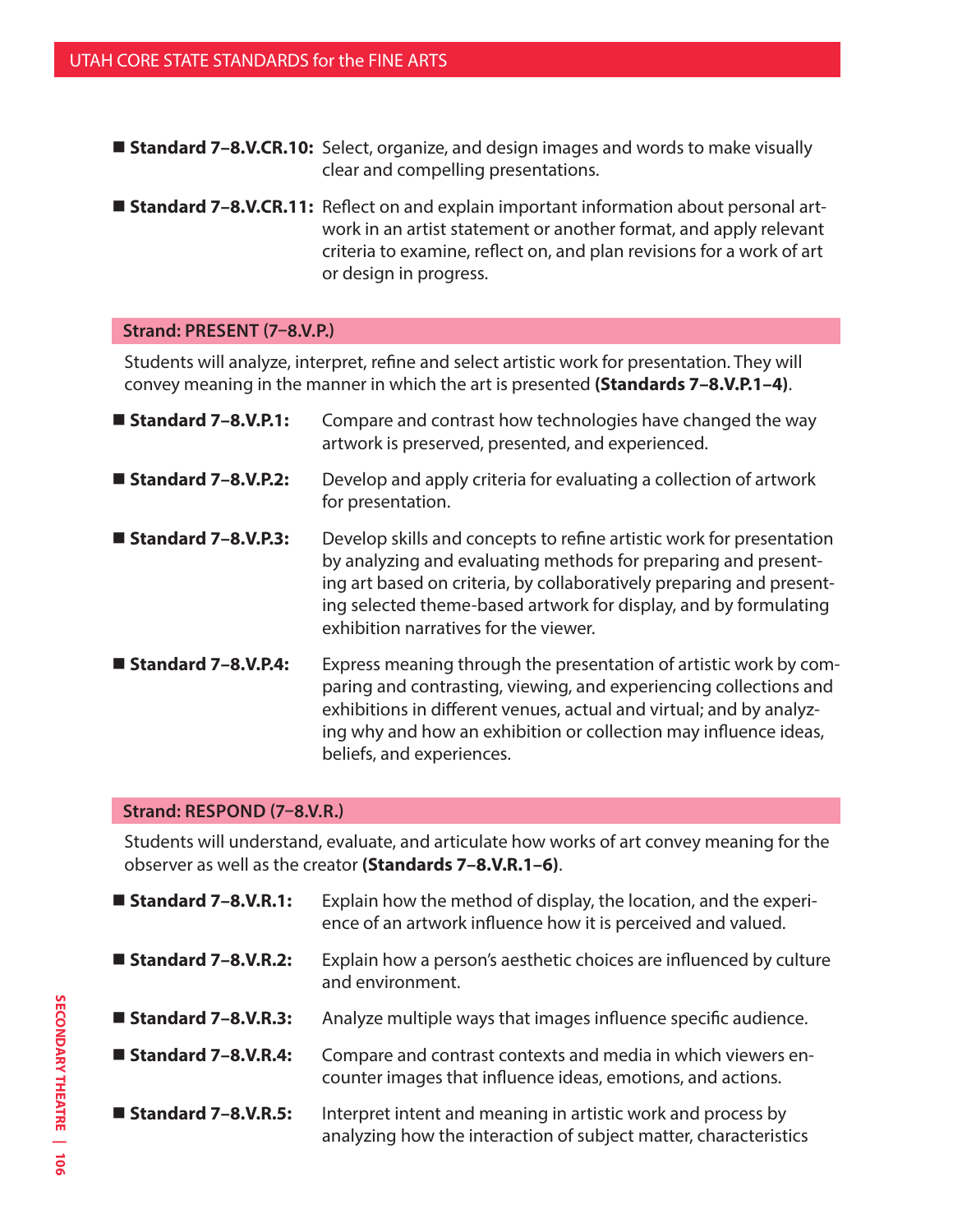- **Standard 7–8.V.CR.10:** Select, organize, and design images and words to make visually clear and compelling presentations.
- **Standard 7–8.V.CR.11:** Reflect on and explain important information about personal artwork in an artist statement or another format, and apply relevant criteria to examine, reflect on, and plan revisions for a work of art or design in progress.

## Strand: PRESENT (7–8.V.P.)

Students will analyze, interpret, refine and select artistic work for presentation. They will convey meaning in the manner in which the art is presented **(Standards 7–8.V.P.1–4)**.

- **Standard 7–8.V.P.1:** Compare and contrast how technologies have changed the way artwork is preserved, presented, and experienced.
- **Standard 7–8.V.P.2:** Develop and apply criteria for evaluating a collection of artwork for presentation.
- **Standard 7–8.V.P.3:** Develop skills and concepts to refine artistic work for presentation by analyzing and evaluating methods for preparing and presenting art based on criteria, by collaboratively preparing and presenting selected theme-based artwork for display, and by formulating exhibition narratives for the viewer.
- **Standard 7–8.V.P.4:** Express meaning through the presentation of artistic work by comparing and contrasting, viewing, and experiencing collections and exhibitions in different venues, actual and virtual; and by analyzing why and how an exhibition or collection may influence ideas, beliefs, and experiences.

## Strand: RESPOND (7–8.V.R.)

Students will understand, evaluate, and articulate how works of art convey meaning for the observer as well as the creator **(Standards 7–8.V.R.1–6)**.

- **Standard 7–8.V.R.1:** Explain how the method of display, the location, and the experience of an artwork influence how it is perceived and valued.
- **Standard 7–8.V.R.2:** Explain how a person's aesthetic choices are influenced by culture and environment.
- **Standard 7–8.V.R.3:** Analyze multiple ways that images influence specific audience.
- **Standard 7–8.V.R.4:** Compare and contrast contexts and media in which viewers encounter images that influence ideas, emotions, and actions.
- **Standard 7–8.V.R.5:** Interpret intent and meaning in artistic work and process by analyzing how the interaction of subject matter, characteristics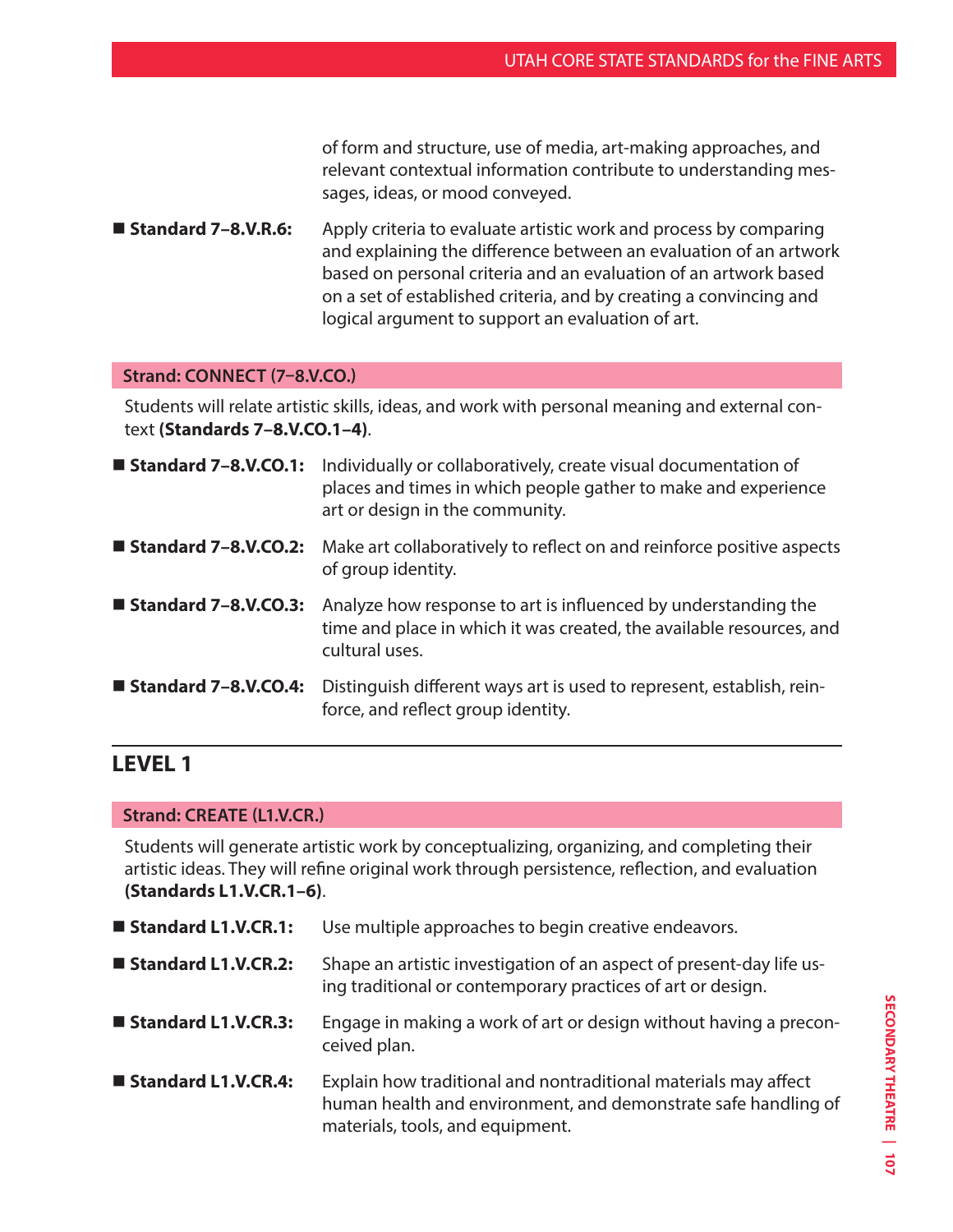of form and structure, use of media, art-making approaches, and relevant contextual information contribute to understanding messages, ideas, or mood conveyed.

- **Standard 7–8.V.R.6:** Apply criteria to evaluate artistic work and process by comparing and explaining the difference between an evaluation of an artwork based on personal criteria and an evaluation of an artwork based on a set of established criteria, and by creating a convincing and logical argument to support an evaluation of art.

### Strand: CONNECT (7–8.V.CO.)

Students will relate artistic skills, ideas, and work with personal meaning and external context **(Standards 7–8.V.CO.1–4)**.

- **Standard 7–8.V.CO.1:** Individually or collaboratively, create visual documentation of places and times in which people gather to make and experience art or design in the community.
- **Standard 7–8.V.CO.2:** Make art collaboratively to reflect on and reinforce positive aspects of group identity.
- **Standard 7–8.V.CO.3:** Analyze how response to art is influenced by understanding the time and place in which it was created, the available resources, and cultural uses.
- **Standard 7–8.V.CO.4:** Distinguish different ways art is used to represent, establish, reinforce, and reflect group identity.

## LEVEL 1

### Strand: CREATE (L1.V.CR.)

Students will generate artistic work by conceptualizing, organizing, and completing their artistic ideas. They will refine original work through persistence, reflection, and evaluation **(Standards L1.V.CR.1–6)**.

- **Standard L1.V.CR.1:** Use multiple approaches to begin creative endeavors.
- **Standard L1.V.CR.2:** Shape an artistic investigation of an aspect of present-day life using traditional or contemporary practices of art or design.
- **Standard L1.V.CR.3:** Engage in making a work of art or design without having a preconceived plan.
- **Standard L1.V.CR.4:** Explain how traditional and nontraditional materials may affect human health and environment, and demonstrate safe handling of materials, tools, and equipment.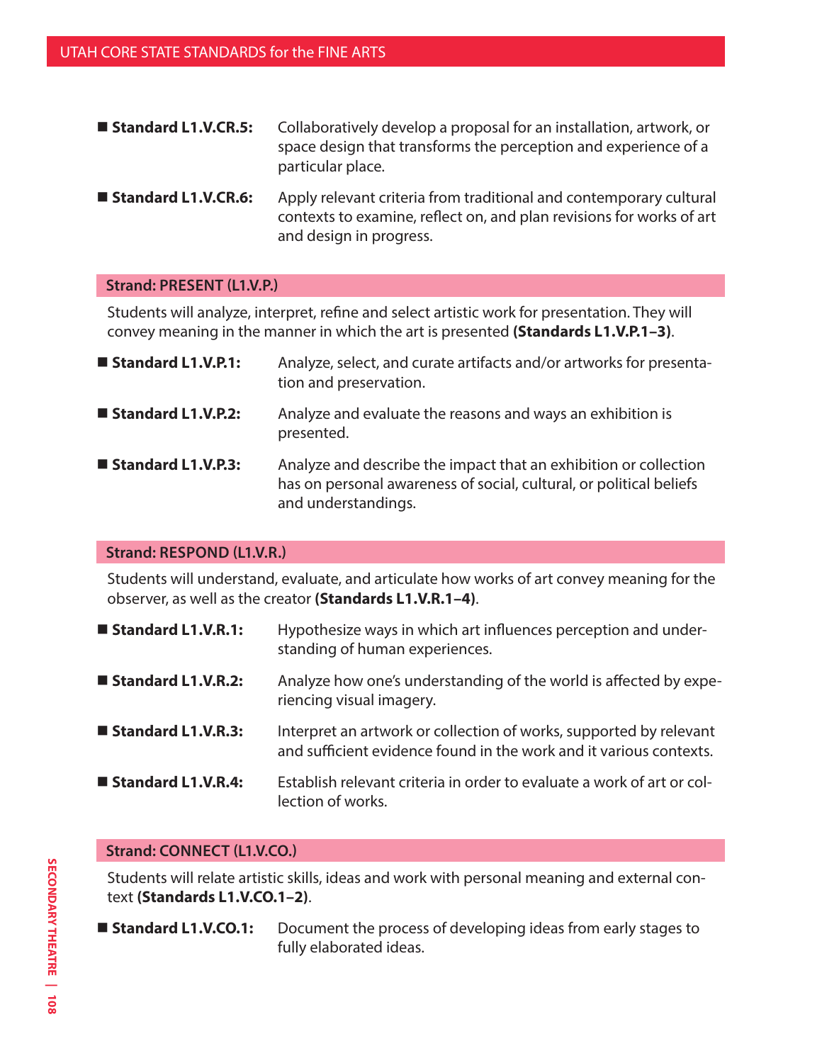- **Standard L1.V.CR.5:** Collaboratively develop a proposal for an installation, artwork, or space design that transforms the perception and experience of a particular place.
- **Standard L1.V.CR.6:** Apply relevant criteria from traditional and contemporary cultural contexts to examine, reflect on, and plan revisions for works of art and design in progress.

### Strand: PRESENT (L1.V.P.)

Students will analyze, interpret, refine and select artistic work for presentation. They will convey meaning in the manner in which the art is presented **(Standards L1.V.P.1–3)**.

- **Standard L1.V.P.1:** Analyze, select, and curate artifacts and/or artworks for presentation and preservation.
- **Standard L1.V.P.2:** Analyze and evaluate the reasons and ways an exhibition is presented.
- **Standard L1.V.P.3:** Analyze and describe the impact that an exhibition or collection has on personal awareness of social, cultural, or political beliefs and understandings.

### Strand: RESPOND (L1.V.R.)

Students will understand, evaluate, and articulate how works of art convey meaning for the observer, as well as the creator **(Standards L1.V.R.1–4)**.

- **Standard L1.V.R.1:** Hypothesize ways in which art influences perception and understanding of human experiences.
- **Standard L1.V.R.2:** Analyze how one's understanding of the world is affected by experiencing visual imagery.
- **Standard L1.V.R.3:** Interpret an artwork or collection of works, supported by relevant and sufficient evidence found in the work and it various contexts.
- **Standard L1.V.R.4:** Establish relevant criteria in order to evaluate a work of art or collection of works.

### Strand: CONNECT (L1.V.CO.)

Students will relate artistic skills, ideas and work with personal meaning and external context **(Standards L1.V.CO.1–2)**.

- **Standard L1.V.CO.1:** Document the process of developing ideas from early stages to fully elaborated ideas.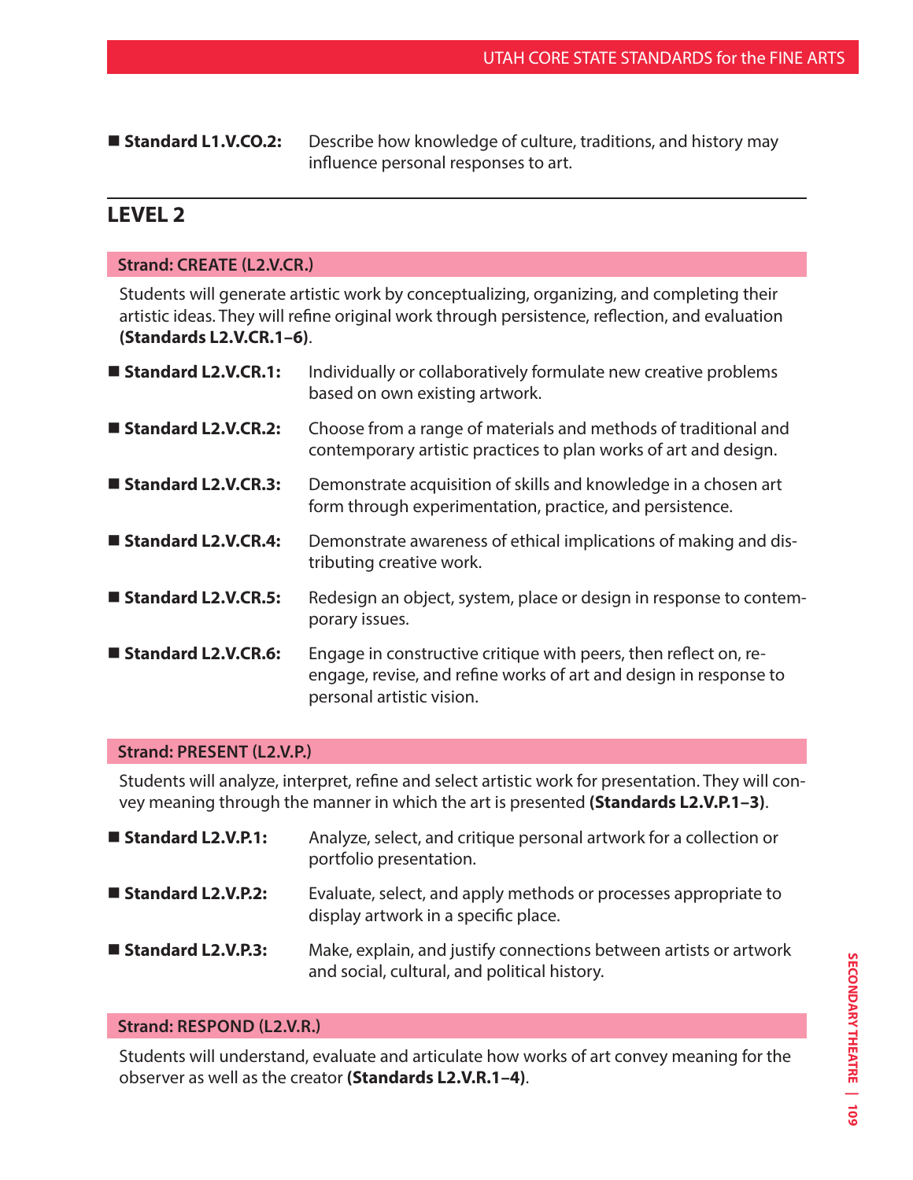■ **Standard L1.V.CO.2:** Describe how knowledge of culture, traditions, and history may influence personal responses to art.

## LEVEL 2

### Strand: CREATE (L2.V.CR.)

Students will generate artistic work by conceptualizing, organizing, and completing their artistic ideas. They will refine original work through persistence, reflection, and evaluation **(Standards L2.V.CR.1–6)**.

■ **Standard L2.V.CR.1:** Individually or collaboratively formulate new creative problems based on own existing artwork.

■ **Standard L2.V.CR.2:** Choose from a range of materials and methods of traditional and contemporary artistic practices to plan works of art and design.

■ **Standard L2.V.CR.3:** Demonstrate acquisition of skills and knowledge in a chosen art form through experimentation, practice, and persistence.

■ **Standard L2.V.CR.4:** Demonstrate awareness of ethical implications of making and distributing creative work.

■ **Standard L2.V.CR.5:** Redesign an object, system, place or design in response to contemporary issues.

■ **Standard L2.V.CR.6:** Engage in constructive critique with peers, then reflect on, re-engage, revise, and refine works of art and design in response to personal artistic vision.

### Strand: PRESENT (L2.V.P.)

Students will analyze, interpret, refine and select artistic work for presentation. They will convey meaning through the manner in which the art is presented **(Standards L2.V.P.1–3)**.

■ **Standard L2.V.P.1:** Analyze, select, and critique personal artwork for a collection or portfolio presentation.

■ **Standard L2.V.P.2:** Evaluate, select, and apply methods or processes appropriate to display artwork in a specific place.

■ **Standard L2.V.P.3:** Make, explain, and justify connections between artists or artwork and social, cultural, and political history.

### Strand: RESPOND (L2.V.R.)

Students will understand, evaluate and articulate how works of art convey meaning for the observer as well as the creator **(Standards L2.V.R.1–4)**.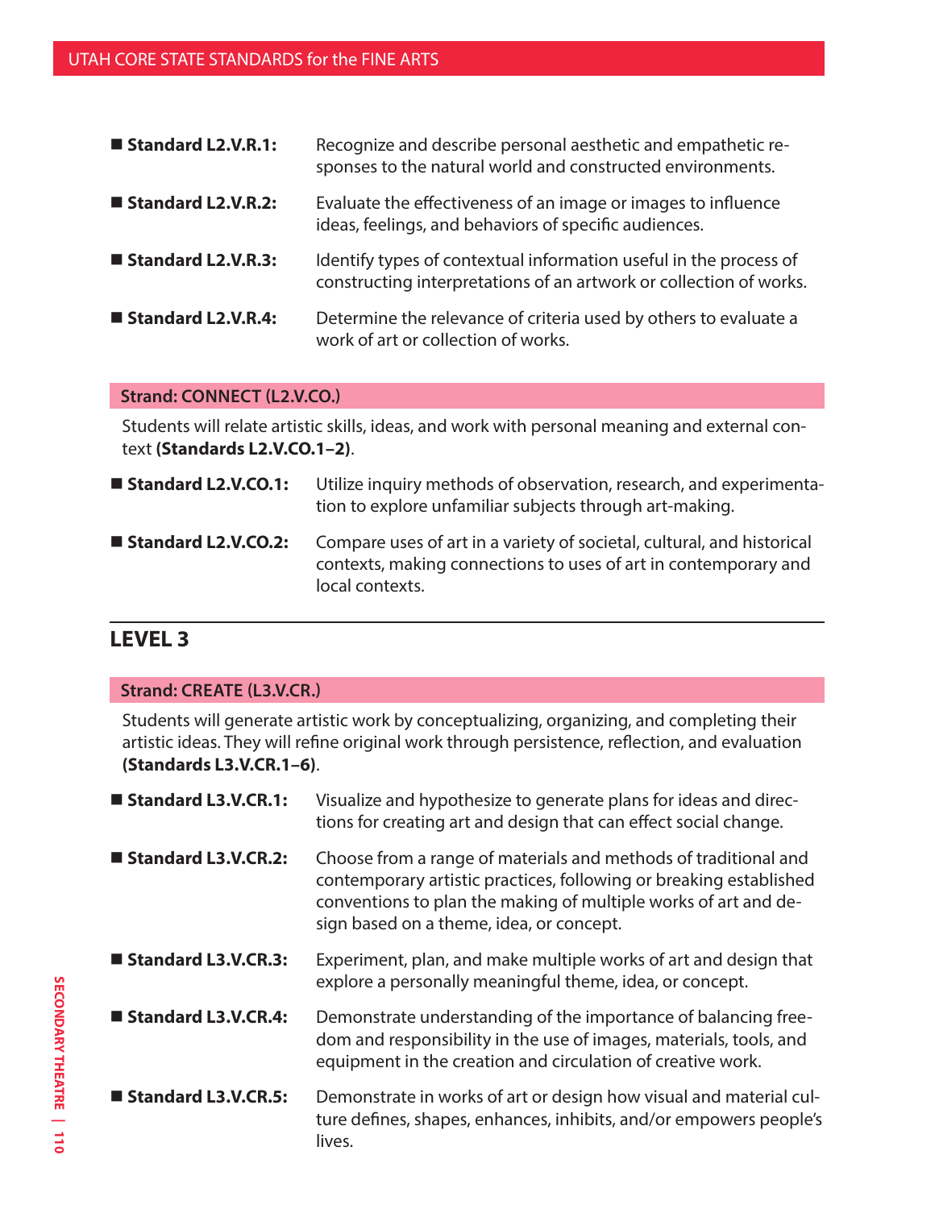- **Standard L2.V.R.1:** Recognize and describe personal aesthetic and empathetic responses to the natural world and constructed environments.
- **Standard L2.V.R.2:** Evaluate the effectiveness of an image or images to influence ideas, feelings, and behaviors of specific audiences.
- **Standard L2.V.R.3:** Identify types of contextual information useful in the process of constructing interpretations of an artwork or collection of works.
- **Standard L2.V.R.4:** Determine the relevance of criteria used by others to evaluate a work of art or collection of works.

### Strand: CONNECT (L2.V.CO.)

Students will relate artistic skills, ideas, and work with personal meaning and external context **(Standards L2.V.CO.1–2)**.

- **Standard L2.V.CO.1:** Utilize inquiry methods of observation, research, and experimentation to explore unfamiliar subjects through art-making.
- **Standard L2.V.CO.2:** Compare uses of art in a variety of societal, cultural, and historical contexts, making connections to uses of art in contemporary and local contexts.

## LEVEL 3

### Strand: CREATE (L3.V.CR.)

Students will generate artistic work by conceptualizing, organizing, and completing their artistic ideas. They will refine original work through persistence, reflection, and evaluation **(Standards L3.V.CR.1–6)**.

- **Standard L3.V.CR.1:** Visualize and hypothesize to generate plans for ideas and directions for creating art and design that can effect social change.
- **Standard L3.V.CR.2:** Choose from a range of materials and methods of traditional and contemporary artistic practices, following or breaking established conventions to plan the making of multiple works of art and design based on a theme, idea, or concept.
- **Standard L3.V.CR.3:** Experiment, plan, and make multiple works of art and design that explore a personally meaningful theme, idea, or concept.
- **Standard L3.V.CR.4:** Demonstrate understanding of the importance of balancing freedom and responsibility in the use of images, materials, tools, and equipment in the creation and circulation of creative work.
- **Standard L3.V.CR.5:** Demonstrate in works of art or design how visual and material culture defines, shapes, enhances, inhibits, and/or empowers people's lives.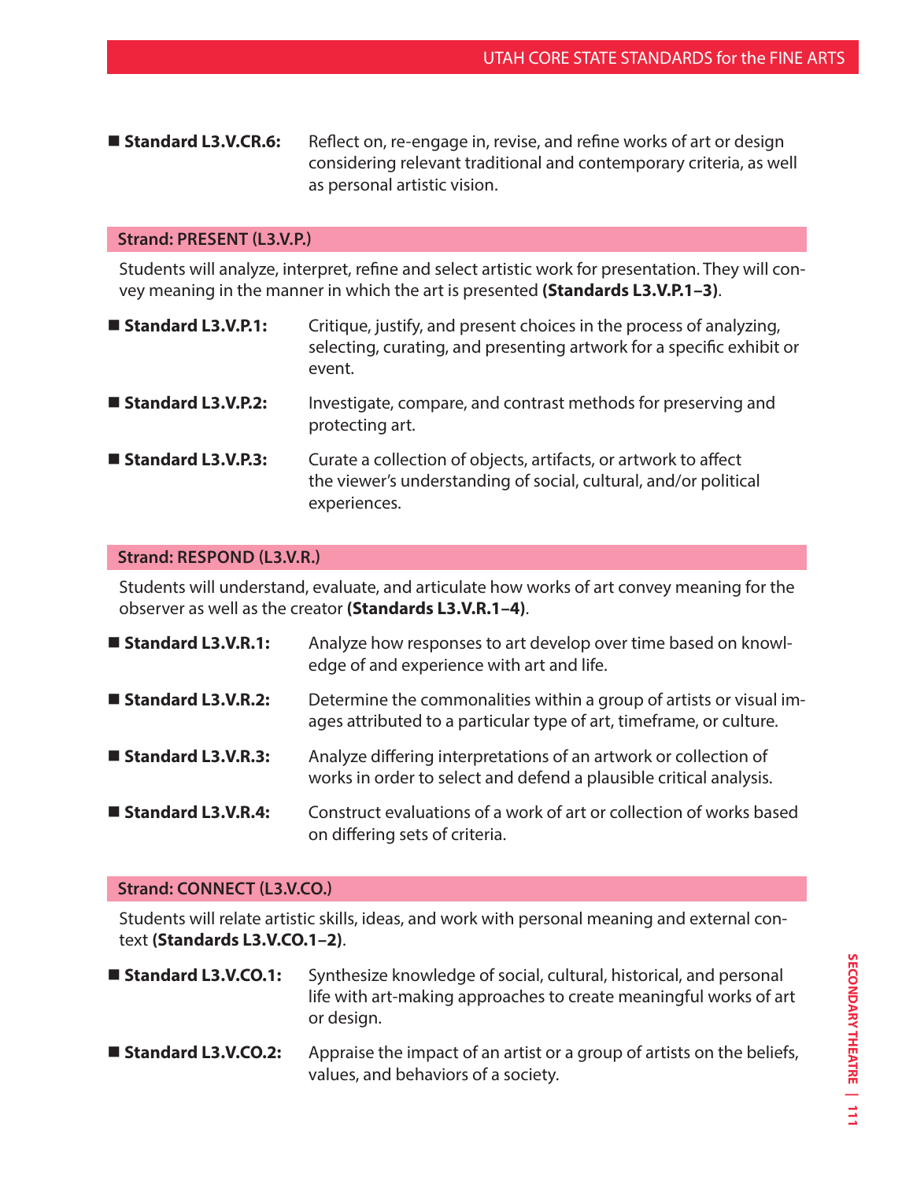- **Standard L3.V.CR.6:** Reflect on, re-engage in, revise, and refine works of art or design considering relevant traditional and contemporary criteria, as well as personal artistic vision.

### Strand: PRESENT (L3.V.P.)

Students will analyze, interpret, refine and select artistic work for presentation. They will convey meaning in the manner in which the art is presented **(Standards L3.V.P.1–3)**.

- **Standard L3.V.P.1:** Critique, justify, and present choices in the process of analyzing, selecting, curating, and presenting artwork for a specific exhibit or event.
- **Standard L3.V.P.2:** Investigate, compare, and contrast methods for preserving and protecting art.
- **Standard L3.V.P.3:** Curate a collection of objects, artifacts, or artwork to affect the viewer's understanding of social, cultural, and/or political experiences.

### Strand: RESPOND (L3.V.R.)

Students will understand, evaluate, and articulate how works of art convey meaning for the observer as well as the creator **(Standards L3.V.R.1–4)**.

- **Standard L3.V.R.1:** Analyze how responses to art develop over time based on knowledge of and experience with art and life.
- **Standard L3.V.R.2:** Determine the commonalities within a group of artists or visual images attributed to a particular type of art, timeframe, or culture.
- **Standard L3.V.R.3:** Analyze differing interpretations of an artwork or collection of works in order to select and defend a plausible critical analysis.
- **Standard L3.V.R.4:** Construct evaluations of a work of art or collection of works based on differing sets of criteria.

### Strand: CONNECT (L3.V.CO.)

Students will relate artistic skills, ideas, and work with personal meaning and external context **(Standards L3.V.CO.1–2)**.

- **Standard L3.V.CO.1:** Synthesize knowledge of social, cultural, historical, and personal life with art-making approaches to create meaningful works of art or design.
- **Standard L3.V.CO.2:** Appraise the impact of an artist or a group of artists on the beliefs, values, and behaviors of a society.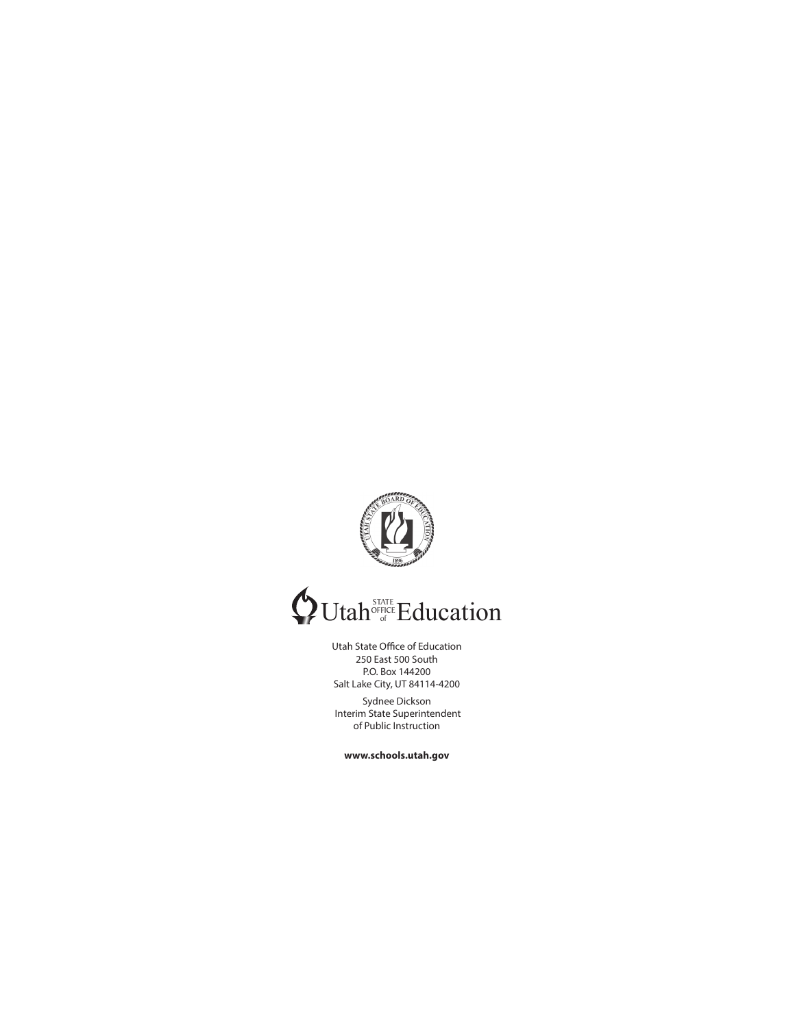Utah State Office of Education

Utah State Office of Education
250 East 500 South
P.O. Box 144200
Salt Lake City, UT 84114-4200

Sydnee Dickson
Interim State Superintendent
of Public Instruction

**www.schools.utah.gov**